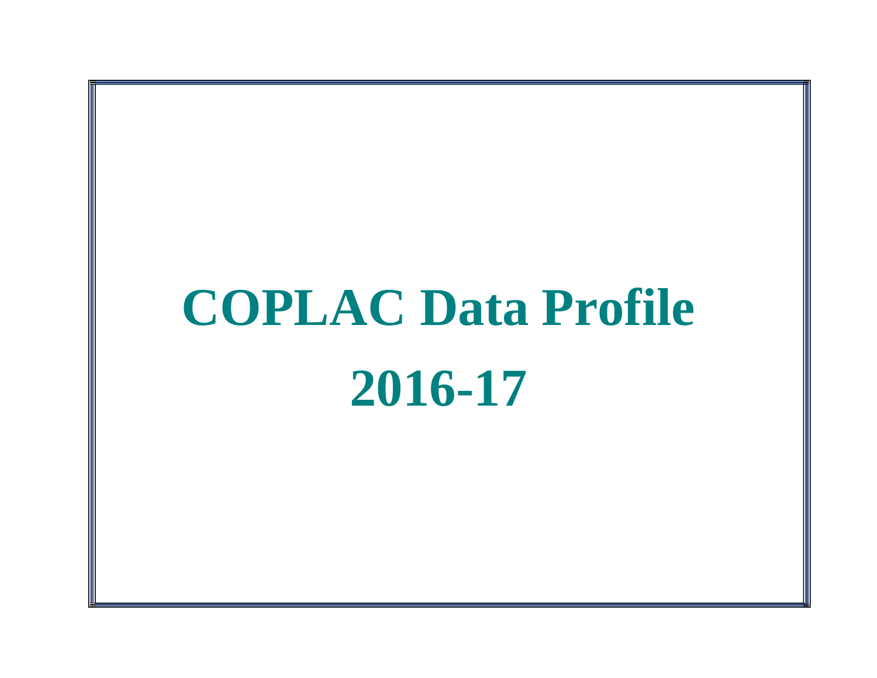# COPLAC Data Profile

# 2016-17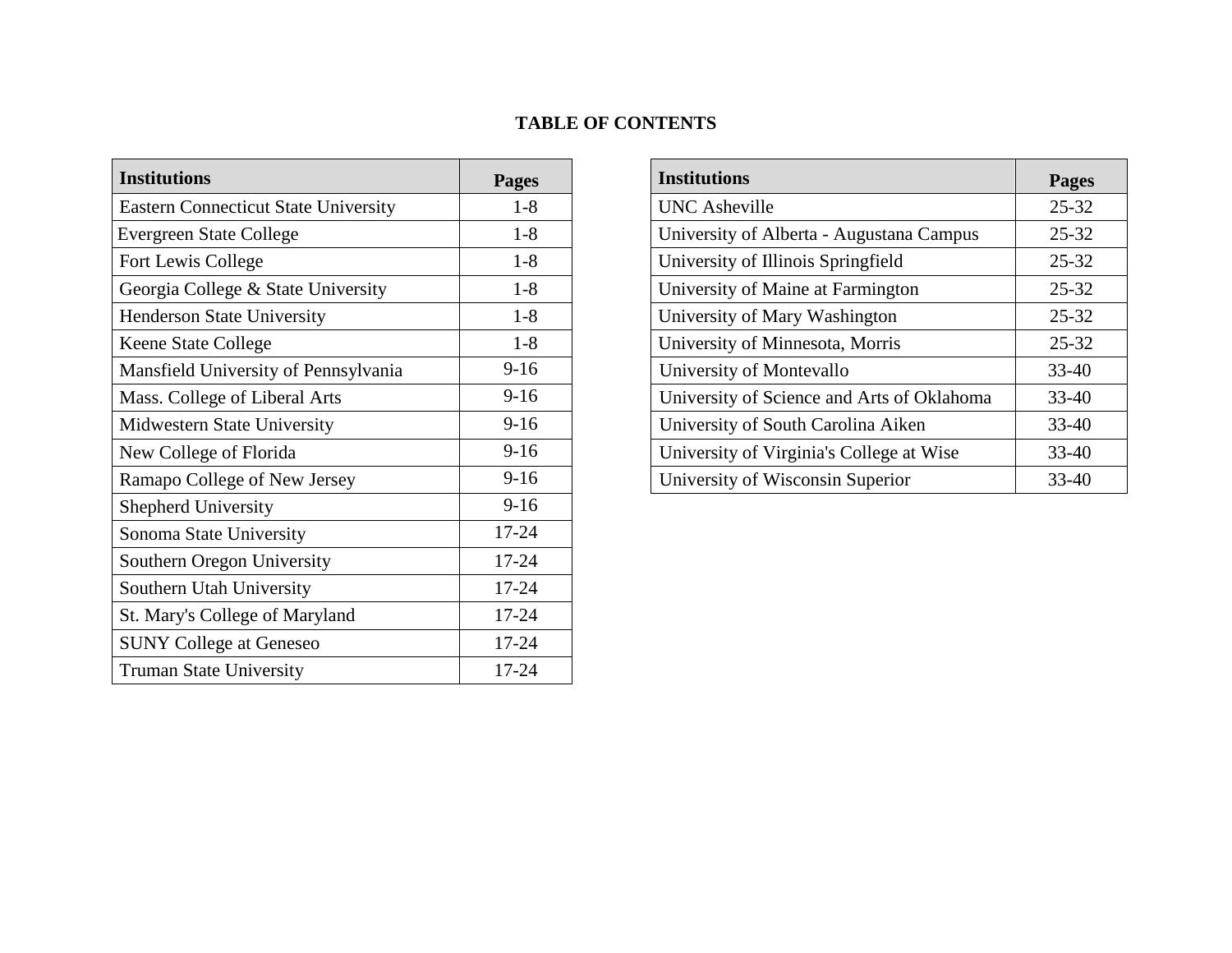# TABLE OF CONTENTS

| Institutions | Pages |
|---|---|
| Eastern Connecticut State University | 1-8 |
| Evergreen State College | 1-8 |
| Fort Lewis College | 1-8 |
| Georgia College & State University | 1-8 |
| Henderson State University | 1-8 |
| Keene State College | 1-8 |
| Mansfield University of Pennsylvania | 9-16 |
| Mass. College of Liberal Arts | 9-16 |
| Midwestern State University | 9-16 |
| New College of Florida | 9-16 |
| Ramapo College of New Jersey | 9-16 |
| Shepherd University | 9-16 |
| Sonoma State University | 17-24 |
| Southern Oregon University | 17-24 |
| Southern Utah University | 17-24 |
| St. Mary's College of Maryland | 17-24 |
| SUNY College at Geneseo | 17-24 |
| Truman State University | 17-24 |

| Institutions | Pages |
|---|---|
| UNC Asheville | 25-32 |
| University of Alberta - Augustana Campus | 25-32 |
| University of Illinois Springfield | 25-32 |
| University of Maine at Farmington | 25-32 |
| University of Mary Washington | 25-32 |
| University of Minnesota, Morris | 25-32 |
| University of Montevallo | 33-40 |
| University of Science and Arts of Oklahoma | 33-40 |
| University of South Carolina Aiken | 33-40 |
| University of Virginia's College at Wise | 33-40 |
| University of Wisconsin Superior | 33-40 |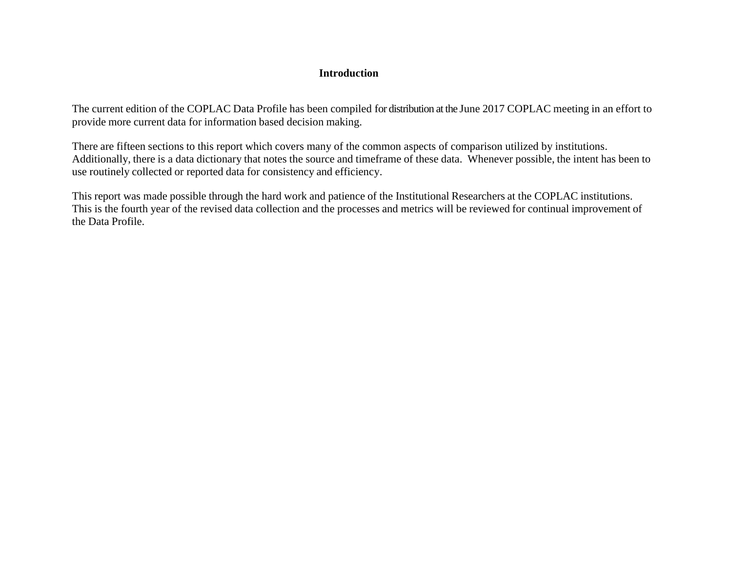# Introduction

The current edition of the COPLAC Data Profile has been compiled for distribution at the June 2017 COPLAC meeting in an effort to provide more current data for information based decision making.

There are fifteen sections to this report which covers many of the common aspects of comparison utilized by institutions. Additionally, there is a data dictionary that notes the source and timeframe of these data. Whenever possible, the intent has been to use routinely collected or reported data for consistency and efficiency.

This report was made possible through the hard work and patience of the Institutional Researchers at the COPLAC institutions. This is the fourth year of the revised data collection and the processes and metrics will be reviewed for continual improvement of the Data Profile.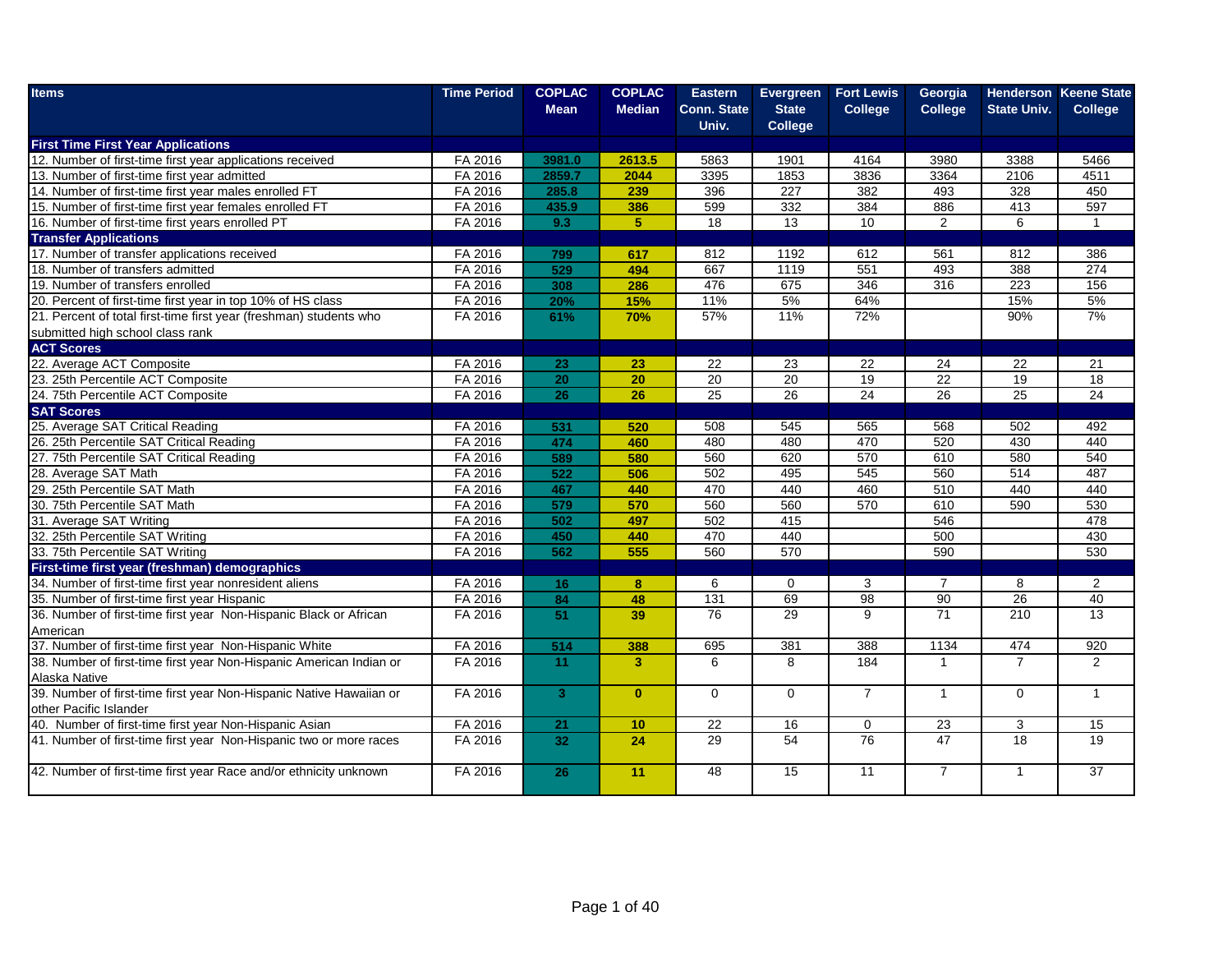| Items | Time Period | COPLAC Mean | COPLAC Median | Eastern Conn. State Univ. | Evergreen State College | Fort Lewis College | Georgia College | Henderson State Univ. | Keene State College |
|---|---|---|---|---|---|---|---|---|---|
| **First Time First Year Applications** | | | | | | | | | |
| 12. Number of first-time first year applications received | FA 2016 | **3981.0** | **2613.5** | 5863 | 1901 | 4164 | 3980 | 3388 | 5466 |
| 13. Number of first-time first year admitted | FA 2016 | **2859.7** | **2044** | 3395 | 1853 | 3836 | 3364 | 2106 | 4511 |
| 14. Number of first-time first year males enrolled FT | FA 2016 | **285.8** | **239** | 396 | 227 | 382 | 493 | 328 | 450 |
| 15. Number of first-time first year females enrolled FT | FA 2016 | **435.9** | **386** | 599 | 332 | 384 | 886 | 413 | 597 |
| 16. Number of first-time first years enrolled PT | FA 2016 | **9.3** | **5** | 18 | 13 | 10 | 2 | 6 | 1 |
| **Transfer Applications** | | | | | | | | | |
| 17. Number of transfer applications received | FA 2016 | **799** | **617** | 812 | 1192 | 612 | 561 | 812 | 386 |
| 18. Number of transfers admitted | FA 2016 | **529** | **494** | 667 | 1119 | 551 | 493 | 388 | 274 |
| 19. Number of transfers enrolled | FA 2016 | **308** | **286** | 476 | 675 | 346 | 316 | 223 | 156 |
| 20. Percent of first-time first year in top 10% of HS class | FA 2016 | **20%** | **15%** | 11% | 5% | 64% | | 15% | 5% |
| 21. Percent of total first-time first year (freshman) students who submitted high school class rank | FA 2016 | **61%** | **70%** | 57% | 11% | 72% | | 90% | 7% |
| **ACT Scores** | | | | | | | | | |
| 22. Average ACT Composite | FA 2016 | **23** | **23** | 22 | 23 | 22 | 24 | 22 | 21 |
| 23. 25th Percentile ACT Composite | FA 2016 | **20** | **20** | 20 | 20 | 19 | 22 | 19 | 18 |
| 24. 75th Percentile ACT Composite | FA 2016 | **26** | **26** | 25 | 26 | 24 | 26 | 25 | 24 |
| **SAT Scores** | | | | | | | | | |
| 25. Average SAT Critical Reading | FA 2016 | **531** | **520** | 508 | 545 | 565 | 568 | 502 | 492 |
| 26. 25th Percentile SAT Critical Reading | FA 2016 | **474** | **460** | 480 | 480 | 470 | 520 | 430 | 440 |
| 27. 75th Percentile SAT Critical Reading | FA 2016 | **589** | **580** | 560 | 620 | 570 | 610 | 580 | 540 |
| 28. Average SAT Math | FA 2016 | **522** | **506** | 502 | 495 | 545 | 560 | 514 | 487 |
| 29. 25th Percentile SAT Math | FA 2016 | **467** | **440** | 470 | 440 | 460 | 510 | 440 | 440 |
| 30. 75th Percentile SAT Math | FA 2016 | **579** | **570** | 560 | 560 | 570 | 610 | 590 | 530 |
| 31. Average SAT Writing | FA 2016 | **502** | **497** | 502 | 415 | | 546 | | 478 |
| 32. 25th Percentile SAT Writing | FA 2016 | **450** | **440** | 470 | 440 | | 500 | | 430 |
| 33. 75th Percentile SAT Writing | FA 2016 | **562** | **555** | 560 | 570 | | 590 | | 530 |
| **First-time first year (freshman) demographics** | | | | | | | | | |
| 34. Number of first-time first year nonresident aliens | FA 2016 | **16** | **8** | 6 | 0 | 3 | 7 | 8 | 2 |
| 35. Number of first-time first year Hispanic | FA 2016 | **84** | **48** | 131 | 69 | 98 | 90 | 26 | 40 |
| 36. Number of first-time first year Non-Hispanic Black or African American | FA 2016 | **51** | **39** | 76 | 29 | 9 | 71 | 210 | 13 |
| 37. Number of first-time first year Non-Hispanic White | FA 2016 | **514** | **388** | 695 | 381 | 388 | 1134 | 474 | 920 |
| 38. Number of first-time first year Non-Hispanic American Indian or Alaska Native | FA 2016 | **11** | **3** | 6 | 8 | 184 | 1 | 7 | 2 |
| 39. Number of first-time first year Non-Hispanic Native Hawaiian or other Pacific Islander | FA 2016 | **3** | **0** | 0 | 0 | 7 | 1 | 0 | 1 |
| 40. Number of first-time first year Non-Hispanic Asian | FA 2016 | **21** | **10** | 22 | 16 | 0 | 23 | 3 | 15 |
| 41. Number of first-time first year Non-Hispanic two or more races | FA 2016 | **32** | **24** | 29 | 54 | 76 | 47 | 18 | 19 |
| 42. Number of first-time first year Race and/or ethnicity unknown | FA 2016 | **26** | **11** | 48 | 15 | 11 | 7 | 1 | 37 |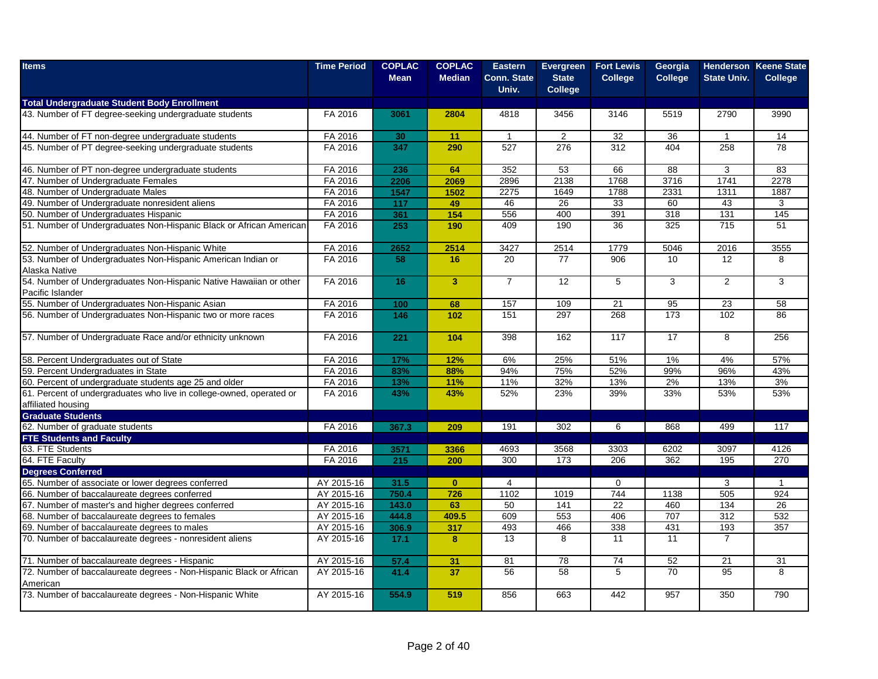| Items | Time Period | COPLAC Mean | COPLAC Median | Eastern Conn. State Univ. | Evergreen State College | Fort Lewis College | Georgia College | Henderson State Univ. | Keene State College |
|---|---|---|---|---|---|---|---|---|---|
| **Total Undergraduate Student Body Enrollment** | | | | | | | | | |
| 43. Number of FT degree-seeking undergraduate students | FA 2016 | 3061 | 2804 | 4818 | 3456 | 3146 | 5519 | 2790 | 3990 |
| 44. Number of FT non-degree undergraduate students | FA 2016 | 30 | 11 | 1 | 2 | 32 | 36 | 1 | 14 |
| 45. Number of PT degree-seeking undergraduate students | FA 2016 | 347 | 290 | 527 | 276 | 312 | 404 | 258 | 78 |
| 46. Number of PT non-degree undergraduate students | FA 2016 | 236 | 64 | 352 | 53 | 66 | 88 | 3 | 83 |
| 47. Number of Undergraduate Females | FA 2016 | 2206 | 2069 | 2896 | 2138 | 1768 | 3716 | 1741 | 2278 |
| 48. Number of Undergraduate Males | FA 2016 | 1547 | 1502 | 2275 | 1649 | 1788 | 2331 | 1311 | 1887 |
| 49. Number of Undergraduate nonresident aliens | FA 2016 | 117 | 49 | 46 | 26 | 33 | 60 | 43 | 3 |
| 50. Number of Undergraduates Hispanic | FA 2016 | 361 | 154 | 556 | 400 | 391 | 318 | 131 | 145 |
| 51. Number of Undergraduates Non-Hispanic Black or African American | FA 2016 | 253 | 190 | 409 | 190 | 36 | 325 | 715 | 51 |
| 52. Number of Undergraduates Non-Hispanic White | FA 2016 | 2652 | 2514 | 3427 | 2514 | 1779 | 5046 | 2016 | 3555 |
| 53. Number of Undergraduates Non-Hispanic American Indian or Alaska Native | FA 2016 | 58 | 16 | 20 | 77 | 906 | 10 | 12 | 8 |
| 54. Number of Undergraduates Non-Hispanic Native Hawaiian or other Pacific Islander | FA 2016 | 16 | 3 | 7 | 12 | 5 | 3 | 2 | 3 |
| 55. Number of Undergraduates Non-Hispanic Asian | FA 2016 | 100 | 68 | 157 | 109 | 21 | 95 | 23 | 58 |
| 56. Number of Undergraduates Non-Hispanic two or more races | FA 2016 | 146 | 102 | 151 | 297 | 268 | 173 | 102 | 86 |
| 57. Number of Undergraduate Race and/or ethnicity unknown | FA 2016 | 221 | 104 | 398 | 162 | 117 | 17 | 8 | 256 |
| 58. Percent Undergraduates out of State | FA 2016 | 17% | 12% | 6% | 25% | 51% | 1% | 4% | 57% |
| 59. Percent Undergraduates in State | FA 2016 | 83% | 88% | 94% | 75% | 52% | 99% | 96% | 43% |
| 60. Percent of undergraduate students age 25 and older | FA 2016 | 13% | 11% | 11% | 32% | 13% | 2% | 13% | 3% |
| 61. Percent of undergraduates who live in college-owned, operated or affiliated housing | FA 2016 | 43% | 43% | 52% | 23% | 39% | 33% | 53% | 53% |
| **Graduate Students** | | | | | | | | | |
| 62. Number of graduate students | FA 2016 | 367.3 | 209 | 191 | 302 | 6 | 868 | 499 | 117 |
| **FTE Students and Faculty** | | | | | | | | | |
| 63. FTE Students | FA 2016 | 3571 | 3366 | 4693 | 3568 | 3303 | 6202 | 3097 | 4126 |
| 64. FTE Faculty | FA 2016 | 215 | 200 | 300 | 173 | 206 | 362 | 195 | 270 |
| **Degrees Conferred** | | | | | | | | | |
| 65. Number of associate or lower degrees conferred | AY 2015-16 | 31.5 | 0 | 4 | | 0 | | 3 | 1 |
| 66. Number of baccalaureate degrees conferred | AY 2015-16 | 750.4 | 726 | 1102 | 1019 | 744 | 1138 | 505 | 924 |
| 67. Number of master's and higher degrees conferred | AY 2015-16 | 143.0 | 63 | 50 | 141 | 22 | 460 | 134 | 26 |
| 68. Number of baccalaureate degrees to females | AY 2015-16 | 444.8 | 409.5 | 609 | 553 | 406 | 707 | 312 | 532 |
| 69. Number of baccalaureate degrees to males | AY 2015-16 | 306.9 | 317 | 493 | 466 | 338 | 431 | 193 | 357 |
| 70. Number of baccalaureate degrees - nonresident aliens | AY 2015-16 | 17.1 | 8 | 13 | 8 | 11 | 11 | 7 | |
| 71. Number of baccalaureate degrees - Hispanic | AY 2015-16 | 57.4 | 31 | 81 | 78 | 74 | 52 | 21 | 31 |
| 72. Number of baccalaureate degrees - Non-Hispanic Black or African American | AY 2015-16 | 41.4 | 37 | 56 | 58 | 5 | 70 | 95 | 8 |
| 73. Number of baccalaureate degrees - Non-Hispanic White | AY 2015-16 | 554.9 | 519 | 856 | 663 | 442 | 957 | 350 | 790 |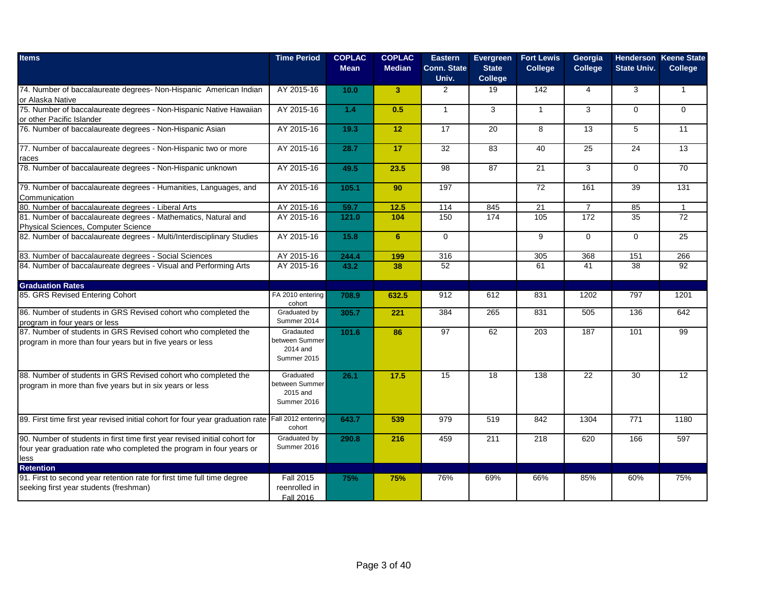| Items | Time Period | COPLAC Mean | COPLAC Median | Eastern Conn. State Univ. | Evergreen State College | Fort Lewis College | Georgia College | Henderson State Univ. | Keene State College |
|---|---|---|---|---|---|---|---|---|---|
| 74. Number of baccalaureate degrees- Non-Hispanic American Indian or Alaska Native | AY 2015-16 | 10.0 | 3 | 2 | 19 | 142 | 4 | 3 | 1 |
| 75. Number of baccalaureate degrees - Non-Hispanic Native Hawaiian or other Pacific Islander | AY 2015-16 | 1.4 | 0.5 | 1 | 3 | 1 | 3 | 0 | 0 |
| 76. Number of baccalaureate degrees - Non-Hispanic Asian | AY 2015-16 | 19.3 | 12 | 17 | 20 | 8 | 13 | 5 | 11 |
| 77. Number of baccalaureate degrees - Non-Hispanic two or more races | AY 2015-16 | 28.7 | 17 | 32 | 83 | 40 | 25 | 24 | 13 |
| 78. Number of baccalaureate degrees - Non-Hispanic unknown | AY 2015-16 | 49.5 | 23.5 | 98 | 87 | 21 | 3 | 0 | 70 |
| 79. Number of baccalaureate degrees - Humanities, Languages, and Communication | AY 2015-16 | 105.1 | 90 | 197 | | 72 | 161 | 39 | 131 |
| 80. Number of baccalaureate degrees - Liberal Arts | AY 2015-16 | 59.7 | 12.5 | 114 | 845 | 21 | 7 | 85 | 1 |
| 81. Number of baccalaureate degrees - Mathematics, Natural and Physical Sciences, Computer Science | AY 2015-16 | 121.0 | 104 | 150 | 174 | 105 | 172 | 35 | 72 |
| 82. Number of baccalaureate degrees - Multi/Interdisciplinary Studies | AY 2015-16 | 15.8 | 6 | 0 | | 9 | 0 | 0 | 25 |
| 83. Number of baccalaureate degrees - Social Sciences | AY 2015-16 | 244.4 | 199 | 316 | | 305 | 368 | 151 | 266 |
| 84. Number of baccalaureate degrees - Visual and Performing Arts | AY 2015-16 | 43.2 | 38 | 52 | | 61 | 41 | 38 | 92 |
| **Graduation Rates** | | | | | | | | | |
| 85. GRS Revised Entering Cohort | FA 2010 entering cohort | 708.9 | 632.5 | 912 | 612 | 831 | 1202 | 797 | 1201 |
| 86. Number of students in GRS Revised cohort who completed the program in four years or less | Graduated by Summer 2014 | 305.7 | 221 | 384 | 265 | 831 | 505 | 136 | 642 |
| 87. Number of students in GRS Revised cohort who completed the program in more than four years but in five years or less | Gradauted between Summer 2014 and Summer 2015 | 101.6 | 86 | 97 | 62 | 203 | 187 | 101 | 99 |
| 88. Number of students in GRS Revised cohort who completed the program in more than five years but in six years or less | Graduated between Summer 2015 and Summer 2016 | 26.1 | 17.5 | 15 | 18 | 138 | 22 | 30 | 12 |
| 89. First time first year revised initial cohort for four year graduation rate | Fall 2012 entering cohort | 643.7 | 539 | 979 | 519 | 842 | 1304 | 771 | 1180 |
| 90. Number of students in first time first year revised initial cohort for four year graduation rate who completed the program in four years or less | Graduated by Summer 2016 | 290.8 | 216 | 459 | 211 | 218 | 620 | 166 | 597 |
| **Retention** | | | | | | | | | |
| 91. First to second year retention rate for first time full time degree seeking first year students (freshman) | Fall 2015 reenrolled in Fall 2016 | 75% | 75% | 76% | 69% | 66% | 85% | 60% | 75% |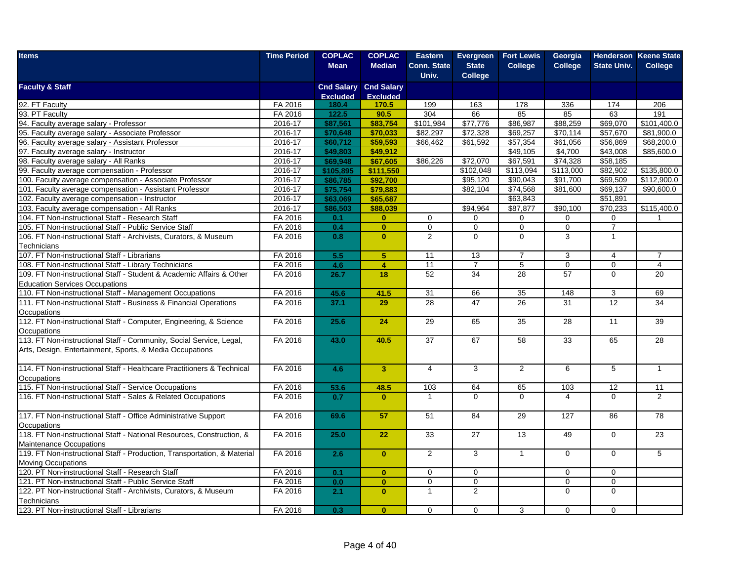| Items | Time Period | COPLAC Mean | COPLAC Median | Eastern Conn. State Univ. | Evergreen State College | Fort Lewis College | Georgia College | Henderson State Univ. | Keene State College |
|---|---|---|---|---|---|---|---|---|---|
| **Faculty & Staff** | | Cnd Salary Excluded | Cnd Salary Excluded | | | | | | |
| 92. FT Faculty | FA 2016 | 180.4 | 170.5 | 199 | 163 | 178 | 336 | 174 | 206 |
| 93. PT Faculty | FA 2016 | 122.5 | 90.5 | 304 | 66 | 85 | 85 | 63 | 191 |
| 94. Faculty average salary - Professor | 2016-17 | $87,561 | $83,754 | $101,984 | $77,776 | $86,987 | $88,259 | $69,070 | $101,400.0 |
| 95. Faculty average salary - Associate Professor | 2016-17 | $70,648 | $70,033 | $82,297 | $72,328 | $69,257 | $70,114 | $57,670 | $81,900.0 |
| 96. Faculty average salary - Assistant Professor | 2016-17 | $60,712 | $59,593 | $66,462 | $61,592 | $57,354 | $61,056 | $56,869 | $68,200.0 |
| 97. Faculty average salary - Instructor | 2016-17 | $49,803 | $49,912 | | | $49,105 | $4,700 | $43,008 | $85,600.0 |
| 98. Faculty average salary - All Ranks | 2016-17 | $69,948 | $67,605 | $86,226 | $72,070 | $67,591 | $74,328 | $58,185 | |
| 99. Faculty average compensation - Professor | 2016-17 | $105,895 | $111,550 | | $102,048 | $113,094 | $113,000 | $82,902 | $135,800.0 |
| 100. Faculty average compensation - Associate Professor | 2016-17 | $86,785 | $92,700 | | $95,120 | $90,043 | $91,700 | $69,509 | $112,900.0 |
| 101. Faculty average compensation - Assistant Professor | 2016-17 | $75,754 | $79,883 | | $82,104 | $74,568 | $81,600 | $69,137 | $90,600.0 |
| 102. Faculty average compensation - Instructor | 2016-17 | $63,069 | $65,687 | | | $63,843 | | $51,891 | |
| 103. Faculty average compensation - All Ranks | 2016-17 | $86,503 | $88,039 | | $94,964 | $87,877 | $90,100 | $70,233 | $115,400.0 |
| 104. FT Non-instructional Staff - Research Staff | FA 2016 | 0.1 | 0 | 0 | 0 | 0 | 0 | 0 | 1 |
| 105. FT Non-instructional Staff - Public Service Staff | FA 2016 | 0.4 | 0 | 0 | 0 | 0 | 0 | 7 | |
| 106. FT Non-instructional Staff - Archivists, Curators, & Museum Technicians | FA 2016 | 0.8 | 0 | 2 | 0 | 0 | 3 | 1 | |
| 107. FT Non-instructional Staff - Librarians | FA 2016 | 5.5 | 5 | 11 | 13 | 7 | 3 | 4 | 7 |
| 108. FT Non-instructional Staff - Library Technicians | FA 2016 | 4.6 | 4 | 11 | 7 | 5 | 0 | 0 | 4 |
| 109. FT Non-instructional Staff - Student & Academic Affairs & Other Education Services Occupations | FA 2016 | 26.7 | 18 | 52 | 34 | 28 | 57 | 0 | 20 |
| 110. FT Non-instructional Staff - Management Occupations | FA 2016 | 45.6 | 41.5 | 31 | 66 | 35 | 148 | 3 | 69 |
| 111. FT Non-instructional Staff - Business & Financial Operations Occupations | FA 2016 | 37.1 | 29 | 28 | 47 | 26 | 31 | 12 | 34 |
| 112. FT Non-instructional Staff - Computer, Engineering, & Science Occupations | FA 2016 | 25.6 | 24 | 29 | 65 | 35 | 28 | 11 | 39 |
| 113. FT Non-instructional Staff - Community, Social Service, Legal, Arts, Design, Entertainment, Sports, & Media Occupations | FA 2016 | 43.0 | 40.5 | 37 | 67 | 58 | 33 | 65 | 28 |
| 114. FT Non-instructional Staff - Healthcare Practitioners & Technical Occupations | FA 2016 | 4.6 | 3 | 4 | 3 | 2 | 6 | 5 | 1 |
| 115. FT Non-instructional Staff - Service Occupations | FA 2016 | 53.6 | 48.5 | 103 | 64 | 65 | 103 | 12 | 11 |
| 116. FT Non-instructional Staff - Sales & Related Occupations | FA 2016 | 0.7 | 0 | 1 | 0 | 0 | 4 | 0 | 2 |
| 117. FT Non-instructional Staff - Office Administrative Support Occupations | FA 2016 | 69.6 | 57 | 51 | 84 | 29 | 127 | 86 | 78 |
| 118. FT Non-instructional Staff - National Resources, Construction, & Maintenance Occupations | FA 2016 | 25.0 | 22 | 33 | 27 | 13 | 49 | 0 | 23 |
| 119. FT Non-instructional Staff - Production, Transportation, & Material Moving Occupations | FA 2016 | 2.6 | 0 | 2 | 3 | 1 | 0 | 0 | 5 |
| 120. PT Non-instructional Staff - Research Staff | FA 2016 | 0.1 | 0 | 0 | 0 | | 0 | 0 | |
| 121. PT Non-instructional Staff - Public Service Staff | FA 2016 | 0.0 | 0 | 0 | 0 | | 0 | 0 | |
| 122. PT Non-instructional Staff - Archivists, Curators, & Museum Technicians | FA 2016 | 2.1 | 0 | 1 | 2 | | 0 | 0 | |
| 123. PT Non-instructional Staff - Librarians | FA 2016 | 0.3 | 0 | 0 | 0 | 3 | 0 | 0 | |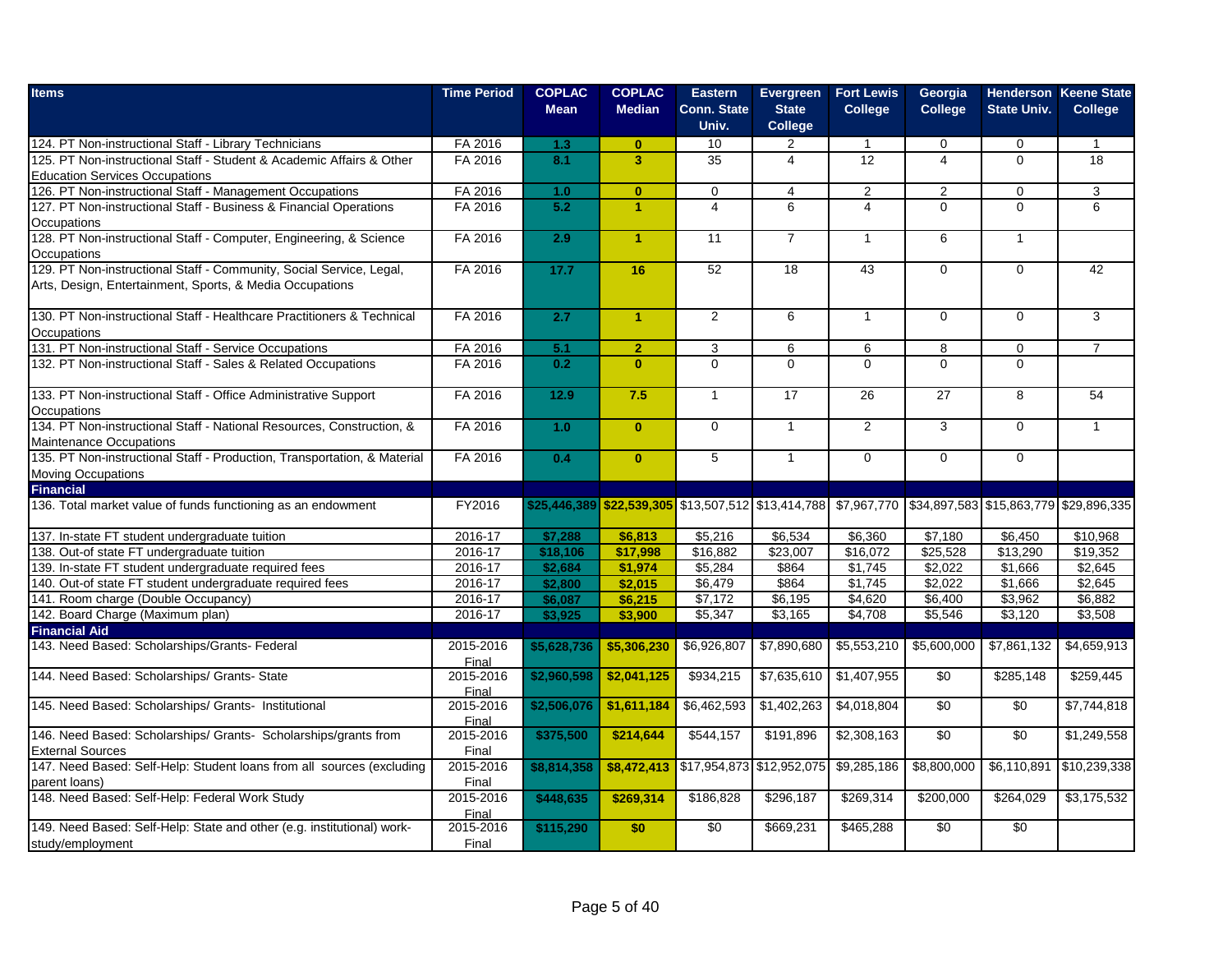| Items | Time Period | COPLAC Mean | COPLAC Median | Eastern Conn. State Univ. | Evergreen State College | Fort Lewis College | Georgia College | Henderson State Univ. | Keene State College |
|---|---|---|---|---|---|---|---|---|---|
| 124. PT Non-instructional Staff - Library Technicians | FA 2016 | 1.3 | 0 | 10 | 2 | 1 | 0 | 0 | 1 |
| 125. PT Non-instructional Staff - Student & Academic Affairs & Other Education Services Occupations | FA 2016 | 8.1 | 3 | 35 | 4 | 12 | 4 | 0 | 18 |
| 126. PT Non-instructional Staff - Management Occupations | FA 2016 | 1.0 | 0 | 0 | 4 | 2 | 2 | 0 | 3 |
| 127. PT Non-instructional Staff - Business & Financial Operations Occupations | FA 2016 | 5.2 | 1 | 4 | 6 | 4 | 0 | 0 | 6 |
| 128. PT Non-instructional Staff - Computer, Engineering, & Science Occupations | FA 2016 | 2.9 | 1 | 11 | 7 | 1 | 6 | 1 | |
| 129. PT Non-instructional Staff - Community, Social Service, Legal, Arts, Design, Entertainment, Sports, & Media Occupations | FA 2016 | 17.7 | 16 | 52 | 18 | 43 | 0 | 0 | 42 |
| 130. PT Non-instructional Staff - Healthcare Practitioners & Technical Occupations | FA 2016 | 2.7 | 1 | 2 | 6 | 1 | 0 | 0 | 3 |
| 131. PT Non-instructional Staff - Service Occupations | FA 2016 | 5.1 | 2 | 3 | 6 | 6 | 8 | 0 | 7 |
| 132. PT Non-instructional Staff - Sales & Related Occupations | FA 2016 | 0.2 | 0 | 0 | 0 | 0 | 0 | 0 | |
| 133. PT Non-instructional Staff - Office Administrative Support Occupations | FA 2016 | 12.9 | 7.5 | 1 | 17 | 26 | 27 | 8 | 54 |
| 134. PT Non-instructional Staff - National Resources, Construction, & Maintenance Occupations | FA 2016 | 1.0 | 0 | 0 | 1 | 2 | 3 | 0 | 1 |
| 135. PT Non-instructional Staff - Production, Transportation, & Material Moving Occupations | FA 2016 | 0.4 | 0 | 5 | 1 | 0 | 0 | 0 | |
| **Financial** | | | | | | | | | |
| 136. Total market value of funds functioning as an endowment | FY2016 | $25,446,389 | $22,539,305 | $13,507,512 | $13,414,788 | $7,967,770 | $34,897,583 | $15,863,779 | $29,896,335 |
| 137. In-state FT student undergraduate tuition | 2016-17 | $7,288 | $6,813 | $5,216 | $6,534 | $6,360 | $7,180 | $6,450 | $10,968 |
| 138. Out-of state FT undergraduate tuition | 2016-17 | $18,106 | $17,998 | $16,882 | $23,007 | $16,072 | $25,528 | $13,290 | $19,352 |
| 139. In-state FT student undergraduate required fees | 2016-17 | $2,684 | $1,974 | $5,284 | $864 | $1,745 | $2,022 | $1,666 | $2,645 |
| 140. Out-of state FT student undergraduate required fees | 2016-17 | $2,800 | $2,015 | $6,479 | $864 | $1,745 | $2,022 | $1,666 | $2,645 |
| 141. Room charge (Double Occupancy) | 2016-17 | $6,087 | $6,215 | $7,172 | $6,195 | $4,620 | $6,400 | $3,962 | $6,882 |
| 142. Board Charge (Maximum plan) | 2016-17 | $3,925 | $3,900 | $5,347 | $3,165 | $4,708 | $5,546 | $3,120 | $3,508 |
| **Financial Aid** | | | | | | | | | |
| 143. Need Based: Scholarships/Grants- Federal | 2015-2016 Final | $5,628,736 | $5,306,230 | $6,926,807 | $7,890,680 | $5,553,210 | $5,600,000 | $7,861,132 | $4,659,913 |
| 144. Need Based: Scholarships/ Grants- State | 2015-2016 Final | $2,960,598 | $2,041,125 | $934,215 | $7,635,610 | $1,407,955 | $0 | $285,148 | $259,445 |
| 145. Need Based: Scholarships/ Grants- Institutional | 2015-2016 Final | $2,506,076 | $1,611,184 | $6,462,593 | $1,402,263 | $4,018,804 | $0 | $0 | $7,744,818 |
| 146. Need Based: Scholarships/ Grants- Scholarships/grants from External Sources | 2015-2016 Final | $375,500 | $214,644 | $544,157 | $191,896 | $2,308,163 | $0 | $0 | $1,249,558 |
| 147. Need Based: Self-Help: Student loans from all sources (excluding parent loans) | 2015-2016 Final | $8,814,358 | $8,472,413 | $17,954,873 | $12,952,075 | $9,285,186 | $8,800,000 | $6,110,891 | $10,239,338 |
| 148. Need Based: Self-Help: Federal Work Study | 2015-2016 Final | $448,635 | $269,314 | $186,828 | $296,187 | $269,314 | $200,000 | $264,029 | $3,175,532 |
| 149. Need Based: Self-Help: State and other (e.g. institutional) work-study/employment | 2015-2016 Final | $115,290 | $0 | $0 | $669,231 | $465,288 | $0 | $0 | |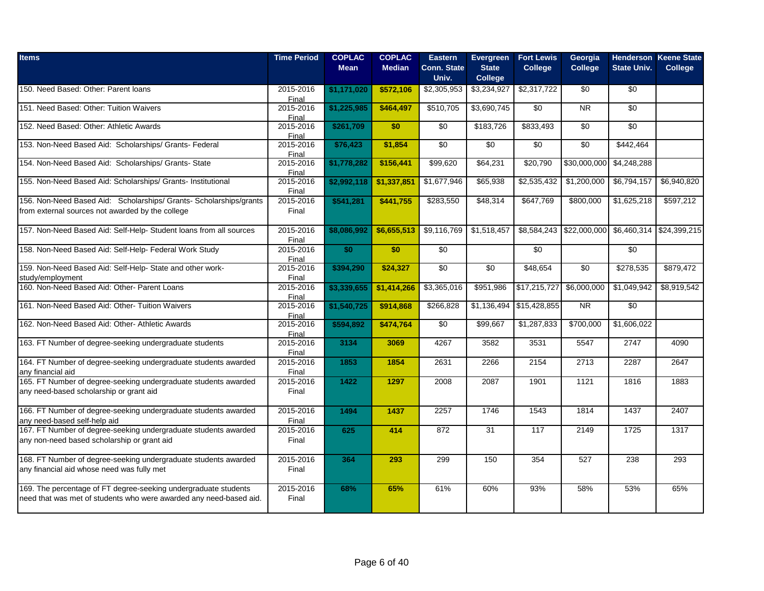| Items | Time Period | COPLAC Mean | COPLAC Median | Eastern Conn. State Univ. | Evergreen State College | Fort Lewis College | Georgia College | Henderson State Univ. | Keene State College |
|---|---|---|---|---|---|---|---|---|---|
| 150. Need Based: Other: Parent loans | 2015-2016 Final | $1,171,020 | $572,106 | $2,305,953 | $3,234,927 | $2,317,722 | $0 | $0 | |
| 151. Need Based: Other: Tuition Waivers | 2015-2016 Final | $1,225,985 | $464,497 | $510,705 | $3,690,745 | $0 | NR | $0 | |
| 152. Need Based: Other: Athletic Awards | 2015-2016 Final | $261,709 | $0 | $0 | $183,726 | $833,493 | $0 | $0 | |
| 153. Non-Need Based Aid: Scholarships/ Grants- Federal | 2015-2016 Final | $76,423 | $1,854 | $0 | $0 | $0 | $0 | $442,464 | |
| 154. Non-Need Based Aid: Scholarships/ Grants- State | 2015-2016 Final | $1,778,282 | $156,441 | $99,620 | $64,231 | $20,790 | $30,000,000 | $4,248,288 | |
| 155. Non-Need Based Aid: Scholarships/ Grants- Institutional | 2015-2016 Final | $2,992,118 | $1,337,851 | $1,677,946 | $65,938 | $2,535,432 | $1,200,000 | $6,794,157 | $6,940,820 |
| 156. Non-Need Based Aid: Scholarships/ Grants- Scholarships/grants from external sources not awarded by the college | 2015-2016 Final | $541,281 | $441,755 | $283,550 | $48,314 | $647,769 | $800,000 | $1,625,218 | $597,212 |
| 157. Non-Need Based Aid: Self-Help- Student loans from all sources | 2015-2016 Final | $8,086,992 | $6,655,513 | $9,116,769 | $1,518,457 | $8,584,243 | $22,000,000 | $6,460,314 | $24,399,215 |
| 158. Non-Need Based Aid: Self-Help- Federal Work Study | 2015-2016 Final | $0 | $0 | $0 | | $0 | | $0 | |
| 159. Non-Need Based Aid: Self-Help- State and other work-study/employment | 2015-2016 Final | $394,290 | $24,327 | $0 | $0 | $48,654 | $0 | $278,535 | $879,472 |
| 160. Non-Need Based Aid: Other- Parent Loans | 2015-2016 Final | $3,339,655 | $1,414,266 | $3,365,016 | $951,986 | $17,215,727 | $6,000,000 | $1,049,942 | $8,919,542 |
| 161. Non-Need Based Aid: Other- Tuition Waivers | 2015-2016 Final | $1,540,725 | $914,868 | $266,828 | $1,136,494 | $15,428,855 | NR | $0 | |
| 162. Non-Need Based Aid: Other- Athletic Awards | 2015-2016 Final | $594,892 | $474,764 | $0 | $99,667 | $1,287,833 | $700,000 | $1,606,022 | |
| 163. FT Number of degree-seeking undergraduate students | 2015-2016 Final | 3134 | 3069 | 4267 | 3582 | 3531 | 5547 | 2747 | 4090 |
| 164. FT Number of degree-seeking undergraduate students awarded any financial aid | 2015-2016 Final | 1853 | 1854 | 2631 | 2266 | 2154 | 2713 | 2287 | 2647 |
| 165. FT Number of degree-seeking undergraduate students awarded any need-based scholarship or grant aid | 2015-2016 Final | 1422 | 1297 | 2008 | 2087 | 1901 | 1121 | 1816 | 1883 |
| 166. FT Number of degree-seeking undergraduate students awarded any need-based self-help aid | 2015-2016 Final | 1494 | 1437 | 2257 | 1746 | 1543 | 1814 | 1437 | 2407 |
| 167. FT Number of degree-seeking undergraduate students awarded any non-need based scholarship or grant aid | 2015-2016 Final | 625 | 414 | 872 | 31 | 117 | 2149 | 1725 | 1317 |
| 168. FT Number of degree-seeking undergraduate students awarded any financial aid whose need was fully met | 2015-2016 Final | 364 | 293 | 299 | 150 | 354 | 527 | 238 | 293 |
| 169. The percentage of FT degree-seeking undergraduate students need that was met of students who were awarded any need-based aid. | 2015-2016 Final | 68% | 65% | 61% | 60% | 93% | 58% | 53% | 65% |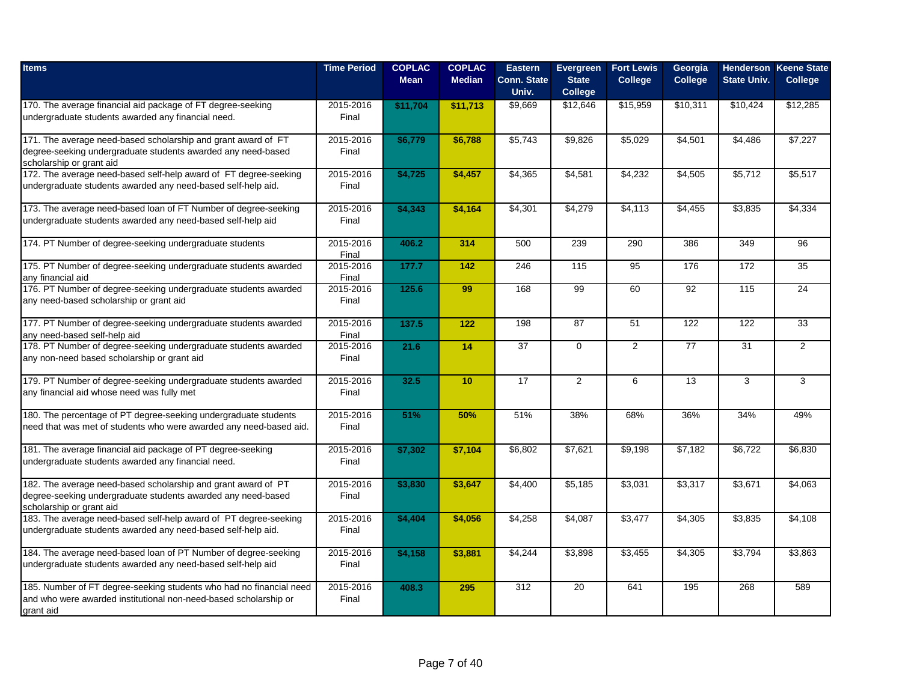| Items | Time Period | COPLAC Mean | COPLAC Median | Eastern Conn. State Univ. | Evergreen State College | Fort Lewis College | Georgia College | Henderson State Univ. | Keene State College |
|---|---|---|---|---|---|---|---|---|---|
| 170. The average financial aid package of FT degree-seeking undergraduate students awarded any financial need. | 2015-2016 Final | $11,704 | $11,713 | $9,669 | $12,646 | $15,959 | $10,311 | $10,424 | $12,285 |
| 171. The average need-based scholarship and grant award of FT degree-seeking undergraduate students awarded any need-based scholarship or grant aid | 2015-2016 Final | $6,779 | $6,788 | $5,743 | $9,826 | $5,029 | $4,501 | $4,486 | $7,227 |
| 172. The average need-based self-help award of FT degree-seeking undergraduate students awarded any need-based self-help aid. | 2015-2016 Final | $4,725 | $4,457 | $4,365 | $4,581 | $4,232 | $4,505 | $5,712 | $5,517 |
| 173. The average need-based loan of FT Number of degree-seeking undergraduate students awarded any need-based self-help aid | 2015-2016 Final | $4,343 | $4,164 | $4,301 | $4,279 | $4,113 | $4,455 | $3,835 | $4,334 |
| 174. PT Number of degree-seeking undergraduate students | 2015-2016 Final | 406.2 | 314 | 500 | 239 | 290 | 386 | 349 | 96 |
| 175. PT Number of degree-seeking undergraduate students awarded any financial aid | 2015-2016 Final | 177.7 | 142 | 246 | 115 | 95 | 176 | 172 | 35 |
| 176. PT Number of degree-seeking undergraduate students awarded any need-based scholarship or grant aid | 2015-2016 Final | 125.6 | 99 | 168 | 99 | 60 | 92 | 115 | 24 |
| 177. PT Number of degree-seeking undergraduate students awarded any need-based self-help aid | 2015-2016 Final | 137.5 | 122 | 198 | 87 | 51 | 122 | 122 | 33 |
| 178. PT Number of degree-seeking undergraduate students awarded any non-need based scholarship or grant aid | 2015-2016 Final | 21.6 | 14 | 37 | 0 | 2 | 77 | 31 | 2 |
| 179. PT Number of degree-seeking undergraduate students awarded any financial aid whose need was fully met | 2015-2016 Final | 32.5 | 10 | 17 | 2 | 6 | 13 | 3 | 3 |
| 180. The percentage of PT degree-seeking undergraduate students need that was met of students who were awarded any need-based aid. | 2015-2016 Final | 51% | 50% | 51% | 38% | 68% | 36% | 34% | 49% |
| 181. The average financial aid package of PT degree-seeking undergraduate students awarded any financial need. | 2015-2016 Final | $7,302 | $7,104 | $6,802 | $7,621 | $9,198 | $7,182 | $6,722 | $6,830 |
| 182. The average need-based scholarship and grant award of PT degree-seeking undergraduate students awarded any need-based scholarship or grant aid | 2015-2016 Final | $3,830 | $3,647 | $4,400 | $5,185 | $3,031 | $3,317 | $3,671 | $4,063 |
| 183. The average need-based self-help award of PT degree-seeking undergraduate students awarded any need-based self-help aid. | 2015-2016 Final | $4,404 | $4,056 | $4,258 | $4,087 | $3,477 | $4,305 | $3,835 | $4,108 |
| 184. The average need-based loan of PT Number of degree-seeking undergraduate students awarded any need-based self-help aid | 2015-2016 Final | $4,158 | $3,881 | $4,244 | $3,898 | $3,455 | $4,305 | $3,794 | $3,863 |
| 185. Number of FT degree-seeking students who had no financial need and who were awarded institutional non-need-based scholarship or grant aid | 2015-2016 Final | 408.3 | 295 | 312 | 20 | 641 | 195 | 268 | 589 |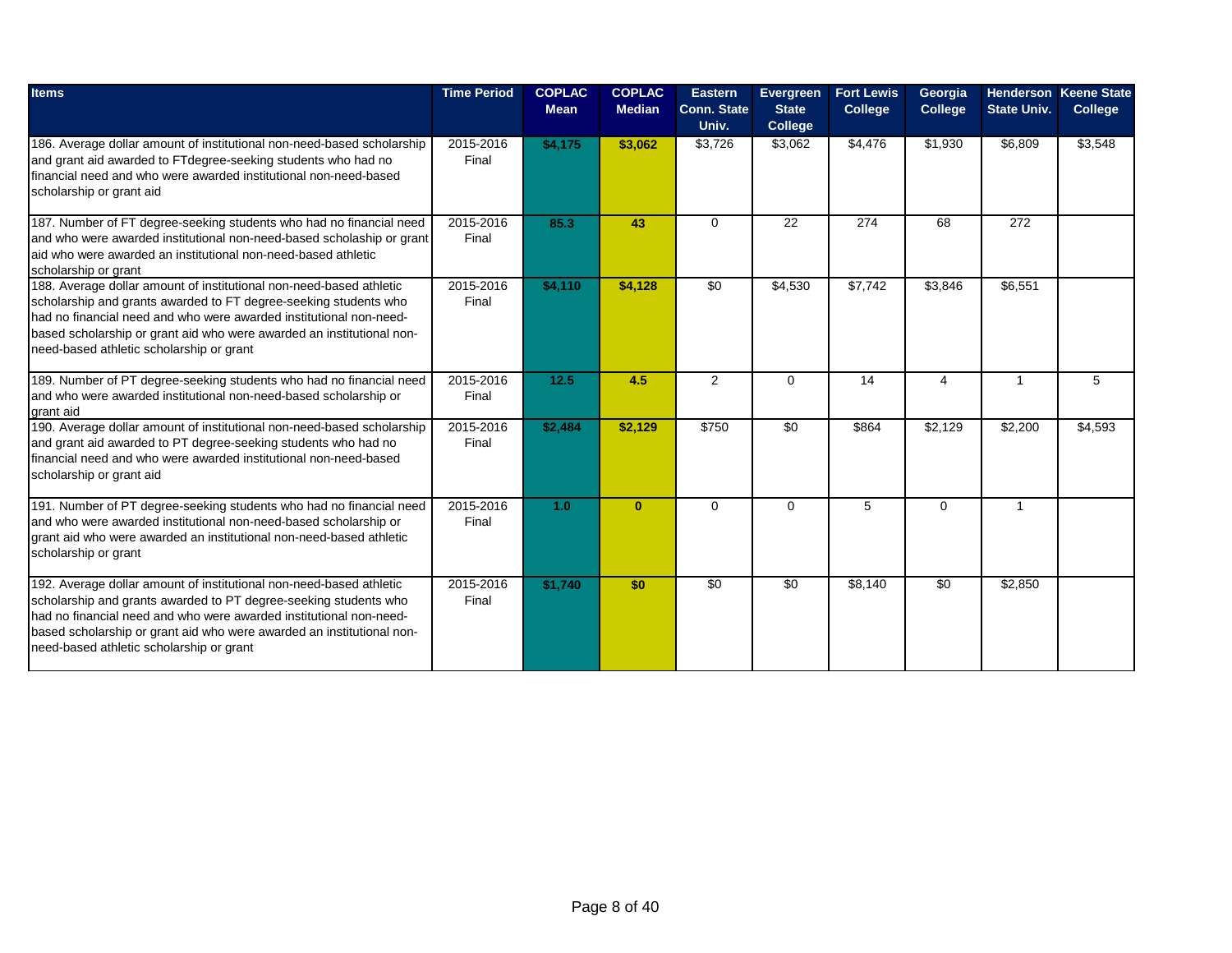| Items | Time Period | COPLAC Mean | COPLAC Median | Eastern Conn. State Univ. | Evergreen State College | Fort Lewis College | Georgia College | Henderson State Univ. | Keene State College |
|---|---|---|---|---|---|---|---|---|---|
| 186. Average dollar amount of institutional non-need-based scholarship and grant aid awarded to FTdegree-seeking students who had no financial need and who were awarded institutional non-need-based scholarship or grant aid | 2015-2016 Final | **$4,175** | **$3,062** | $3,726 | $3,062 | $4,476 | $1,930 | $6,809 | $3,548 |
| 187. Number of FT degree-seeking students who had no financial need and who were awarded institutional non-need-based scholarship or grant aid who were awarded an institutional non-need-based athletic scholarship or grant | 2015-2016 Final | **85.3** | **43** | 0 | 22 | 274 | 68 | 272 | |
| 188. Average dollar amount of institutional non-need-based athletic scholarship and grants awarded to FT degree-seeking students who had no financial need and who were awarded institutional non-need-based scholarship or grant aid who were awarded an institutional non-need-based athletic scholarship or grant | 2015-2016 Final | **$4,110** | **$4,128** | $0 | $4,530 | $7,742 | $3,846 | $6,551 | |
| 189. Number of PT degree-seeking students who had no financial need and who were awarded institutional non-need-based scholarship or grant aid | 2015-2016 Final | **12.5** | **4.5** | 2 | 0 | 14 | 4 | 1 | 5 |
| 190. Average dollar amount of institutional non-need-based scholarship and grant aid awarded to PT degree-seeking students who had no financial need and who were awarded institutional non-need-based scholarship or grant aid | 2015-2016 Final | **$2,484** | **$2,129** | $750 | $0 | $864 | $2,129 | $2,200 | $4,593 |
| 191. Number of PT degree-seeking students who had no financial need and who were awarded institutional non-need-based scholarship or grant aid who were awarded an institutional non-need-based athletic scholarship or grant | 2015-2016 Final | **1.0** | **0** | 0 | 0 | 5 | 0 | 1 | |
| 192. Average dollar amount of institutional non-need-based athletic scholarship and grants awarded to PT degree-seeking students who had no financial need and who were awarded institutional non-need-based scholarship or grant aid who were awarded an institutional non-need-based athletic scholarship or grant | 2015-2016 Final | **$1,740** | **$0** | $0 | $0 | $8,140 | $0 | $2,850 | |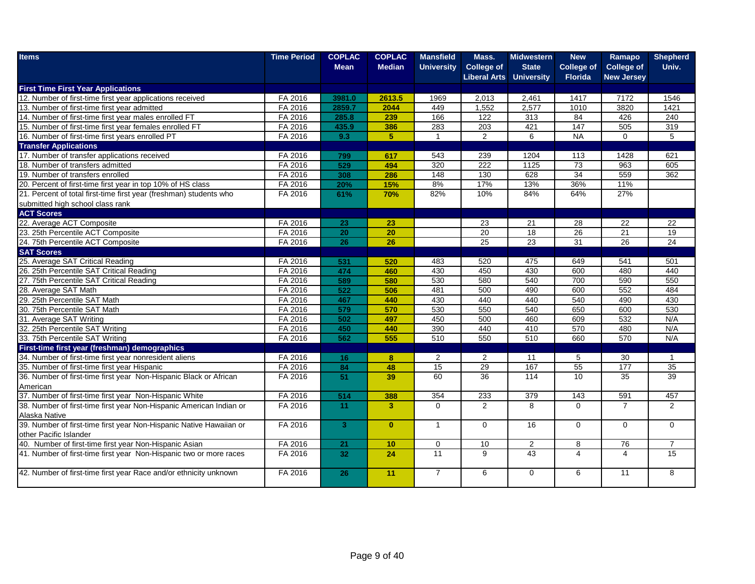| Items | Time Period | COPLAC Mean | COPLAC Median | Mansfield University | Mass. College of Liberal Arts | Midwestern State University | New College of Florida | Ramapo College of New Jersey | Shepherd Univ. |
|---|---|---|---|---|---|---|---|---|---|
| **First Time First Year Applications** | | | | | | | | | |
| 12. Number of first-time first year applications received | FA 2016 | 3981.0 | 2613.5 | 1969 | 2,013 | 2,461 | 1417 | 7172 | 1546 |
| 13. Number of first-time first year admitted | FA 2016 | 2859.7 | 2044 | 449 | 1,552 | 2,577 | 1010 | 3820 | 1421 |
| 14. Number of first-time first year males enrolled FT | FA 2016 | 285.8 | 239 | 166 | 122 | 313 | 84 | 426 | 240 |
| 15. Number of first-time first year females enrolled FT | FA 2016 | 435.9 | 386 | 283 | 203 | 421 | 147 | 505 | 319 |
| 16. Number of first-time first years enrolled PT | FA 2016 | 9.3 | 5 | 1 | 2 | 6 | NA | 0 | 5 |
| **Transfer Applications** | | | | | | | | | |
| 17. Number of transfer applications received | FA 2016 | 799 | 617 | 543 | 239 | 1204 | 113 | 1428 | 621 |
| 18. Number of transfers admitted | FA 2016 | 529 | 494 | 320 | 222 | 1125 | 73 | 963 | 605 |
| 19. Number of transfers enrolled | FA 2016 | 308 | 286 | 148 | 130 | 628 | 34 | 559 | 362 |
| 20. Percent of first-time first year in top 10% of HS class | FA 2016 | 20% | 15% | 8% | 17% | 13% | 36% | 11% | |
| 21. Percent of total first-time first year (freshman) students who submitted high school class rank | FA 2016 | 61% | 70% | 82% | 10% | 84% | 64% | 27% | |
| **ACT Scores** | | | | | | | | | |
| 22. Average ACT Composite | FA 2016 | 23 | 23 | | 23 | 21 | 28 | 22 | 22 |
| 23. 25th Percentile ACT Composite | FA 2016 | 20 | 20 | | 20 | 18 | 26 | 21 | 19 |
| 24. 75th Percentile ACT Composite | FA 2016 | 26 | 26 | | 25 | 23 | 31 | 26 | 24 |
| **SAT Scores** | | | | | | | | | |
| 25. Average SAT Critical Reading | FA 2016 | 531 | 520 | 483 | 520 | 475 | 649 | 541 | 501 |
| 26. 25th Percentile SAT Critical Reading | FA 2016 | 474 | 460 | 430 | 450 | 430 | 600 | 480 | 440 |
| 27. 75th Percentile SAT Critical Reading | FA 2016 | 589 | 580 | 530 | 580 | 540 | 700 | 590 | 550 |
| 28. Average SAT Math | FA 2016 | 522 | 506 | 481 | 500 | 490 | 600 | 552 | 484 |
| 29. 25th Percentile SAT Math | FA 2016 | 467 | 440 | 430 | 440 | 440 | 540 | 490 | 430 |
| 30. 75th Percentile SAT Math | FA 2016 | 579 | 570 | 530 | 550 | 540 | 650 | 600 | 530 |
| 31. Average SAT Writing | FA 2016 | 502 | 497 | 450 | 500 | 460 | 609 | 532 | N/A |
| 32. 25th Percentile SAT Writing | FA 2016 | 450 | 440 | 390 | 440 | 410 | 570 | 480 | N/A |
| 33. 75th Percentile SAT Writing | FA 2016 | 562 | 555 | 510 | 550 | 510 | 660 | 570 | N/A |
| **First-time first year (freshman) demographics** | | | | | | | | | |
| 34. Number of first-time first year nonresident aliens | FA 2016 | 16 | 8 | 2 | 2 | 11 | 5 | 30 | 1 |
| 35. Number of first-time first year Hispanic | FA 2016 | 84 | 48 | 15 | 29 | 167 | 55 | 177 | 35 |
| 36. Number of first-time first year Non-Hispanic Black or African American | FA 2016 | 51 | 39 | 60 | 36 | 114 | 10 | 35 | 39 |
| 37. Number of first-time first year Non-Hispanic White | FA 2016 | 514 | 388 | 354 | 233 | 379 | 143 | 591 | 457 |
| 38. Number of first-time first year Non-Hispanic American Indian or Alaska Native | FA 2016 | 11 | 3 | 0 | 2 | 8 | 0 | 7 | 2 |
| 39. Number of first-time first year Non-Hispanic Native Hawaiian or other Pacific Islander | FA 2016 | 3 | 0 | 1 | 0 | 16 | 0 | 0 | 0 |
| 40. Number of first-time first year Non-Hispanic Asian | FA 2016 | 21 | 10 | 0 | 10 | 2 | 8 | 76 | 7 |
| 41. Number of first-time first year Non-Hispanic two or more races | FA 2016 | 32 | 24 | 11 | 9 | 43 | 4 | 4 | 15 |
| 42. Number of first-time first year Race and/or ethnicity unknown | FA 2016 | 26 | 11 | 7 | 6 | 0 | 6 | 11 | 8 |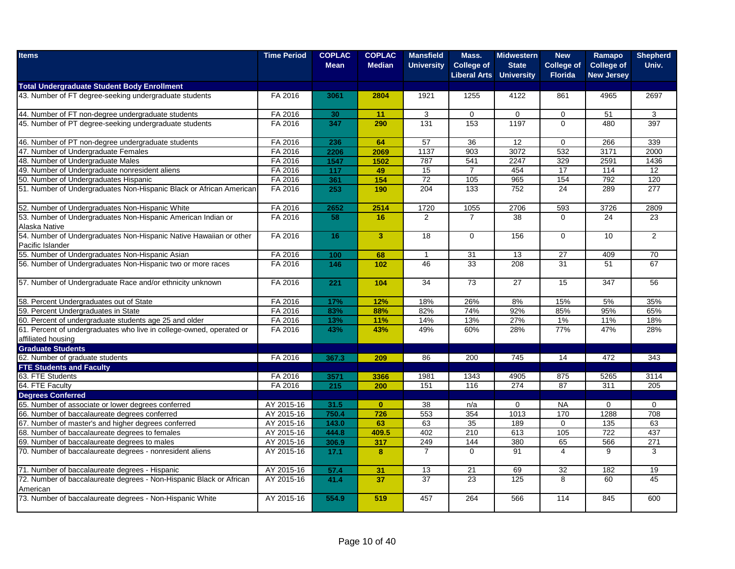| Items | Time Period | COPLAC Mean | COPLAC Median | Mansfield University | Mass. College of Liberal Arts | Midwestern State University | New College of Florida | Ramapo College of New Jersey | Shepherd Univ. |
|---|---|---|---|---|---|---|---|---|---|
| **Total Undergraduate Student Body Enrollment** | | | | | | | | | |
| 43. Number of FT degree-seeking undergraduate students | FA 2016 | 3061 | 2804 | 1921 | 1255 | 4122 | 861 | 4965 | 2697 |
| 44. Number of FT non-degree undergraduate students | FA 2016 | 30 | 11 | 3 | 0 | 0 | 0 | 51 | 3 |
| 45. Number of PT degree-seeking undergraduate students | FA 2016 | 347 | 290 | 131 | 153 | 1197 | 0 | 480 | 397 |
| 46. Number of PT non-degree undergraduate students | FA 2016 | 236 | 64 | 57 | 36 | 12 | 0 | 266 | 339 |
| 47. Number of Undergraduate Females | FA 2016 | 2206 | 2069 | 1137 | 903 | 3072 | 532 | 3171 | 2000 |
| 48. Number of Undergraduate Males | FA 2016 | 1547 | 1502 | 787 | 541 | 2247 | 329 | 2591 | 1436 |
| 49. Number of Undergraduate nonresident aliens | FA 2016 | 117 | 49 | 15 | 7 | 454 | 17 | 114 | 12 |
| 50. Number of Undergraduates Hispanic | FA 2016 | 361 | 154 | 72 | 105 | 965 | 154 | 792 | 120 |
| 51. Number of Undergraduates Non-Hispanic Black or African American | FA 2016 | 253 | 190 | 204 | 133 | 752 | 24 | 289 | 277 |
| 52. Number of Undergraduates Non-Hispanic White | FA 2016 | 2652 | 2514 | 1720 | 1055 | 2706 | 593 | 3726 | 2809 |
| 53. Number of Undergraduates Non-Hispanic American Indian or Alaska Native | FA 2016 | 58 | 16 | 2 | 7 | 38 | 0 | 24 | 23 |
| 54. Number of Undergraduates Non-Hispanic Native Hawaiian or other Pacific Islander | FA 2016 | 16 | 3 | 18 | 0 | 156 | 0 | 10 | 2 |
| 55. Number of Undergraduates Non-Hispanic Asian | FA 2016 | 100 | 68 | 1 | 31 | 13 | 27 | 409 | 70 |
| 56. Number of Undergraduates Non-Hispanic two or more races | FA 2016 | 146 | 102 | 46 | 33 | 208 | 31 | 51 | 67 |
| 57. Number of Undergraduate Race and/or ethnicity unknown | FA 2016 | 221 | 104 | 34 | 73 | 27 | 15 | 347 | 56 |
| 58. Percent Undergraduates out of State | FA 2016 | 17% | 12% | 18% | 26% | 8% | 15% | 5% | 35% |
| 59. Percent Undergraduates in State | FA 2016 | 83% | 88% | 82% | 74% | 92% | 85% | 95% | 65% |
| 60. Percent of undergraduate students age 25 and older | FA 2016 | 13% | 11% | 14% | 13% | 27% | 1% | 11% | 18% |
| 61. Percent of undergraduates who live in college-owned, operated or affiliated housing | FA 2016 | 43% | 43% | 49% | 60% | 28% | 77% | 47% | 28% |
| **Graduate Students** | | | | | | | | | |
| 62. Number of graduate students | FA 2016 | 367.3 | 209 | 86 | 200 | 745 | 14 | 472 | 343 |
| **FTE Students and Faculty** | | | | | | | | | |
| 63. FTE Students | FA 2016 | 3571 | 3366 | 1981 | 1343 | 4905 | 875 | 5265 | 3114 |
| 64. FTE Faculty | FA 2016 | 215 | 200 | 151 | 116 | 274 | 87 | 311 | 205 |
| **Degrees Conferred** | | | | | | | | | |
| 65. Number of associate or lower degrees conferred | AY 2015-16 | 31.5 | 0 | 38 | n/a | 0 | NA | 0 | 0 |
| 66. Number of baccalaureate degrees conferred | AY 2015-16 | 750.4 | 726 | 553 | 354 | 1013 | 170 | 1288 | 708 |
| 67. Number of master's and higher degrees conferred | AY 2015-16 | 143.0 | 63 | 63 | 35 | 189 | 0 | 135 | 63 |
| 68. Number of baccalaureate degrees to females | AY 2015-16 | 444.8 | 409.5 | 402 | 210 | 613 | 105 | 722 | 437 |
| 69. Number of baccalaureate degrees to males | AY 2015-16 | 306.9 | 317 | 249 | 144 | 380 | 65 | 566 | 271 |
| 70. Number of baccalaureate degrees - nonresident aliens | AY 2015-16 | 17.1 | 8 | 7 | 0 | 91 | 4 | 9 | 3 |
| 71. Number of baccalaureate degrees - Hispanic | AY 2015-16 | 57.4 | 31 | 13 | 21 | 69 | 32 | 182 | 19 |
| 72. Number of baccalaureate degrees - Non-Hispanic Black or African American | AY 2015-16 | 41.4 | 37 | 37 | 23 | 125 | 8 | 60 | 45 |
| 73. Number of baccalaureate degrees - Non-Hispanic White | AY 2015-16 | 554.9 | 519 | 457 | 264 | 566 | 114 | 845 | 600 |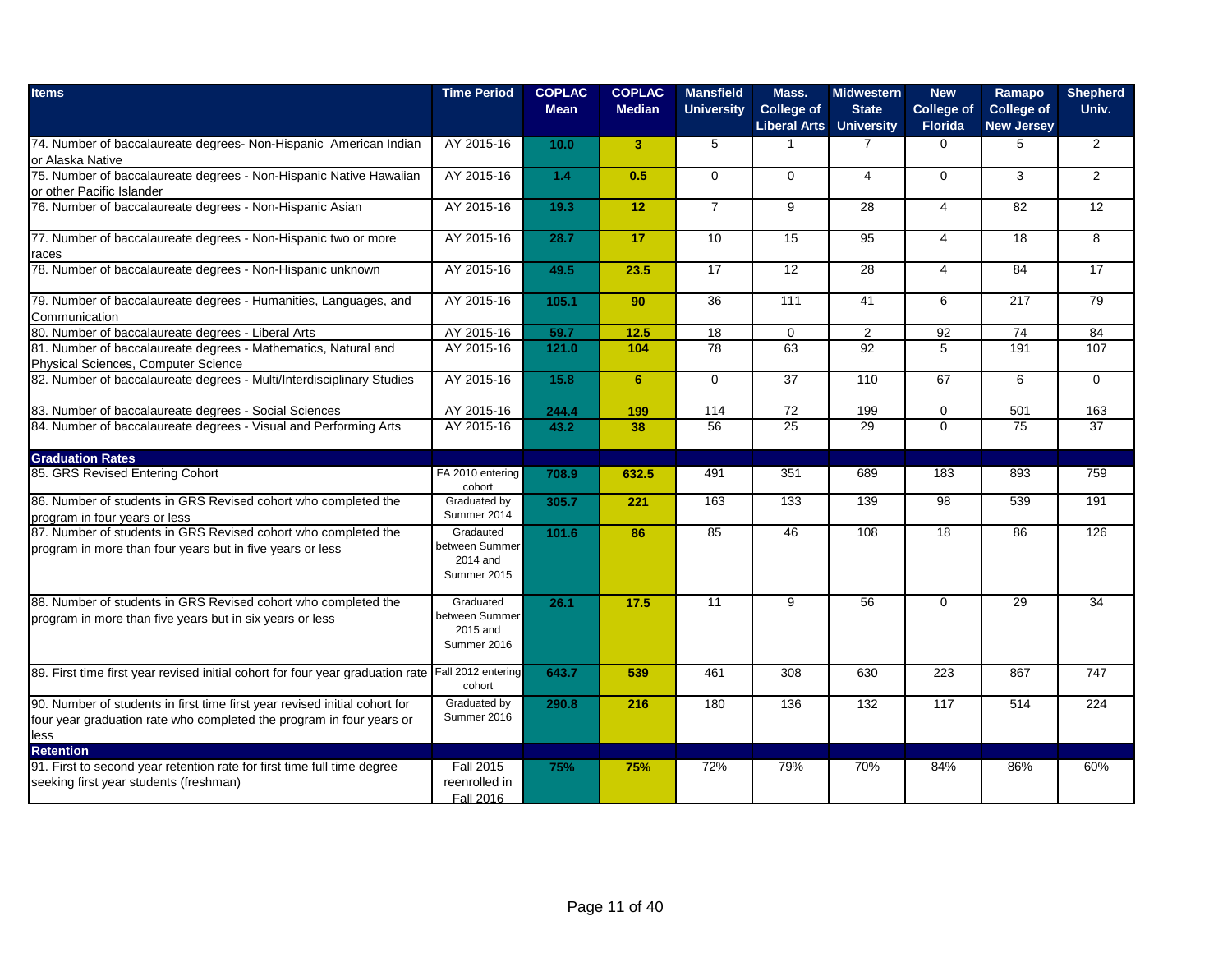| Items | Time Period | COPLAC Mean | COPLAC Median | Mansfield University | Mass. College of Liberal Arts | Midwestern State University | New College of Florida | Ramapo College of New Jersey | Shepherd Univ. |
|---|---|---|---|---|---|---|---|---|---|
| 74. Number of baccalaureate degrees- Non-Hispanic American Indian or Alaska Native | AY 2015-16 | **10.0** | **3** | 5 | 1 | 7 | 0 | 5 | 2 |
| 75. Number of baccalaureate degrees - Non-Hispanic Native Hawaiian or other Pacific Islander | AY 2015-16 | **1.4** | **0.5** | 0 | 0 | 4 | 0 | 3 | 2 |
| 76. Number of baccalaureate degrees - Non-Hispanic Asian | AY 2015-16 | **19.3** | **12** | 7 | 9 | 28 | 4 | 82 | 12 |
| 77. Number of baccalaureate degrees - Non-Hispanic two or more races | AY 2015-16 | **28.7** | **17** | 10 | 15 | 95 | 4 | 18 | 8 |
| 78. Number of baccalaureate degrees - Non-Hispanic unknown | AY 2015-16 | **49.5** | **23.5** | 17 | 12 | 28 | 4 | 84 | 17 |
| 79. Number of baccalaureate degrees - Humanities, Languages, and Communication | AY 2015-16 | **105.1** | **90** | 36 | 111 | 41 | 6 | 217 | 79 |
| 80. Number of baccalaureate degrees - Liberal Arts | AY 2015-16 | **59.7** | **12.5** | 18 | 0 | 2 | 92 | 74 | 84 |
| 81. Number of baccalaureate degrees - Mathematics, Natural and Physical Sciences, Computer Science | AY 2015-16 | **121.0** | **104** | 78 | 63 | 92 | 5 | 191 | 107 |
| 82. Number of baccalaureate degrees - Multi/Interdisciplinary Studies | AY 2015-16 | **15.8** | **6** | 0 | 37 | 110 | 67 | 6 | 0 |
| 83. Number of baccalaureate degrees - Social Sciences | AY 2015-16 | **244.4** | **199** | 114 | 72 | 199 | 0 | 501 | 163 |
| 84. Number of baccalaureate degrees - Visual and Performing Arts | AY 2015-16 | **43.2** | **38** | 56 | 25 | 29 | 0 | 75 | 37 |
| **Graduation Rates** | | | | | | | | | |
| 85. GRS Revised Entering Cohort | FA 2010 entering cohort | **708.9** | **632.5** | 491 | 351 | 689 | 183 | 893 | 759 |
| 86. Number of students in GRS Revised cohort who completed the program in four years or less | Graduated by Summer 2014 | **305.7** | **221** | 163 | 133 | 139 | 98 | 539 | 191 |
| 87. Number of students in GRS Revised cohort who completed the program in more than four years but in five years or less | Gradauted between Summer 2014 and Summer 2015 | **101.6** | **86** | 85 | 46 | 108 | 18 | 86 | 126 |
| 88. Number of students in GRS Revised cohort who completed the program in more than five years but in six years or less | Graduated between Summer 2015 and Summer 2016 | **26.1** | **17.5** | 11 | 9 | 56 | 0 | 29 | 34 |
| 89. First time first year revised initial cohort for four year graduation rate | Fall 2012 entering cohort | **643.7** | **539** | 461 | 308 | 630 | 223 | 867 | 747 |
| 90. Number of students in first time first year revised initial cohort for four year graduation rate who completed the program in four years or less | Graduated by Summer 2016 | **290.8** | **216** | 180 | 136 | 132 | 117 | 514 | 224 |
| **Retention** | | | | | | | | | |
| 91. First to second year retention rate for first time full time degree seeking first year students (freshman) | Fall 2015 reenrolled in Fall 2016 | **75%** | **75%** | 72% | 79% | 70% | 84% | 86% | 60% |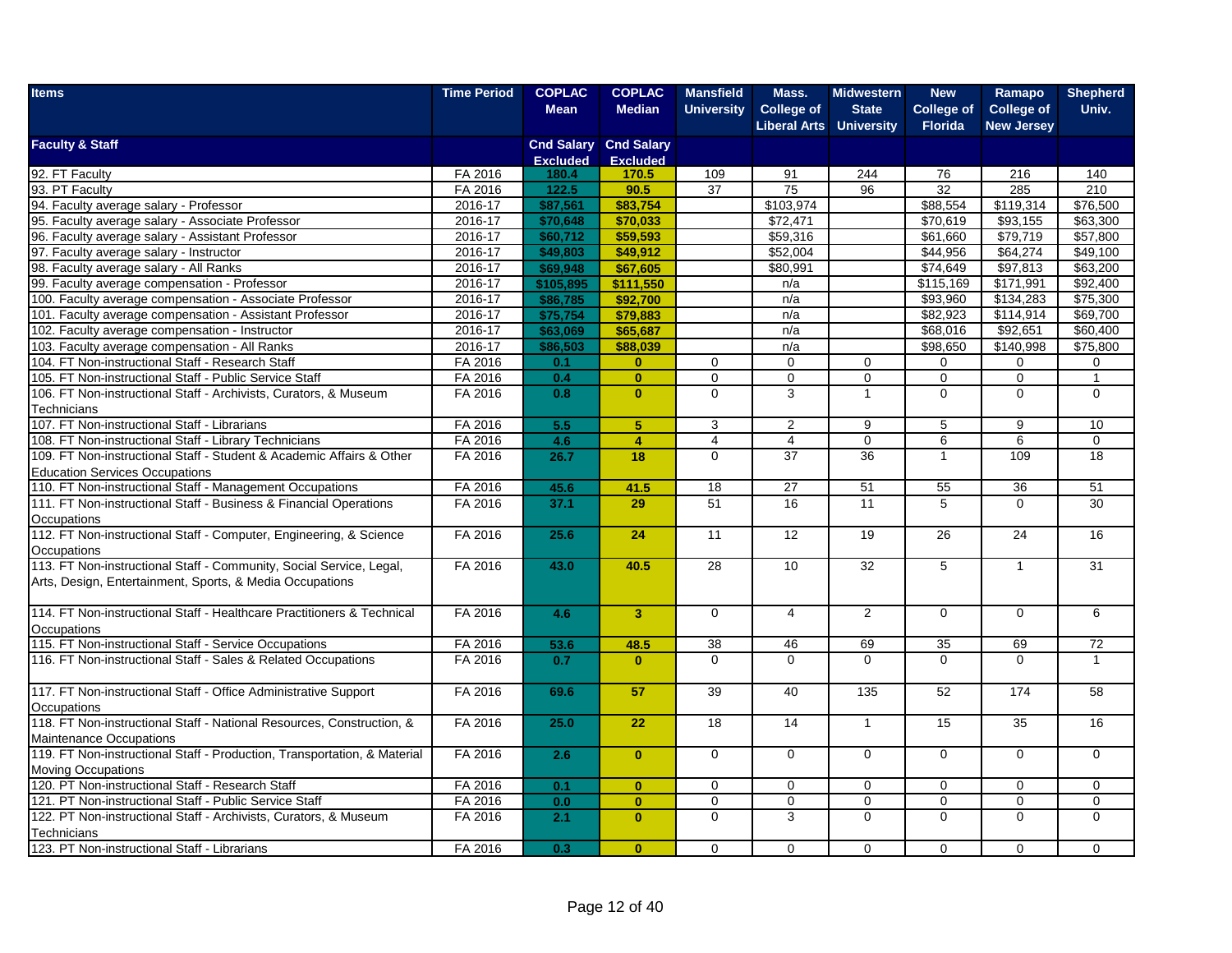| Items | Time Period | COPLAC Mean | COPLAC Median | Mansfield University | Mass. College of Liberal Arts | Midwestern State University | New College of Florida | Ramapo College of New Jersey | Shepherd Univ. |
|---|---|---|---|---|---|---|---|---|---|
| **Faculty & Staff** | | Cnd Salary Excluded | Cnd Salary Excluded | | | | | | |
| 92. FT Faculty | FA 2016 | 180.4 | 170.5 | 109 | 91 | 244 | 76 | 216 | 140 |
| 93. PT Faculty | FA 2016 | 122.5 | 90.5 | 37 | 75 | 96 | 32 | 285 | 210 |
| 94. Faculty average salary - Professor | 2016-17 | $87,561 | $83,754 | | $103,974 | | $88,554 | $119,314 | $76,500 |
| 95. Faculty average salary - Associate Professor | 2016-17 | $70,648 | $70,033 | | $72,471 | | $70,619 | $93,155 | $63,300 |
| 96. Faculty average salary - Assistant Professor | 2016-17 | $60,712 | $59,593 | | $59,316 | | $61,660 | $79,719 | $57,800 |
| 97. Faculty average salary - Instructor | 2016-17 | $49,803 | $49,912 | | $52,004 | | $44,956 | $64,274 | $49,100 |
| 98. Faculty average salary - All Ranks | 2016-17 | $69,948 | $67,605 | | $80,991 | | $74,649 | $97,813 | $63,200 |
| 99. Faculty average compensation - Professor | 2016-17 | $105,895 | $111,550 | | n/a | | $115,169 | $171,991 | $92,400 |
| 100. Faculty average compensation - Associate Professor | 2016-17 | $86,785 | $92,700 | | n/a | | $93,960 | $134,283 | $75,300 |
| 101. Faculty average compensation - Assistant Professor | 2016-17 | $75,754 | $79,883 | | n/a | | $82,923 | $114,914 | $69,700 |
| 102. Faculty average compensation - Instructor | 2016-17 | $63,069 | $65,687 | | n/a | | $68,016 | $92,651 | $60,400 |
| 103. Faculty average compensation - All Ranks | 2016-17 | $86,503 | $88,039 | | n/a | | $98,650 | $140,998 | $75,800 |
| 104. FT Non-instructional Staff - Research Staff | FA 2016 | 0.1 | 0 | 0 | 0 | 0 | 0 | 0 | 0 |
| 105. FT Non-instructional Staff - Public Service Staff | FA 2016 | 0.4 | 0 | 0 | 0 | 0 | 0 | 0 | 1 |
| 106. FT Non-instructional Staff - Archivists, Curators, & Museum Technicians | FA 2016 | 0.8 | 0 | 0 | 3 | 1 | 0 | 0 | 0 |
| 107. FT Non-instructional Staff - Librarians | FA 2016 | 5.5 | 5 | 3 | 2 | 9 | 5 | 9 | 10 |
| 108. FT Non-instructional Staff - Library Technicians | FA 2016 | 4.6 | 4 | 4 | 4 | 0 | 6 | 6 | 0 |
| 109. FT Non-instructional Staff - Student & Academic Affairs & Other Education Services Occupations | FA 2016 | 26.7 | 18 | 0 | 37 | 36 | 1 | 109 | 18 |
| 110. FT Non-instructional Staff - Management Occupations | FA 2016 | 45.6 | 41.5 | 18 | 27 | 51 | 55 | 36 | 51 |
| 111. FT Non-instructional Staff - Business & Financial Operations Occupations | FA 2016 | 37.1 | 29 | 51 | 16 | 11 | 5 | 0 | 30 |
| 112. FT Non-instructional Staff - Computer, Engineering, & Science Occupations | FA 2016 | 25.6 | 24 | 11 | 12 | 19 | 26 | 24 | 16 |
| 113. FT Non-instructional Staff - Community, Social Service, Legal, Arts, Design, Entertainment, Sports, & Media Occupations | FA 2016 | 43.0 | 40.5 | 28 | 10 | 32 | 5 | 1 | 31 |
| 114. FT Non-instructional Staff - Healthcare Practitioners & Technical Occupations | FA 2016 | 4.6 | 3 | 0 | 4 | 2 | 0 | 0 | 6 |
| 115. FT Non-instructional Staff - Service Occupations | FA 2016 | 53.6 | 48.5 | 38 | 46 | 69 | 35 | 69 | 72 |
| 116. FT Non-instructional Staff - Sales & Related Occupations | FA 2016 | 0.7 | 0 | 0 | 0 | 0 | 0 | 0 | 1 |
| 117. FT Non-instructional Staff - Office Administrative Support Occupations | FA 2016 | 69.6 | 57 | 39 | 40 | 135 | 52 | 174 | 58 |
| 118. FT Non-instructional Staff - National Resources, Construction, & Maintenance Occupations | FA 2016 | 25.0 | 22 | 18 | 14 | 1 | 15 | 35 | 16 |
| 119. FT Non-instructional Staff - Production, Transportation, & Material Moving Occupations | FA 2016 | 2.6 | 0 | 0 | 0 | 0 | 0 | 0 | 0 |
| 120. PT Non-instructional Staff - Research Staff | FA 2016 | 0.1 | 0 | 0 | 0 | 0 | 0 | 0 | 0 |
| 121. PT Non-instructional Staff - Public Service Staff | FA 2016 | 0.0 | 0 | 0 | 0 | 0 | 0 | 0 | 0 |
| 122. PT Non-instructional Staff - Archivists, Curators, & Museum Technicians | FA 2016 | 2.1 | 0 | 0 | 3 | 0 | 0 | 0 | 0 |
| 123. PT Non-instructional Staff - Librarians | FA 2016 | 0.3 | 0 | 0 | 0 | 0 | 0 | 0 | 0 |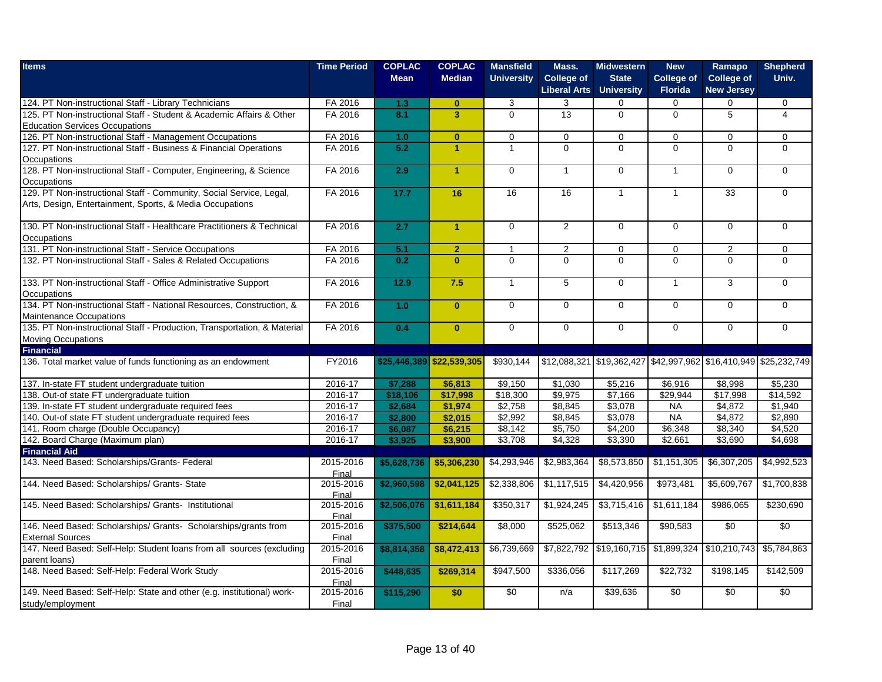| Items | Time Period | COPLAC Mean | COPLAC Median | Mansfield University | Mass. College of Liberal Arts | Midwestern State University | New College of Florida | Ramapo College of New Jersey | Shepherd Univ. |
|---|---|---|---|---|---|---|---|---|---|
| 124. PT Non-instructional Staff - Library Technicians | FA 2016 | 1.3 | 0 | 3 | 3 | 0 | 0 | 0 | 0 |
| 125. PT Non-instructional Staff - Student & Academic Affairs & Other Education Services Occupations | FA 2016 | 8.1 | 3 | 0 | 13 | 0 | 0 | 5 | 4 |
| 126. PT Non-instructional Staff - Management Occupations | FA 2016 | 1.0 | 0 | 0 | 0 | 0 | 0 | 0 | 0 |
| 127. PT Non-instructional Staff - Business & Financial Operations Occupations | FA 2016 | 5.2 | 1 | 1 | 0 | 0 | 0 | 0 | 0 |
| 128. PT Non-instructional Staff - Computer, Engineering, & Science Occupations | FA 2016 | 2.9 | 1 | 0 | 1 | 0 | 1 | 0 | 0 |
| 129. PT Non-instructional Staff - Community, Social Service, Legal, Arts, Design, Entertainment, Sports, & Media Occupations | FA 2016 | 17.7 | 16 | 16 | 16 | 1 | 1 | 33 | 0 |
| 130. PT Non-instructional Staff - Healthcare Practitioners & Technical Occupations | FA 2016 | 2.7 | 1 | 0 | 2 | 0 | 0 | 0 | 0 |
| 131. PT Non-instructional Staff - Service Occupations | FA 2016 | 5.1 | 2 | 1 | 2 | 0 | 0 | 2 | 0 |
| 132. PT Non-instructional Staff - Sales & Related Occupations | FA 2016 | 0.2 | 0 | 0 | 0 | 0 | 0 | 0 | 0 |
| 133. PT Non-instructional Staff - Office Administrative Support Occupations | FA 2016 | 12.9 | 7.5 | 1 | 5 | 0 | 1 | 3 | 0 |
| 134. PT Non-instructional Staff - National Resources, Construction, & Maintenance Occupations | FA 2016 | 1.0 | 0 | 0 | 0 | 0 | 0 | 0 | 0 |
| 135. PT Non-instructional Staff - Production, Transportation, & Material Moving Occupations | FA 2016 | 0.4 | 0 | 0 | 0 | 0 | 0 | 0 | 0 |
| **Financial** | | | | | | | | | |
| 136. Total market value of funds functioning as an endowment | FY2016 | $25,446,389 | $22,539,305 | $930,144 | $12,088,321 | $19,362,427 | $42,997,962 | $16,410,949 | $25,232,749 |
| 137. In-state FT student undergraduate tuition | 2016-17 | $7,288 | $6,813 | $9,150 | $1,030 | $5,216 | $6,916 | $8,998 | $5,230 |
| 138. Out-of state FT undergraduate tuition | 2016-17 | $18,106 | $17,998 | $18,300 | $9,975 | $7,166 | $29,944 | $17,998 | $14,592 |
| 139. In-state FT student undergraduate required fees | 2016-17 | $2,684 | $1,974 | $2,758 | $8,845 | $3,078 | NA | $4,872 | $1,940 |
| 140. Out-of state FT student undergraduate required fees | 2016-17 | $2,800 | $2,015 | $2,992 | $8,845 | $3,078 | NA | $4,872 | $2,890 |
| 141. Room charge (Double Occupancy) | 2016-17 | $6,087 | $6,215 | $8,142 | $5,750 | $4,200 | $6,348 | $8,340 | $4,520 |
| 142. Board Charge (Maximum plan) | 2016-17 | $3,925 | $3,900 | $3,708 | $4,328 | $3,390 | $2,661 | $3,690 | $4,698 |
| **Financial Aid** | | | | | | | | | |
| 143. Need Based: Scholarships/Grants- Federal | 2015-2016 Final | $5,628,736 | $5,306,230 | $4,293,946 | $2,983,364 | $8,573,850 | $1,151,305 | $6,307,205 | $4,992,523 |
| 144. Need Based: Scholarships/ Grants- State | 2015-2016 Final | $2,960,598 | $2,041,125 | $2,338,806 | $1,117,515 | $4,420,956 | $973,481 | $5,609,767 | $1,700,838 |
| 145. Need Based: Scholarships/ Grants- Institutional | 2015-2016 Final | $2,506,076 | $1,611,184 | $350,317 | $1,924,245 | $3,715,416 | $1,611,184 | $986,065 | $230,690 |
| 146. Need Based: Scholarships/ Grants- Scholarships/grants from External Sources | 2015-2016 Final | $375,500 | $214,644 | $8,000 | $525,062 | $513,346 | $90,583 | $0 | $0 |
| 147. Need Based: Self-Help: Student loans from all sources (excluding parent loans) | 2015-2016 Final | $8,814,358 | $8,472,413 | $6,739,669 | $7,822,792 | $19,160,715 | $1,899,324 | $10,210,743 | $5,784,863 |
| 148. Need Based: Self-Help: Federal Work Study | 2015-2016 Final | $448,635 | $269,314 | $947,500 | $336,056 | $117,269 | $22,732 | $198,145 | $142,509 |
| 149. Need Based: Self-Help: State and other (e.g. institutional) work-study/employment | 2015-2016 Final | $115,290 | $0 | $0 | n/a | $39,636 | $0 | $0 | $0 |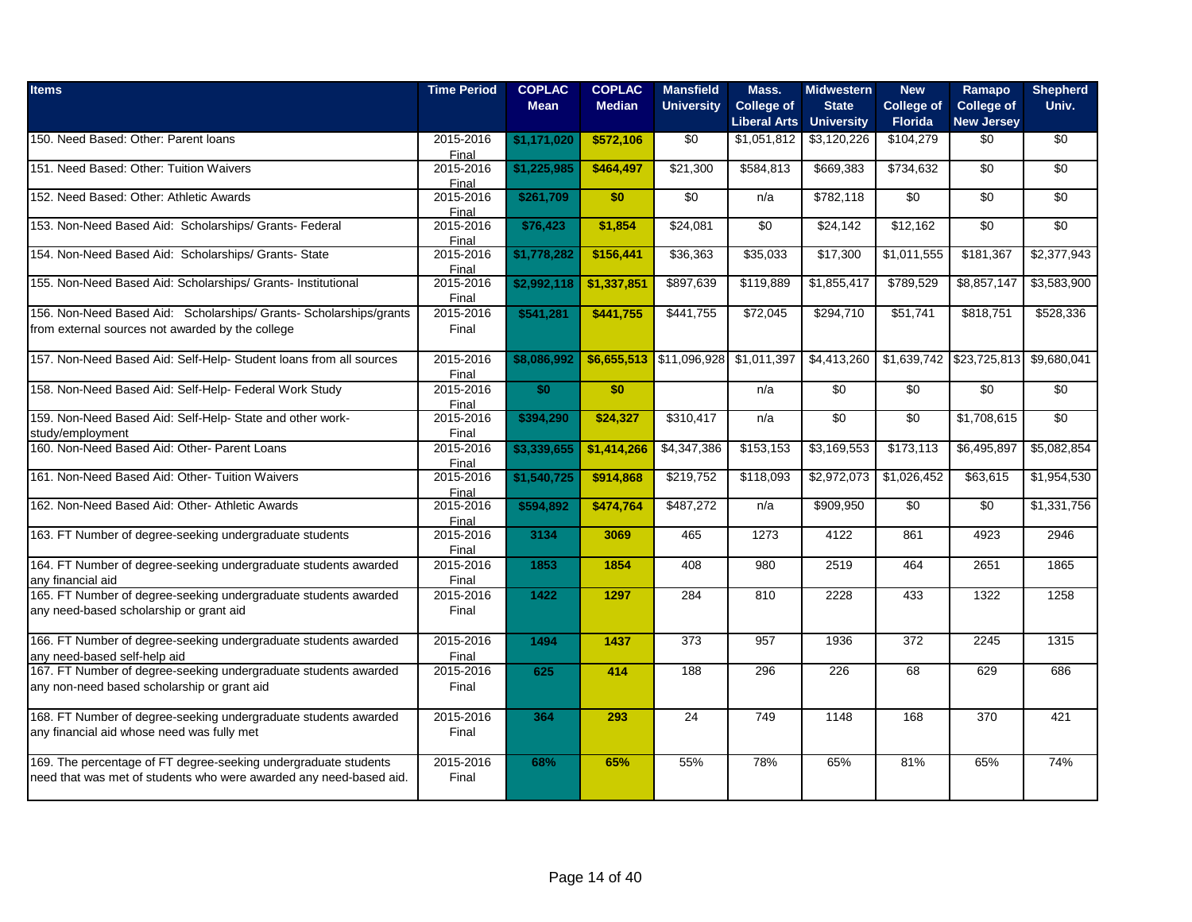| Items | Time Period | COPLAC Mean | COPLAC Median | Mansfield University | Mass. College of Liberal Arts | Midwestern State University | New College of Florida | Ramapo College of New Jersey | Shepherd Univ. |
|---|---|---|---|---|---|---|---|---|---|
| 150. Need Based: Other: Parent loans | 2015-2016 Final | $1,171,020 | $572,106 | $0 | $1,051,812 | $3,120,226 | $104,279 | $0 | $0 |
| 151. Need Based: Other: Tuition Waivers | 2015-2016 Final | $1,225,985 | $464,497 | $21,300 | $584,813 | $669,383 | $734,632 | $0 | $0 |
| 152. Need Based: Other: Athletic Awards | 2015-2016 Final | $261,709 | $0 | $0 | n/a | $782,118 | $0 | $0 | $0 |
| 153. Non-Need Based Aid: Scholarships/ Grants- Federal | 2015-2016 Final | $76,423 | $1,854 | $24,081 | $0 | $24,142 | $12,162 | $0 | $0 |
| 154. Non-Need Based Aid: Scholarships/ Grants- State | 2015-2016 Final | $1,778,282 | $156,441 | $36,363 | $35,033 | $17,300 | $1,011,555 | $181,367 | $2,377,943 |
| 155. Non-Need Based Aid: Scholarships/ Grants- Institutional | 2015-2016 Final | $2,992,118 | $1,337,851 | $897,639 | $119,889 | $1,855,417 | $789,529 | $8,857,147 | $3,583,900 |
| 156. Non-Need Based Aid: Scholarships/ Grants- Scholarships/grants from external sources not awarded by the college | 2015-2016 Final | $541,281 | $441,755 | $441,755 | $72,045 | $294,710 | $51,741 | $818,751 | $528,336 |
| 157. Non-Need Based Aid: Self-Help- Student loans from all sources | 2015-2016 Final | $8,086,992 | $6,655,513 | $11,096,928 | $1,011,397 | $4,413,260 | $1,639,742 | $23,725,813 | $9,680,041 |
| 158. Non-Need Based Aid: Self-Help- Federal Work Study | 2015-2016 Final | $0 | $0 | | n/a | $0 | $0 | $0 | $0 |
| 159. Non-Need Based Aid: Self-Help- State and other work-study/employment | 2015-2016 Final | $394,290 | $24,327 | $310,417 | n/a | $0 | $0 | $1,708,615 | $0 |
| 160. Non-Need Based Aid: Other- Parent Loans | 2015-2016 Final | $3,339,655 | $1,414,266 | $4,347,386 | $153,153 | $3,169,553 | $173,113 | $6,495,897 | $5,082,854 |
| 161. Non-Need Based Aid: Other- Tuition Waivers | 2015-2016 Final | $1,540,725 | $914,868 | $219,752 | $118,093 | $2,972,073 | $1,026,452 | $63,615 | $1,954,530 |
| 162. Non-Need Based Aid: Other- Athletic Awards | 2015-2016 Final | $594,892 | $474,764 | $487,272 | n/a | $909,950 | $0 | $0 | $1,331,756 |
| 163. FT Number of degree-seeking undergraduate students | 2015-2016 Final | 3134 | 3069 | 465 | 1273 | 4122 | 861 | 4923 | 2946 |
| 164. FT Number of degree-seeking undergraduate students awarded any financial aid | 2015-2016 Final | 1853 | 1854 | 408 | 980 | 2519 | 464 | 2651 | 1865 |
| 165. FT Number of degree-seeking undergraduate students awarded any need-based scholarship or grant aid | 2015-2016 Final | 1422 | 1297 | 284 | 810 | 2228 | 433 | 1322 | 1258 |
| 166. FT Number of degree-seeking undergraduate students awarded any need-based self-help aid | 2015-2016 Final | 1494 | 1437 | 373 | 957 | 1936 | 372 | 2245 | 1315 |
| 167. FT Number of degree-seeking undergraduate students awarded any non-need based scholarship or grant aid | 2015-2016 Final | 625 | 414 | 188 | 296 | 226 | 68 | 629 | 686 |
| 168. FT Number of degree-seeking undergraduate students awarded any financial aid whose need was fully met | 2015-2016 Final | 364 | 293 | 24 | 749 | 1148 | 168 | 370 | 421 |
| 169. The percentage of FT degree-seeking undergraduate students need that was met of students who were awarded any need-based aid. | 2015-2016 Final | 68% | 65% | 55% | 78% | 65% | 81% | 65% | 74% |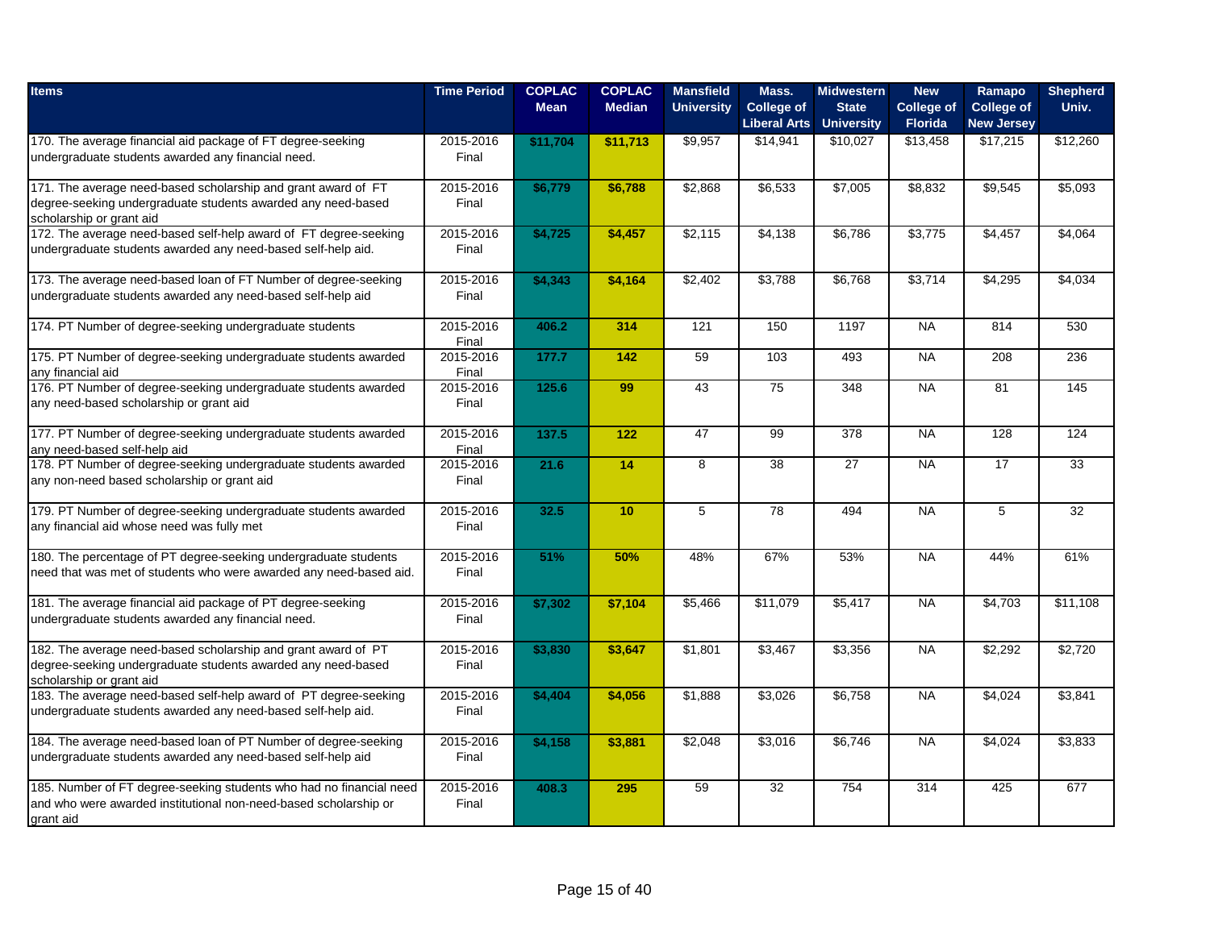| Items | Time Period | COPLAC Mean | COPLAC Median | Mansfield University | Mass. College of Liberal Arts | Midwestern State University | New College of Florida | Ramapo College of New Jersey | Shepherd Univ. |
|---|---|---|---|---|---|---|---|---|---|
| 170. The average financial aid package of FT degree-seeking undergraduate students awarded any financial need. | 2015-2016 Final | **$11,704** | **$11,713** | $9,957 | $14,941 | $10,027 | $13,458 | $17,215 | $12,260 |
| 171. The average need-based scholarship and grant award of FT degree-seeking undergraduate students awarded any need-based scholarship or grant aid | 2015-2016 Final | **$6,779** | **$6,788** | $2,868 | $6,533 | $7,005 | $8,832 | $9,545 | $5,093 |
| 172. The average need-based self-help award of FT degree-seeking undergraduate students awarded any need-based self-help aid. | 2015-2016 Final | **$4,725** | **$4,457** | $2,115 | $4,138 | $6,786 | $3,775 | $4,457 | $4,064 |
| 173. The average need-based loan of FT Number of degree-seeking undergraduate students awarded any need-based self-help aid | 2015-2016 Final | **$4,343** | **$4,164** | $2,402 | $3,788 | $6,768 | $3,714 | $4,295 | $4,034 |
| 174. PT Number of degree-seeking undergraduate students | 2015-2016 Final | **406.2** | **314** | 121 | 150 | 1197 | NA | 814 | 530 |
| 175. PT Number of degree-seeking undergraduate students awarded any financial aid | 2015-2016 Final | **177.7** | **142** | 59 | 103 | 493 | NA | 208 | 236 |
| 176. PT Number of degree-seeking undergraduate students awarded any need-based scholarship or grant aid | 2015-2016 Final | **125.6** | **99** | 43 | 75 | 348 | NA | 81 | 145 |
| 177. PT Number of degree-seeking undergraduate students awarded any need-based self-help aid | 2015-2016 Final | **137.5** | **122** | 47 | 99 | 378 | NA | 128 | 124 |
| 178. PT Number of degree-seeking undergraduate students awarded any non-need based scholarship or grant aid | 2015-2016 Final | **21.6** | **14** | 8 | 38 | 27 | NA | 17 | 33 |
| 179. PT Number of degree-seeking undergraduate students awarded any financial aid whose need was fully met | 2015-2016 Final | **32.5** | **10** | 5 | 78 | 494 | NA | 5 | 32 |
| 180. The percentage of PT degree-seeking undergraduate students need that was met of students who were awarded any need-based aid. | 2015-2016 Final | **51%** | **50%** | 48% | 67% | 53% | NA | 44% | 61% |
| 181. The average financial aid package of PT degree-seeking undergraduate students awarded any financial need. | 2015-2016 Final | **$7,302** | **$7,104** | $5,466 | $11,079 | $5,417 | NA | $4,703 | $11,108 |
| 182. The average need-based scholarship and grant award of PT degree-seeking undergraduate students awarded any need-based scholarship or grant aid | 2015-2016 Final | **$3,830** | **$3,647** | $1,801 | $3,467 | $3,356 | NA | $2,292 | $2,720 |
| 183. The average need-based self-help award of PT degree-seeking undergraduate students awarded any need-based self-help aid. | 2015-2016 Final | **$4,404** | **$4,056** | $1,888 | $3,026 | $6,758 | NA | $4,024 | $3,841 |
| 184. The average need-based loan of PT Number of degree-seeking undergraduate students awarded any need-based self-help aid | 2015-2016 Final | **$4,158** | **$3,881** | $2,048 | $3,016 | $6,746 | NA | $4,024 | $3,833 |
| 185. Number of FT degree-seeking students who had no financial need and who were awarded institutional non-need-based scholarship or grant aid | 2015-2016 Final | **408.3** | **295** | 59 | 32 | 754 | 314 | 425 | 677 |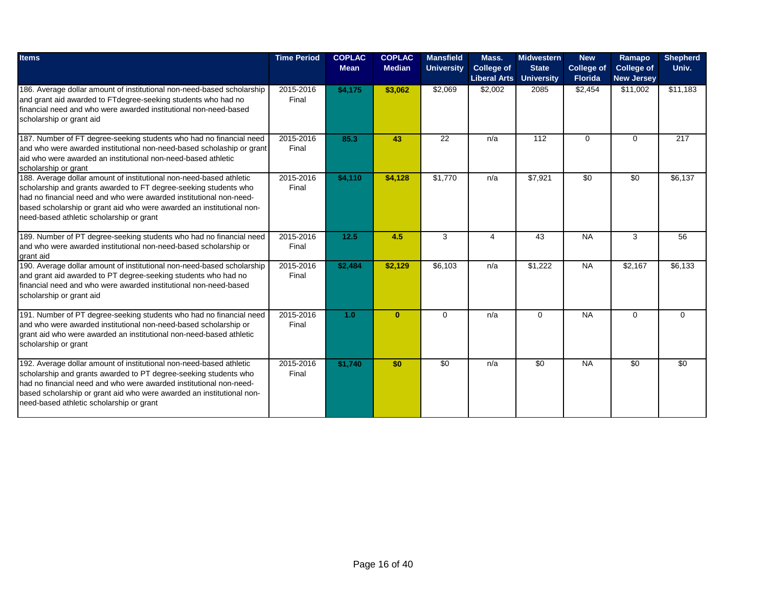| Items | Time Period | COPLAC Mean | COPLAC Median | Mansfield University | Mass. College of Liberal Arts | Midwestern State University | New College of Florida | Ramapo College of New Jersey | Shepherd Univ. |
|---|---|---|---|---|---|---|---|---|---|
| 186. Average dollar amount of institutional non-need-based scholarship and grant aid awarded to FTdegree-seeking students who had no financial need and who were awarded institutional non-need-based scholarship or grant aid | 2015-2016 Final | **$4,175** | **$3,062** | $2,069 | $2,002 | 2085 | $2,454 | $11,002 | $11,183 |
| 187. Number of FT degree-seeking students who had no financial need and who were awarded institutional non-need-based scholaship or grant aid who were awarded an institutional non-need-based athletic scholarship or grant | 2015-2016 Final | **85.3** | **43** | 22 | n/a | 112 | 0 | 0 | 217 |
| 188. Average dollar amount of institutional non-need-based athletic scholarship and grants awarded to FT degree-seeking students who had no financial need and who were awarded institutional non-need-based scholarship or grant aid who were awarded an institutional non-need-based athletic scholarship or grant | 2015-2016 Final | **$4,110** | **$4,128** | $1,770 | n/a | $7,921 | $0 | $0 | $6,137 |
| 189. Number of PT degree-seeking students who had no financial need and who were awarded institutional non-need-based scholarship or grant aid | 2015-2016 Final | **12.5** | **4.5** | 3 | 4 | 43 | NA | 3 | 56 |
| 190. Average dollar amount of institutional non-need-based scholarship and grant aid awarded to PT degree-seeking students who had no financial need and who were awarded institutional non-need-based scholarship or grant aid | 2015-2016 Final | **$2,484** | **$2,129** | $6,103 | n/a | $1,222 | NA | $2,167 | $6,133 |
| 191. Number of PT degree-seeking students who had no financial need and who were awarded institutional non-need-based scholarship or grant aid who were awarded an institutional non-need-based athletic scholarship or grant | 2015-2016 Final | **1.0** | **0** | 0 | n/a | 0 | NA | 0 | 0 |
| 192. Average dollar amount of institutional non-need-based athletic scholarship and grants awarded to PT degree-seeking students who had no financial need and who were awarded institutional non-need-based scholarship or grant aid who were awarded an institutional non-need-based athletic scholarship or grant | 2015-2016 Final | **$1,740** | **$0** | $0 | n/a | $0 | NA | $0 | $0 |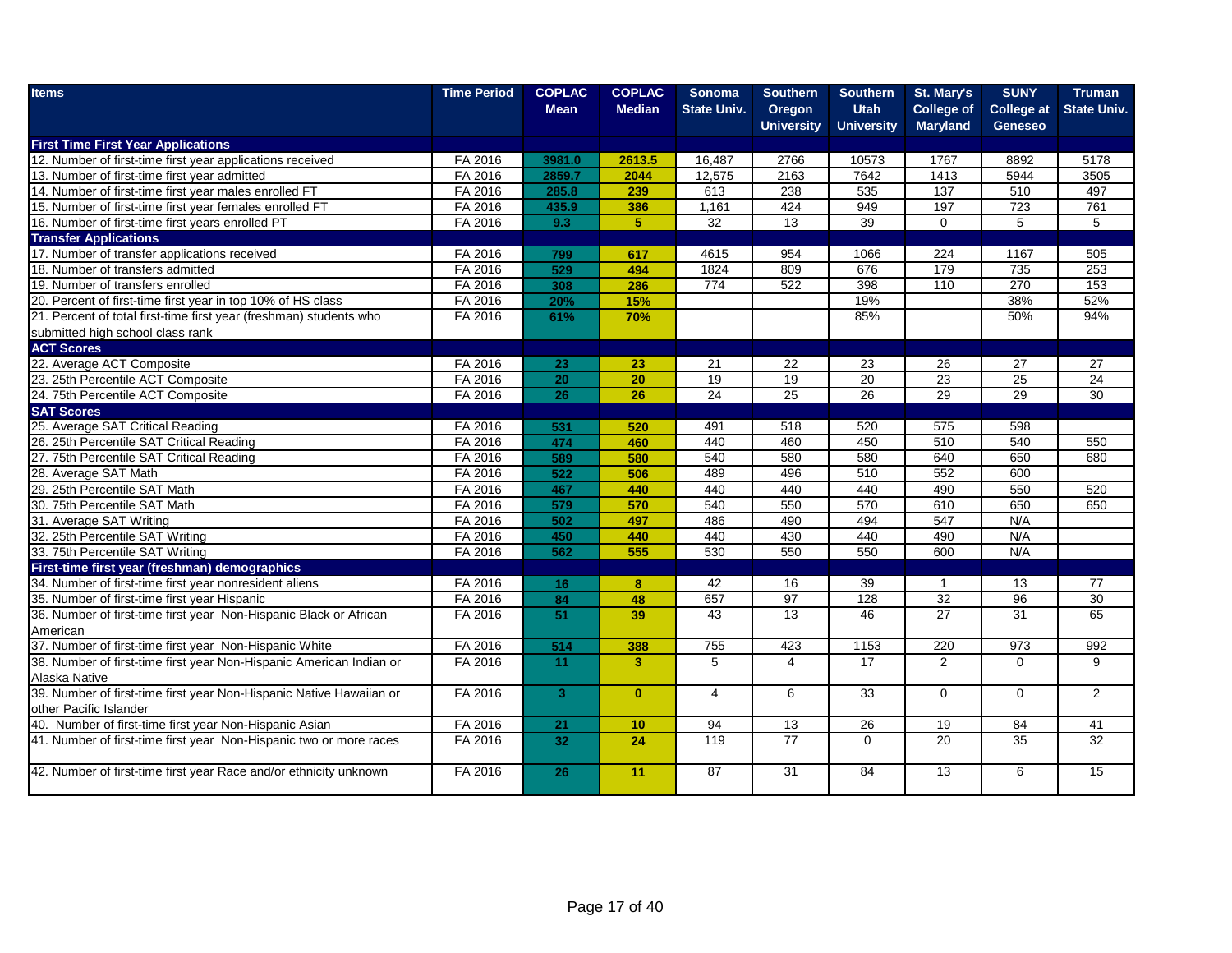| Items | Time Period | COPLAC Mean | COPLAC Median | Sonoma State Univ. | Southern Oregon University | Southern Utah University | St. Mary's College of Maryland | SUNY College at Geneseo | Truman State Univ. |
|---|---|---|---|---|---|---|---|---|---|
| **First Time First Year Applications** | | | | | | | | | |
| 12. Number of first-time first year applications received | FA 2016 | 3981.0 | 2613.5 | 16,487 | 2766 | 10573 | 1767 | 8892 | 5178 |
| 13. Number of first-time first year admitted | FA 2016 | 2859.7 | 2044 | 12,575 | 2163 | 7642 | 1413 | 5944 | 3505 |
| 14. Number of first-time first year males enrolled FT | FA 2016 | 285.8 | 239 | 613 | 238 | 535 | 137 | 510 | 497 |
| 15. Number of first-time first year females enrolled FT | FA 2016 | 435.9 | 386 | 1,161 | 424 | 949 | 197 | 723 | 761 |
| 16. Number of first-time first years enrolled PT | FA 2016 | 9.3 | 5 | 32 | 13 | 39 | 0 | 5 | 5 |
| **Transfer Applications** | | | | | | | | | |
| 17. Number of transfer applications received | FA 2016 | 799 | 617 | 4615 | 954 | 1066 | 224 | 1167 | 505 |
| 18. Number of transfers admitted | FA 2016 | 529 | 494 | 1824 | 809 | 676 | 179 | 735 | 253 |
| 19. Number of transfers enrolled | FA 2016 | 308 | 286 | 774 | 522 | 398 | 110 | 270 | 153 |
| 20. Percent of first-time first year in top 10% of HS class | FA 2016 | 20% | 15% | | | 19% | | 38% | 52% |
| 21. Percent of total first-time first year (freshman) students who submitted high school class rank | FA 2016 | 61% | 70% | | | 85% | | 50% | 94% |
| **ACT Scores** | | | | | | | | | |
| 22. Average ACT Composite | FA 2016 | 23 | 23 | 21 | 22 | 23 | 26 | 27 | 27 |
| 23. 25th Percentile ACT Composite | FA 2016 | 20 | 20 | 19 | 19 | 20 | 23 | 25 | 24 |
| 24. 75th Percentile ACT Composite | FA 2016 | 26 | 26 | 24 | 25 | 26 | 29 | 29 | 30 |
| **SAT Scores** | | | | | | | | | |
| 25. Average SAT Critical Reading | FA 2016 | 531 | 520 | 491 | 518 | 520 | 575 | 598 | |
| 26. 25th Percentile SAT Critical Reading | FA 2016 | 474 | 460 | 440 | 460 | 450 | 510 | 540 | 550 |
| 27. 75th Percentile SAT Critical Reading | FA 2016 | 589 | 580 | 540 | 580 | 580 | 640 | 650 | 680 |
| 28. Average SAT Math | FA 2016 | 522 | 506 | 489 | 496 | 510 | 552 | 600 | |
| 29. 25th Percentile SAT Math | FA 2016 | 467 | 440 | 440 | 440 | 440 | 490 | 550 | 520 |
| 30. 75th Percentile SAT Math | FA 2016 | 579 | 570 | 540 | 550 | 570 | 610 | 650 | 650 |
| 31. Average SAT Writing | FA 2016 | 502 | 497 | 486 | 490 | 494 | 547 | N/A | |
| 32. 25th Percentile SAT Writing | FA 2016 | 450 | 440 | 440 | 430 | 440 | 490 | N/A | |
| 33. 75th Percentile SAT Writing | FA 2016 | 562 | 555 | 530 | 550 | 550 | 600 | N/A | |
| **First-time first year (freshman) demographics** | | | | | | | | | |
| 34. Number of first-time first year nonresident aliens | FA 2016 | 16 | 8 | 42 | 16 | 39 | 1 | 13 | 77 |
| 35. Number of first-time first year Hispanic | FA 2016 | 84 | 48 | 657 | 97 | 128 | 32 | 96 | 30 |
| 36. Number of first-time first year Non-Hispanic Black or African American | FA 2016 | 51 | 39 | 43 | 13 | 46 | 27 | 31 | 65 |
| 37. Number of first-time first year Non-Hispanic White | FA 2016 | 514 | 388 | 755 | 423 | 1153 | 220 | 973 | 992 |
| 38. Number of first-time first year Non-Hispanic American Indian or Alaska Native | FA 2016 | 11 | 3 | 5 | 4 | 17 | 2 | 0 | 9 |
| 39. Number of first-time first year Non-Hispanic Native Hawaiian or other Pacific Islander | FA 2016 | 3 | 0 | 4 | 6 | 33 | 0 | 0 | 2 |
| 40. Number of first-time first year Non-Hispanic Asian | FA 2016 | 21 | 10 | 94 | 13 | 26 | 19 | 84 | 41 |
| 41. Number of first-time first year Non-Hispanic two or more races | FA 2016 | 32 | 24 | 119 | 77 | 0 | 20 | 35 | 32 |
| 42. Number of first-time first year Race and/or ethnicity unknown | FA 2016 | 26 | 11 | 87 | 31 | 84 | 13 | 6 | 15 |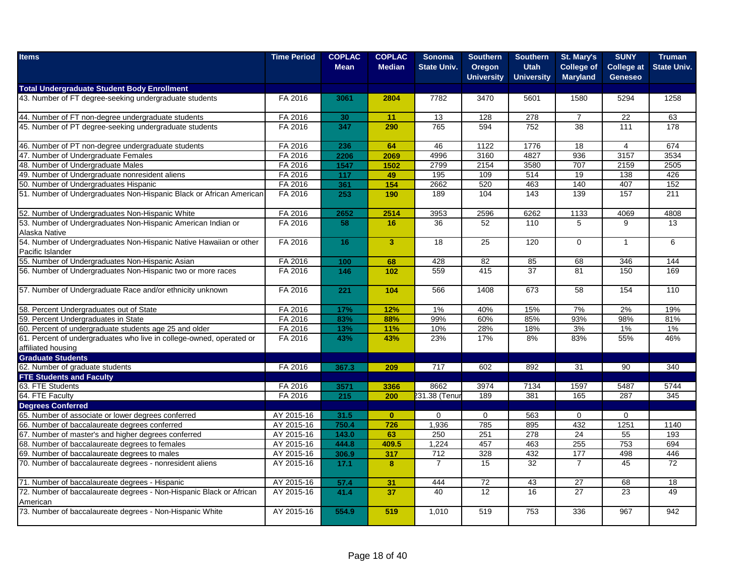| Items | Time Period | COPLAC Mean | COPLAC Median | Sonoma State Univ. | Southern Oregon University | Southern Utah University | St. Mary's College of Maryland | SUNY College at Geneseo | Truman State Univ. |
|---|---|---|---|---|---|---|---|---|---|
| **Total Undergraduate Student Body Enrollment** | | | | | | | | | |
| 43. Number of FT degree-seeking undergraduate students | FA 2016 | 3061 | 2804 | 7782 | 3470 | 5601 | 1580 | 5294 | 1258 |
| 44. Number of FT non-degree undergraduate students | FA 2016 | 30 | 11 | 13 | 128 | 278 | 7 | 22 | 63 |
| 45. Number of PT degree-seeking undergraduate students | FA 2016 | 347 | 290 | 765 | 594 | 752 | 38 | 111 | 178 |
| 46. Number of PT non-degree undergraduate students | FA 2016 | 236 | 64 | 46 | 1122 | 1776 | 18 | 4 | 674 |
| 47. Number of Undergraduate Females | FA 2016 | 2206 | 2069 | 4996 | 3160 | 4827 | 936 | 3157 | 3534 |
| 48. Number of Undergraduate Males | FA 2016 | 1547 | 1502 | 2799 | 2154 | 3580 | 707 | 2159 | 2505 |
| 49. Number of Undergraduate nonresident aliens | FA 2016 | 117 | 49 | 195 | 109 | 514 | 19 | 138 | 426 |
| 50. Number of Undergraduates Hispanic | FA 2016 | 361 | 154 | 2662 | 520 | 463 | 140 | 407 | 152 |
| 51. Number of Undergraduates Non-Hispanic Black or African American | FA 2016 | 253 | 190 | 189 | 104 | 143 | 139 | 157 | 211 |
| 52. Number of Undergraduates Non-Hispanic White | FA 2016 | 2652 | 2514 | 3953 | 2596 | 6262 | 1133 | 4069 | 4808 |
| 53. Number of Undergraduates Non-Hispanic American Indian or Alaska Native | FA 2016 | 58 | 16 | 36 | 52 | 110 | 5 | 9 | 13 |
| 54. Number of Undergraduates Non-Hispanic Native Hawaiian or other Pacific Islander | FA 2016 | 16 | 3 | 18 | 25 | 120 | 0 | 1 | 6 |
| 55. Number of Undergraduates Non-Hispanic Asian | FA 2016 | 100 | 68 | 428 | 82 | 85 | 68 | 346 | 144 |
| 56. Number of Undergraduates Non-Hispanic two or more races | FA 2016 | 146 | 102 | 559 | 415 | 37 | 81 | 150 | 169 |
| 57. Number of Undergraduate Race and/or ethnicity unknown | FA 2016 | 221 | 104 | 566 | 1408 | 673 | 58 | 154 | 110 |
| 58. Percent Undergraduates out of State | FA 2016 | 17% | 12% | 1% | 40% | 15% | 7% | 2% | 19% |
| 59. Percent Undergraduates in State | FA 2016 | 83% | 88% | 99% | 60% | 85% | 93% | 98% | 81% |
| 60. Percent of undergraduate students age 25 and older | FA 2016 | 13% | 11% | 10% | 28% | 18% | 3% | 1% | 1% |
| 61. Percent of undergraduates who live in college-owned, operated or affiliated housing | FA 2016 | 43% | 43% | 23% | 17% | 8% | 83% | 55% | 46% |
| **Graduate Students** | | | | | | | | | |
| 62. Number of graduate students | FA 2016 | 367.3 | 209 | 717 | 602 | 892 | 31 | 90 | 340 |
| **FTE Students and Faculty** | | | | | | | | | |
| 63. FTE Students | FA 2016 | 3571 | 3366 | 8662 | 3974 | 7134 | 1597 | 5487 | 5744 |
| 64. FTE Faculty | FA 2016 | 215 | 200 | 231.38 (Tenur | 189 | 381 | 165 | 287 | 345 |
| **Degrees Conferred** | | | | | | | | | |
| 65. Number of associate or lower degrees conferred | AY 2015-16 | 31.5 | 0 | 0 | 0 | 563 | 0 | 0 | |
| 66. Number of baccalaureate degrees conferred | AY 2015-16 | 750.4 | 726 | 1,936 | 785 | 895 | 432 | 1251 | 1140 |
| 67. Number of master's and higher degrees conferred | AY 2015-16 | 143.0 | 63 | 250 | 251 | 278 | 24 | 55 | 193 |
| 68. Number of baccalaureate degrees to females | AY 2015-16 | 444.8 | 409.5 | 1,224 | 457 | 463 | 255 | 753 | 694 |
| 69. Number of baccalaureate degrees to males | AY 2015-16 | 306.9 | 317 | 712 | 328 | 432 | 177 | 498 | 446 |
| 70. Number of baccalaureate degrees - nonresident aliens | AY 2015-16 | 17.1 | 8 | 7 | 15 | 32 | 7 | 45 | 72 |
| 71. Number of baccalaureate degrees - Hispanic | AY 2015-16 | 57.4 | 31 | 444 | 72 | 43 | 27 | 68 | 18 |
| 72. Number of baccalaureate degrees - Non-Hispanic Black or African American | AY 2015-16 | 41.4 | 37 | 40 | 12 | 16 | 27 | 23 | 49 |
| 73. Number of baccalaureate degrees - Non-Hispanic White | AY 2015-16 | 554.9 | 519 | 1,010 | 519 | 753 | 336 | 967 | 942 |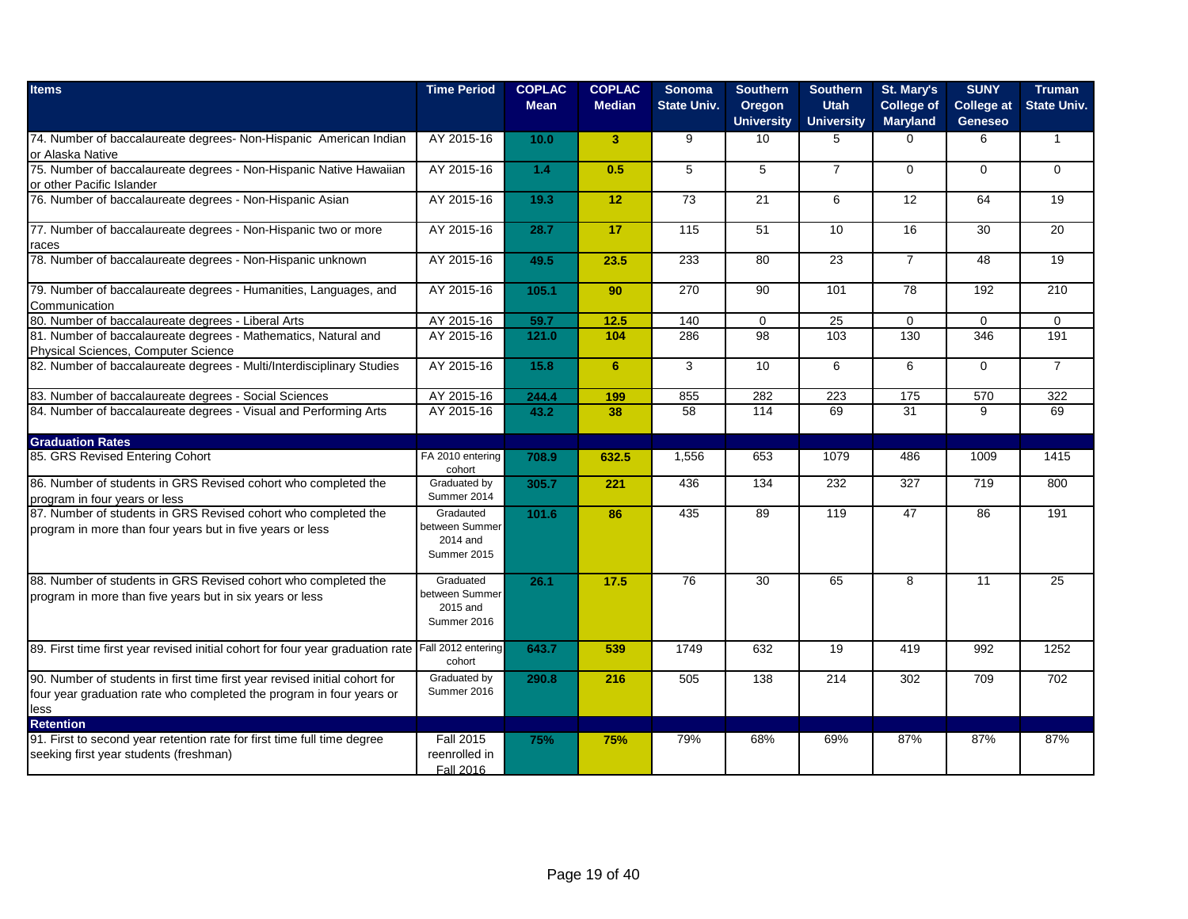| Items | Time Period | COPLAC Mean | COPLAC Median | Sonoma State Univ. | Southern Oregon University | Southern Utah University | St. Mary's College of Maryland | SUNY College at Geneseo | Truman State Univ. |
|---|---|---|---|---|---|---|---|---|---|
| 74. Number of baccalaureate degrees- Non-Hispanic American Indian or Alaska Native | AY 2015-16 | 10.0 | 3 | 9 | 10 | 5 | 0 | 6 | 1 |
| 75. Number of baccalaureate degrees - Non-Hispanic Native Hawaiian or other Pacific Islander | AY 2015-16 | 1.4 | 0.5 | 5 | 5 | 7 | 0 | 0 | 0 |
| 76. Number of baccalaureate degrees - Non-Hispanic Asian | AY 2015-16 | 19.3 | 12 | 73 | 21 | 6 | 12 | 64 | 19 |
| 77. Number of baccalaureate degrees - Non-Hispanic two or more races | AY 2015-16 | 28.7 | 17 | 115 | 51 | 10 | 16 | 30 | 20 |
| 78. Number of baccalaureate degrees - Non-Hispanic unknown | AY 2015-16 | 49.5 | 23.5 | 233 | 80 | 23 | 7 | 48 | 19 |
| 79. Number of baccalaureate degrees - Humanities, Languages, and Communication | AY 2015-16 | 105.1 | 90 | 270 | 90 | 101 | 78 | 192 | 210 |
| 80. Number of baccalaureate degrees - Liberal Arts | AY 2015-16 | 59.7 | 12.5 | 140 | 0 | 25 | 0 | 0 | 0 |
| 81. Number of baccalaureate degrees - Mathematics, Natural and Physical Sciences, Computer Science | AY 2015-16 | 121.0 | 104 | 286 | 98 | 103 | 130 | 346 | 191 |
| 82. Number of baccalaureate degrees - Multi/Interdisciplinary Studies | AY 2015-16 | 15.8 | 6 | 3 | 10 | 6 | 6 | 0 | 7 |
| 83. Number of baccalaureate degrees - Social Sciences | AY 2015-16 | 244.4 | 199 | 855 | 282 | 223 | 175 | 570 | 322 |
| 84. Number of baccalaureate degrees - Visual and Performing Arts | AY 2015-16 | 43.2 | 38 | 58 | 114 | 69 | 31 | 9 | 69 |
| **Graduation Rates** | | | | | | | | | |
| 85. GRS Revised Entering Cohort | FA 2010 entering cohort | 708.9 | 632.5 | 1,556 | 653 | 1079 | 486 | 1009 | 1415 |
| 86. Number of students in GRS Revised cohort who completed the program in four years or less | Graduated by Summer 2014 | 305.7 | 221 | 436 | 134 | 232 | 327 | 719 | 800 |
| 87. Number of students in GRS Revised cohort who completed the program in more than four years but in five years or less | Gradauted between Summer 2014 and Summer 2015 | 101.6 | 86 | 435 | 89 | 119 | 47 | 86 | 191 |
| 88. Number of students in GRS Revised cohort who completed the program in more than five years but in six years or less | Graduated between Summer 2015 and Summer 2016 | 26.1 | 17.5 | 76 | 30 | 65 | 8 | 11 | 25 |
| 89. First time first year revised initial cohort for four year graduation rate | Fall 2012 entering cohort | 643.7 | 539 | 1749 | 632 | 19 | 419 | 992 | 1252 |
| 90. Number of students in first time first year revised initial cohort for four year graduation rate who completed the program in four years or less | Graduated by Summer 2016 | 290.8 | 216 | 505 | 138 | 214 | 302 | 709 | 702 |
| **Retention** | | | | | | | | | |
| 91. First to second year retention rate for first time full time degree seeking first year students (freshman) | Fall 2015 reenrolled in Fall 2016 | 75% | 75% | 79% | 68% | 69% | 87% | 87% | 87% |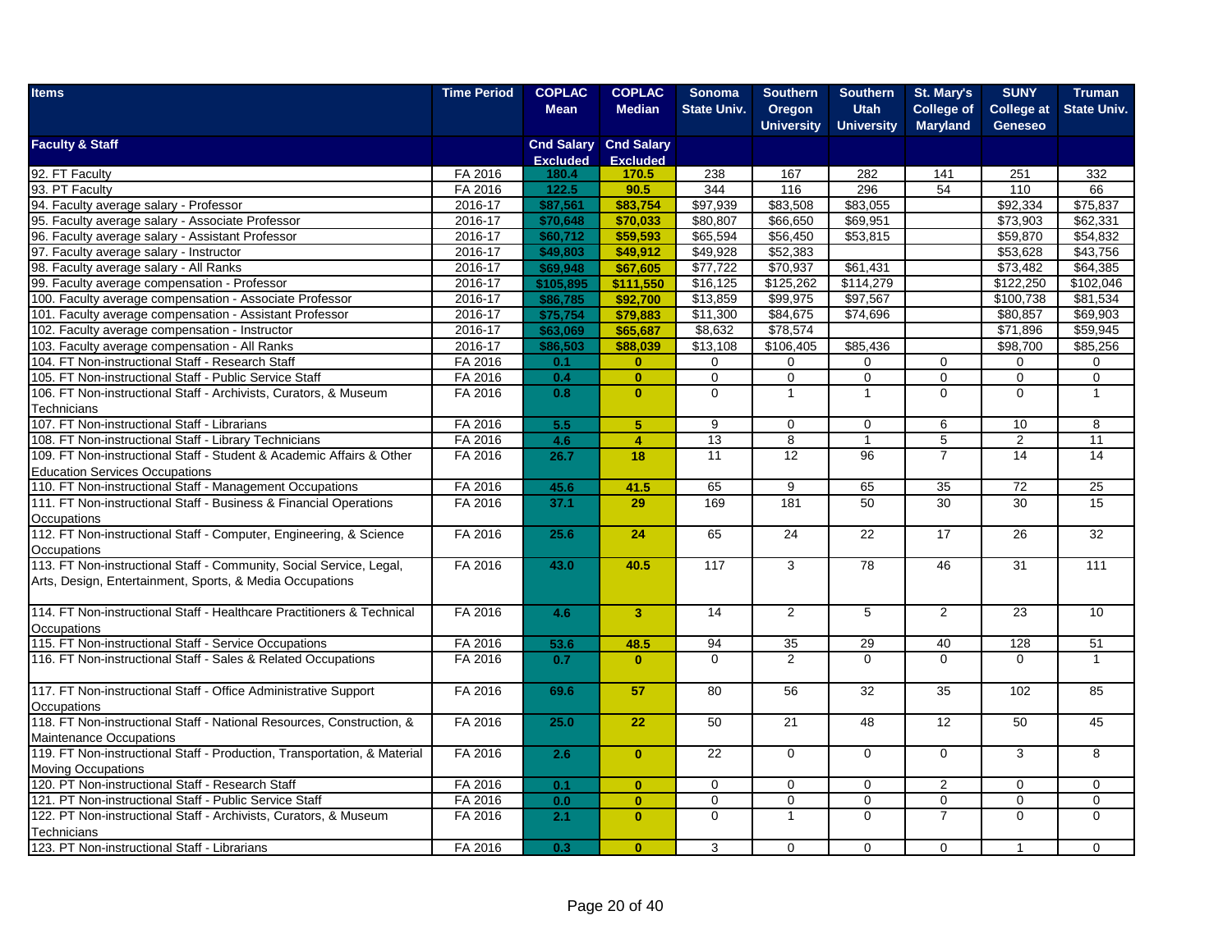| Items | Time Period | COPLAC Mean | COPLAC Median | Sonoma State Univ. | Southern Oregon University | Southern Utah University | St. Mary's College of Maryland | SUNY College at Geneseo | Truman State Univ. |
|---|---|---|---|---|---|---|---|---|---|
| **Faculty & Staff** | | Cnd Salary Excluded | Cnd Salary Excluded | | | | | | |
| 92. FT Faculty | FA 2016 | 180.4 | 170.5 | 238 | 167 | 282 | 141 | 251 | 332 |
| 93. PT Faculty | FA 2016 | 122.5 | 90.5 | 344 | 116 | 296 | 54 | 110 | 66 |
| 94. Faculty average salary - Professor | 2016-17 | $87,561 | $83,754 | $97,939 | $83,508 | $83,055 | | $92,334 | $75,837 |
| 95. Faculty average salary - Associate Professor | 2016-17 | $70,648 | $70,033 | $80,807 | $66,650 | $69,951 | | $73,903 | $62,331 |
| 96. Faculty average salary - Assistant Professor | 2016-17 | $60,712 | $59,593 | $65,594 | $56,450 | $53,815 | | $59,870 | $54,832 |
| 97. Faculty average salary - Instructor | 2016-17 | $49,803 | $49,912 | $49,928 | $52,383 | | | $53,628 | $43,756 |
| 98. Faculty average salary - All Ranks | 2016-17 | $69,948 | $67,605 | $77,722 | $70,937 | $61,431 | | $73,482 | $64,385 |
| 99. Faculty average compensation - Professor | 2016-17 | $105,895 | $111,550 | $16,125 | $125,262 | $114,279 | | $122,250 | $102,046 |
| 100. Faculty average compensation - Associate Professor | 2016-17 | $86,785 | $92,700 | $13,859 | $99,975 | $97,567 | | $100,738 | $81,534 |
| 101. Faculty average compensation - Assistant Professor | 2016-17 | $75,754 | $79,883 | $11,300 | $84,675 | $74,696 | | $80,857 | $69,903 |
| 102. Faculty average compensation - Instructor | 2016-17 | $63,069 | $65,687 | $8,632 | $78,574 | | | $71,896 | $59,945 |
| 103. Faculty average compensation - All Ranks | 2016-17 | $86,503 | $88,039 | $13,108 | $106,405 | $85,436 | | $98,700 | $85,256 |
| 104. FT Non-instructional Staff - Research Staff | FA 2016 | 0.1 | 0 | 0 | 0 | 0 | 0 | 0 | 0 |
| 105. FT Non-instructional Staff - Public Service Staff | FA 2016 | 0.4 | 0 | 0 | 0 | 0 | 0 | 0 | 0 |
| 106. FT Non-instructional Staff - Archivists, Curators, & Museum Technicians | FA 2016 | 0.8 | 0 | 0 | 1 | 1 | 0 | 0 | 1 |
| 107. FT Non-instructional Staff - Librarians | FA 2016 | 5.5 | 5 | 9 | 0 | 0 | 6 | 10 | 8 |
| 108. FT Non-instructional Staff - Library Technicians | FA 2016 | 4.6 | 4 | 13 | 8 | 1 | 5 | 2 | 11 |
| 109. FT Non-instructional Staff - Student & Academic Affairs & Other Education Services Occupations | FA 2016 | 26.7 | 18 | 11 | 12 | 96 | 7 | 14 | 14 |
| 110. FT Non-instructional Staff - Management Occupations | FA 2016 | 45.6 | 41.5 | 65 | 9 | 65 | 35 | 72 | 25 |
| 111. FT Non-instructional Staff - Business & Financial Operations Occupations | FA 2016 | 37.1 | 29 | 169 | 181 | 50 | 30 | 30 | 15 |
| 112. FT Non-instructional Staff - Computer, Engineering, & Science Occupations | FA 2016 | 25.6 | 24 | 65 | 24 | 22 | 17 | 26 | 32 |
| 113. FT Non-instructional Staff - Community, Social Service, Legal, Arts, Design, Entertainment, Sports, & Media Occupations | FA 2016 | 43.0 | 40.5 | 117 | 3 | 78 | 46 | 31 | 111 |
| 114. FT Non-instructional Staff - Healthcare Practitioners & Technical Occupations | FA 2016 | 4.6 | 3 | 14 | 2 | 5 | 2 | 23 | 10 |
| 115. FT Non-instructional Staff - Service Occupations | FA 2016 | 53.6 | 48.5 | 94 | 35 | 29 | 40 | 128 | 51 |
| 116. FT Non-instructional Staff - Sales & Related Occupations | FA 2016 | 0.7 | 0 | 0 | 2 | 0 | 0 | 0 | 1 |
| 117. FT Non-instructional Staff - Office Administrative Support Occupations | FA 2016 | 69.6 | 57 | 80 | 56 | 32 | 35 | 102 | 85 |
| 118. FT Non-instructional Staff - National Resources, Construction, & Maintenance Occupations | FA 2016 | 25.0 | 22 | 50 | 21 | 48 | 12 | 50 | 45 |
| 119. FT Non-instructional Staff - Production, Transportation, & Material Moving Occupations | FA 2016 | 2.6 | 0 | 22 | 0 | 0 | 0 | 3 | 8 |
| 120. PT Non-instructional Staff - Research Staff | FA 2016 | 0.1 | 0 | 0 | 0 | 0 | 2 | 0 | 0 |
| 121. PT Non-instructional Staff - Public Service Staff | FA 2016 | 0.0 | 0 | 0 | 0 | 0 | 0 | 0 | 0 |
| 122. PT Non-instructional Staff - Archivists, Curators, & Museum Technicians | FA 2016 | 2.1 | 0 | 0 | 1 | 0 | 7 | 0 | 0 |
| 123. PT Non-instructional Staff - Librarians | FA 2016 | 0.3 | 0 | 3 | 0 | 0 | 0 | 1 | 0 |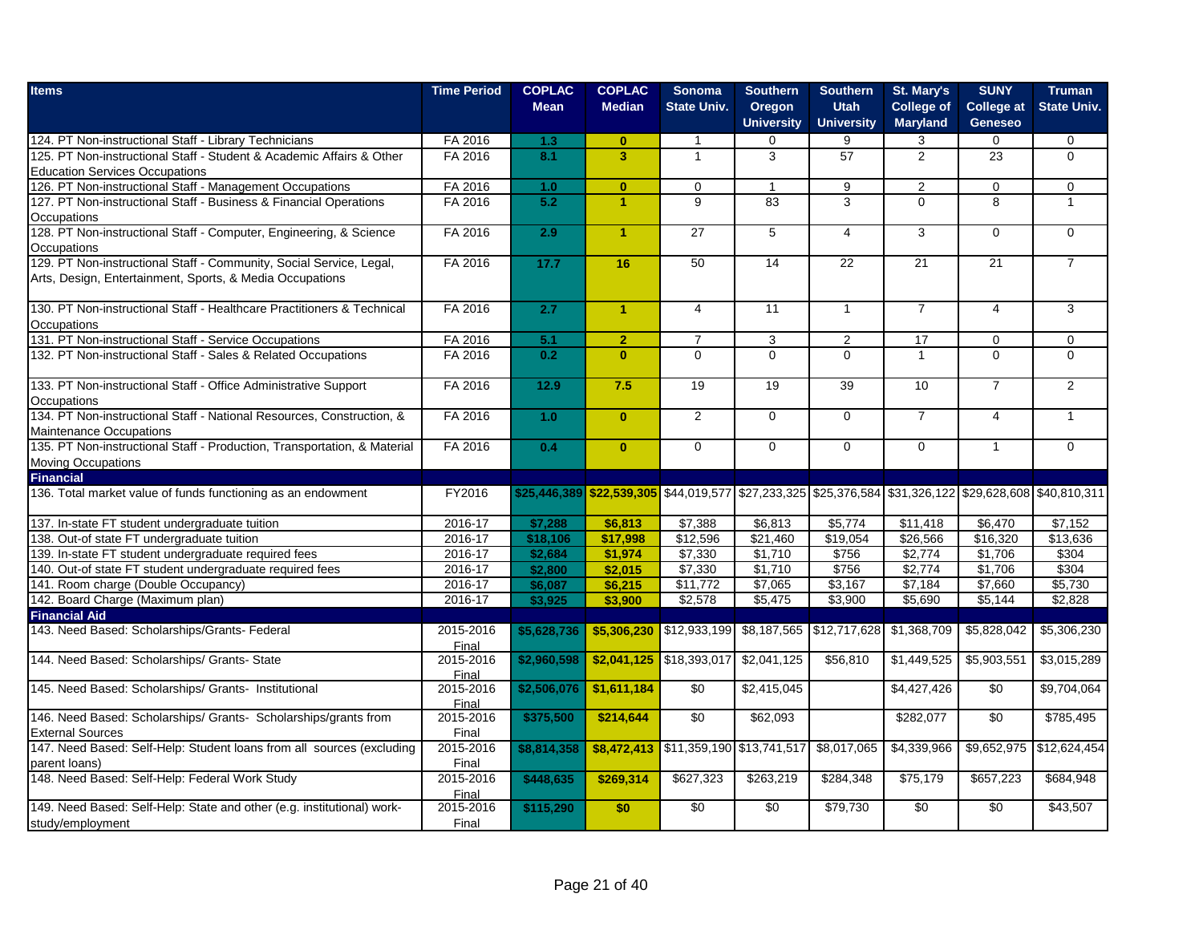| Items | Time Period | COPLAC Mean | COPLAC Median | Sonoma State Univ. | Southern Oregon University | Southern Utah University | St. Mary's College of Maryland | SUNY College at Geneseo | Truman State Univ. |
|---|---|---|---|---|---|---|---|---|---|
| 124. PT Non-instructional Staff - Library Technicians | FA 2016 | 1.3 | 0 | 1 | 0 | 9 | 3 | 0 | 0 |
| 125. PT Non-instructional Staff - Student & Academic Affairs & Other Education Services Occupations | FA 2016 | 8.1 | 3 | 1 | 3 | 57 | 2 | 23 | 0 |
| 126. PT Non-instructional Staff - Management Occupations | FA 2016 | 1.0 | 0 | 0 | 1 | 9 | 2 | 0 | 0 |
| 127. PT Non-instructional Staff - Business & Financial Operations Occupations | FA 2016 | 5.2 | 1 | 9 | 83 | 3 | 0 | 8 | 1 |
| 128. PT Non-instructional Staff - Computer, Engineering, & Science Occupations | FA 2016 | 2.9 | 1 | 27 | 5 | 4 | 3 | 0 | 0 |
| 129. PT Non-instructional Staff - Community, Social Service, Legal, Arts, Design, Entertainment, Sports, & Media Occupations | FA 2016 | 17.7 | 16 | 50 | 14 | 22 | 21 | 21 | 7 |
| 130. PT Non-instructional Staff - Healthcare Practitioners & Technical Occupations | FA 2016 | 2.7 | 1 | 4 | 11 | 1 | 7 | 4 | 3 |
| 131. PT Non-instructional Staff - Service Occupations | FA 2016 | 5.1 | 2 | 7 | 3 | 2 | 17 | 0 | 0 |
| 132. PT Non-instructional Staff - Sales & Related Occupations | FA 2016 | 0.2 | 0 | 0 | 0 | 0 | 1 | 0 | 0 |
| 133. PT Non-instructional Staff - Office Administrative Support Occupations | FA 2016 | 12.9 | 7.5 | 19 | 19 | 39 | 10 | 7 | 2 |
| 134. PT Non-instructional Staff - National Resources, Construction, & Maintenance Occupations | FA 2016 | 1.0 | 0 | 2 | 0 | 0 | 7 | 4 | 1 |
| 135. PT Non-instructional Staff - Production, Transportation, & Material Moving Occupations | FA 2016 | 0.4 | 0 | 0 | 0 | 0 | 0 | 1 | 0 |
| **Financial** | | | | | | | | | |
| 136. Total market value of funds functioning as an endowment | FY2016 | $25,446,389 | $22,539,305 | $44,019,577 | $27,233,325 | $25,376,584 | $31,326,122 | $29,628,608 | $40,810,311 |
| 137. In-state FT student undergraduate tuition | 2016-17 | $7,288 | $6,813 | $7,388 | $6,813 | $5,774 | $11,418 | $6,470 | $7,152 |
| 138. Out-of state FT student undergraduate tuition | 2016-17 | $18,106 | $17,998 | $12,596 | $21,460 | $19,054 | $26,566 | $16,320 | $13,636 |
| 139. In-state FT student undergraduate required fees | 2016-17 | $2,684 | $1,974 | $7,330 | $1,710 | $756 | $2,774 | $1,706 | $304 |
| 140. Out-of-state FT student undergraduate required fees | 2016-17 | $2,800 | $2,015 | $7,330 | $1,710 | $756 | $2,774 | $1,706 | $304 |
| 141. Room charge (Double Occupancy) | 2016-17 | $6,087 | $6,215 | $11,772 | $7,065 | $3,167 | $7,184 | $7,660 | $5,730 |
| 142. Board Charge (Maximum plan) | 2016-17 | $3,925 | $3,900 | $2,578 | $5,475 | $3,900 | $5,690 | $5,144 | $2,828 |
| **Financial Aid** | | | | | | | | | |
| 143. Need Based: Scholarships/Grants- Federal | 2015-2016 Final | $5,628,736 | $5,306,230 | $12,933,199 | $8,187,565 | $12,717,628 | $1,368,709 | $5,828,042 | $5,306,230 |
| 144. Need Based: Scholarships/ Grants- State | 2015-2016 Final | $2,960,598 | $2,041,125 | $18,393,017 | $2,041,125 | $56,810 | $1,449,525 | $5,903,551 | $3,015,289 |
| 145. Need Based: Scholarships/ Grants- Institutional | 2015-2016 Final | $2,506,076 | $1,611,184 | $0 | $2,415,045 | | $4,427,426 | $0 | $9,704,064 |
| 146. Need Based: Scholarships/ Grants- Scholarships/grants from External Sources | 2015-2016 Final | $375,500 | $214,644 | $0 | $62,093 | | $282,077 | $0 | $785,495 |
| 147. Need Based: Self-Help: Student loans from all sources (excluding parent loans) | 2015-2016 Final | $8,814,358 | $8,472,413 | $11,359,190 | $13,741,517 | $8,017,065 | $4,339,966 | $9,652,975 | $12,624,454 |
| 148. Need Based: Self-Help: Federal Work Study | 2015-2016 Final | $448,635 | $269,314 | $627,323 | $263,219 | $284,348 | $75,179 | $657,223 | $684,948 |
| 149. Need Based: Self-Help: State and other (e.g. institutional) work-study/employment | 2015-2016 Final | $115,290 | $0 | $0 | $0 | $79,730 | $0 | $0 | $43,507 |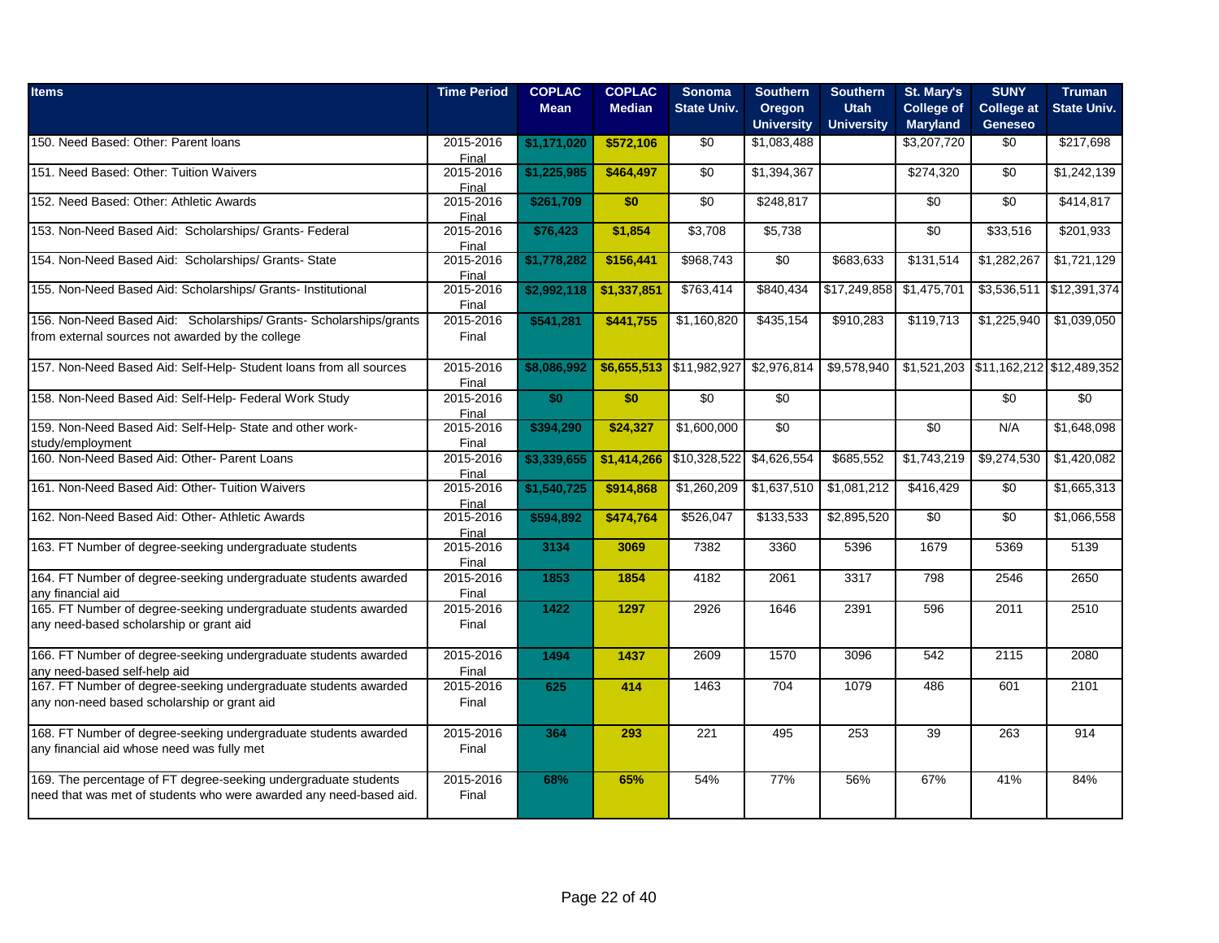| Items | Time Period | COPLAC Mean | COPLAC Median | Sonoma State Univ. | Southern Oregon University | Southern Utah University | St. Mary's College of Maryland | SUNY College at Geneseo | Truman State Univ. |
|---|---|---|---|---|---|---|---|---|---|
| 150. Need Based: Other: Parent loans | 2015-2016 Final | $1,171,020 | $572,106 | $0 | $1,083,488 | | $3,207,720 | $0 | $217,698 |
| 151. Need Based: Other: Tuition Waivers | 2015-2016 Final | $1,225,985 | $464,497 | $0 | $1,394,367 | | $274,320 | $0 | $1,242,139 |
| 152. Need Based: Other: Athletic Awards | 2015-2016 Final | $261,709 | $0 | $0 | $248,817 | | $0 | $0 | $414,817 |
| 153. Non-Need Based Aid: Scholarships/ Grants- Federal | 2015-2016 Final | $76,423 | $1,854 | $3,708 | $5,738 | | $0 | $33,516 | $201,933 |
| 154. Non-Need Based Aid: Scholarships/ Grants- State | 2015-2016 Final | $1,778,282 | $156,441 | $968,743 | $0 | $683,633 | $131,514 | $1,282,267 | $1,721,129 |
| 155. Non-Need Based Aid: Scholarships/ Grants- Institutional | 2015-2016 Final | $2,992,118 | $1,337,851 | $763,414 | $840,434 | $17,249,858 | $1,475,701 | $3,536,511 | $12,391,374 |
| 156. Non-Need Based Aid: Scholarships/ Grants- Scholarships/grants from external sources not awarded by the college | 2015-2016 Final | $541,281 | $441,755 | $1,160,820 | $435,154 | $910,283 | $119,713 | $1,225,940 | $1,039,050 |
| 157. Non-Need Based Aid: Self-Help- Student loans from all sources | 2015-2016 Final | $8,086,992 | $6,655,513 | $11,982,927 | $2,976,814 | $9,578,940 | $1,521,203 | $11,162,212 | $12,489,352 |
| 158. Non-Need Based Aid: Self-Help- Federal Work Study | 2015-2016 Final | $0 | $0 | $0 | $0 | | | $0 | $0 |
| 159. Non-Need Based Aid: Self-Help- State and other work-study/employment | 2015-2016 Final | $394,290 | $24,327 | $1,600,000 | $0 | | $0 | N/A | $1,648,098 |
| 160. Non-Need Based Aid: Other- Parent Loans | 2015-2016 Final | $3,339,655 | $1,414,266 | $10,328,522 | $4,626,554 | $685,552 | $1,743,219 | $9,274,530 | $1,420,082 |
| 161. Non-Need Based Aid: Other- Tuition Waivers | 2015-2016 Final | $1,540,725 | $914,868 | $1,260,209 | $1,637,510 | $1,081,212 | $416,429 | $0 | $1,665,313 |
| 162. Non-Need Based Aid: Other- Athletic Awards | 2015-2016 Final | $594,892 | $474,764 | $526,047 | $133,533 | $2,895,520 | $0 | $0 | $1,066,558 |
| 163. FT Number of degree-seeking undergraduate students | 2015-2016 Final | 3134 | 3069 | 7382 | 3360 | 5396 | 1679 | 5369 | 5139 |
| 164. FT Number of degree-seeking undergraduate students awarded any financial aid | 2015-2016 Final | 1853 | 1854 | 4182 | 2061 | 3317 | 798 | 2546 | 2650 |
| 165. FT Number of degree-seeking undergraduate students awarded any need-based scholarship or grant aid | 2015-2016 Final | 1422 | 1297 | 2926 | 1646 | 2391 | 596 | 2011 | 2510 |
| 166. FT Number of degree-seeking undergraduate students awarded any need-based self-help aid | 2015-2016 Final | 1494 | 1437 | 2609 | 1570 | 3096 | 542 | 2115 | 2080 |
| 167. FT Number of degree-seeking undergraduate students awarded any non-need based scholarship or grant aid | 2015-2016 Final | 625 | 414 | 1463 | 704 | 1079 | 486 | 601 | 2101 |
| 168. FT Number of degree-seeking undergraduate students awarded any financial aid whose need was fully met | 2015-2016 Final | 364 | 293 | 221 | 495 | 253 | 39 | 263 | 914 |
| 169. The percentage of FT degree-seeking undergraduate students need that was met of students who were awarded any need-based aid. | 2015-2016 Final | 68% | 65% | 54% | 77% | 56% | 67% | 41% | 84% |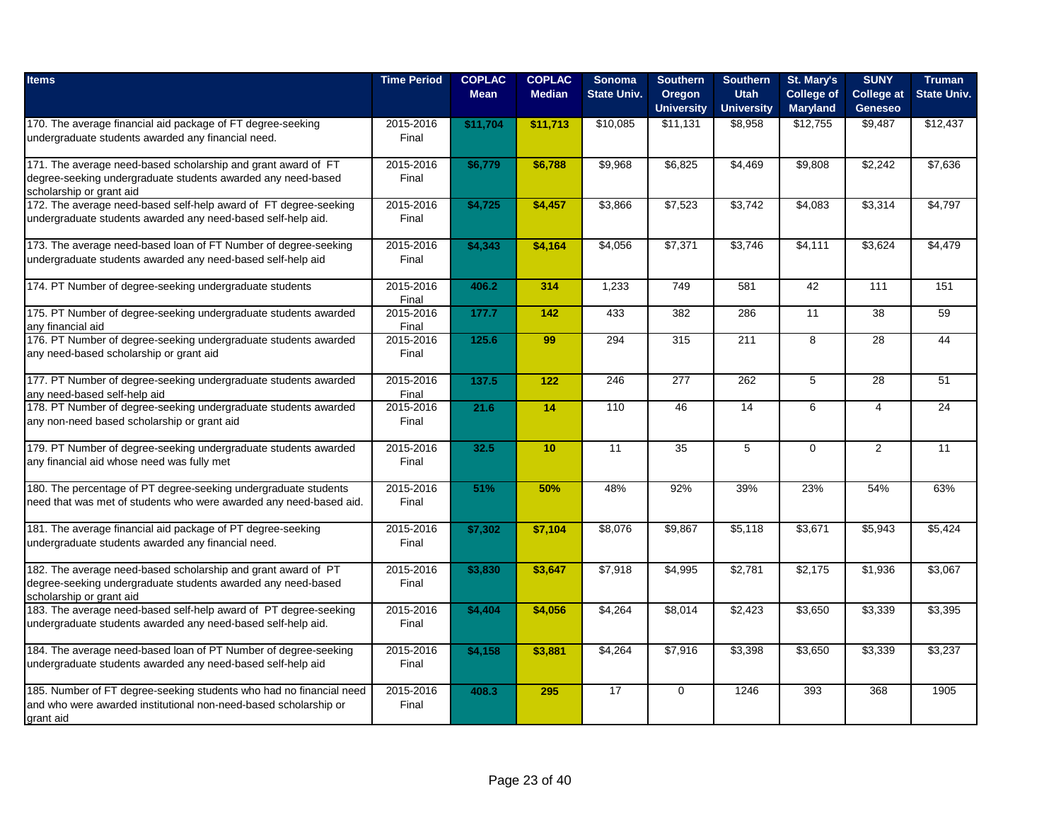| Items | Time Period | COPLAC Mean | COPLAC Median | Sonoma State Univ. | Southern Oregon University | Southern Utah University | St. Mary's College of Maryland | SUNY College at Geneseo | Truman State Univ. |
|---|---|---|---|---|---|---|---|---|---|
| 170. The average financial aid package of FT degree-seeking undergraduate students awarded any financial need. | 2015-2016 Final | **$11,704** | **$11,713** | $10,085 | $11,131 | $8,958 | $12,755 | $9,487 | $12,437 |
| 171. The average need-based scholarship and grant award of FT degree-seeking undergraduate students awarded any need-based scholarship or grant aid | 2015-2016 Final | **$6,779** | **$6,788** | $9,968 | $6,825 | $4,469 | $9,808 | $2,242 | $7,636 |
| 172. The average need-based self-help award of FT degree-seeking undergraduate students awarded any need-based self-help aid. | 2015-2016 Final | **$4,725** | **$4,457** | $3,866 | $7,523 | $3,742 | $4,083 | $3,314 | $4,797 |
| 173. The average need-based loan of FT Number of degree-seeking undergraduate students awarded any need-based self-help aid | 2015-2016 Final | **$4,343** | **$4,164** | $4,056 | $7,371 | $3,746 | $4,111 | $3,624 | $4,479 |
| 174. PT Number of degree-seeking undergraduate students | 2015-2016 Final | **406.2** | **314** | 1,233 | 749 | 581 | 42 | 111 | 151 |
| 175. PT Number of degree-seeking undergraduate students awarded any financial aid | 2015-2016 Final | **177.7** | **142** | 433 | 382 | 286 | 11 | 38 | 59 |
| 176. PT Number of degree-seeking undergraduate students awarded any need-based scholarship or grant aid | 2015-2016 Final | **125.6** | **99** | 294 | 315 | 211 | 8 | 28 | 44 |
| 177. PT Number of degree-seeking undergraduate students awarded any need-based self-help aid | 2015-2016 Final | **137.5** | **122** | 246 | 277 | 262 | 5 | 28 | 51 |
| 178. PT Number of degree-seeking undergraduate students awarded any non-need based scholarship or grant aid | 2015-2016 Final | **21.6** | **14** | 110 | 46 | 14 | 6 | 4 | 24 |
| 179. PT Number of degree-seeking undergraduate students awarded any financial aid whose need was fully met | 2015-2016 Final | **32.5** | **10** | 11 | 35 | 5 | 0 | 2 | 11 |
| 180. The percentage of PT degree-seeking undergraduate students need that was met of students who were awarded any need-based aid. | 2015-2016 Final | **51%** | **50%** | 48% | 92% | 39% | 23% | 54% | 63% |
| 181. The average financial aid package of PT degree-seeking undergraduate students awarded any financial need. | 2015-2016 Final | **$7,302** | **$7,104** | $8,076 | $9,867 | $5,118 | $3,671 | $5,943 | $5,424 |
| 182. The average need-based scholarship and grant award of PT degree-seeking undergraduate students awarded any need-based scholarship or grant aid | 2015-2016 Final | **$3,830** | **$3,647** | $7,918 | $4,995 | $2,781 | $2,175 | $1,936 | $3,067 |
| 183. The average need-based self-help award of PT degree-seeking undergraduate students awarded any need-based self-help aid. | 2015-2016 Final | **$4,404** | **$4,056** | $4,264 | $8,014 | $2,423 | $3,650 | $3,339 | $3,395 |
| 184. The average need-based loan of PT Number of degree-seeking undergraduate students awarded any need-based self-help aid | 2015-2016 Final | **$4,158** | **$3,881** | $4,264 | $7,916 | $3,398 | $3,650 | $3,339 | $3,237 |
| 185. Number of FT degree-seeking students who had no financial need and who were awarded institutional non-need-based scholarship or grant aid | 2015-2016 Final | **408.3** | **295** | 17 | 0 | 1246 | 393 | 368 | 1905 |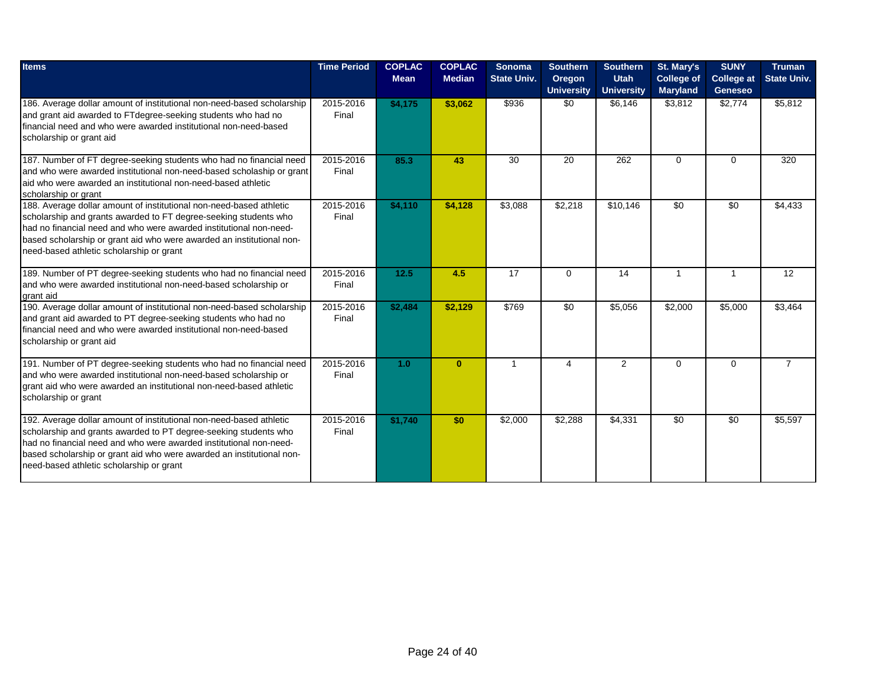| Items | Time Period | COPLAC Mean | COPLAC Median | Sonoma State Univ. | Southern Oregon University | Southern Utah University | St. Mary's College of Maryland | SUNY College at Geneseo | Truman State Univ. |
|---|---|---|---|---|---|---|---|---|---|
| 186. Average dollar amount of institutional non-need-based scholarship and grant aid awarded to FTdegree-seeking students who had no financial need and who were awarded institutional non-need-based scholarship or grant aid | 2015-2016 Final | **$4,175** | **$3,062** | $936 | $0 | $6,146 | $3,812 | $2,774 | $5,812 |
| 187. Number of FT degree-seeking students who had no financial need and who were awarded institutional non-need-based scholaship or grant aid who were awarded an institutional non-need-based athletic scholarship or grant | 2015-2016 Final | **85.3** | **43** | 30 | 20 | 262 | 0 | 0 | 320 |
| 188. Average dollar amount of institutional non-need-based athletic scholarship and grants awarded to FT degree-seeking students who had no financial need and who were awarded institutional non-need-based scholarship or grant aid who were awarded an institutional non-need-based athletic scholarship or grant | 2015-2016 Final | **$4,110** | **$4,128** | $3,088 | $2,218 | $10,146 | $0 | $0 | $4,433 |
| 189. Number of PT degree-seeking students who had no financial need and who were awarded institutional non-need-based scholarship or grant aid | 2015-2016 Final | **12.5** | **4.5** | 17 | 0 | 14 | 1 | 1 | 12 |
| 190. Average dollar amount of institutional non-need-based scholarship and grant aid awarded to PT degree-seeking students who had no financial need and who were awarded institutional non-need-based scholarship or grant aid | 2015-2016 Final | **$2,484** | **$2,129** | $769 | $0 | $5,056 | $2,000 | $5,000 | $3,464 |
| 191. Number of PT degree-seeking students who had no financial need and who were awarded institutional non-need-based scholarship or grant aid who were awarded an institutional non-need-based athletic scholarship or grant | 2015-2016 Final | **1.0** | **0** | 1 | 4 | 2 | 0 | 0 | 7 |
| 192. Average dollar amount of institutional non-need-based athletic scholarship and grants awarded to PT degree-seeking students who had no financial need and who were awarded institutional non-need-based scholarship or grant aid who were awarded an institutional non-need-based athletic scholarship or grant | 2015-2016 Final | **$1,740** | **$0** | $2,000 | $2,288 | $4,331 | $0 | $0 | $5,597 |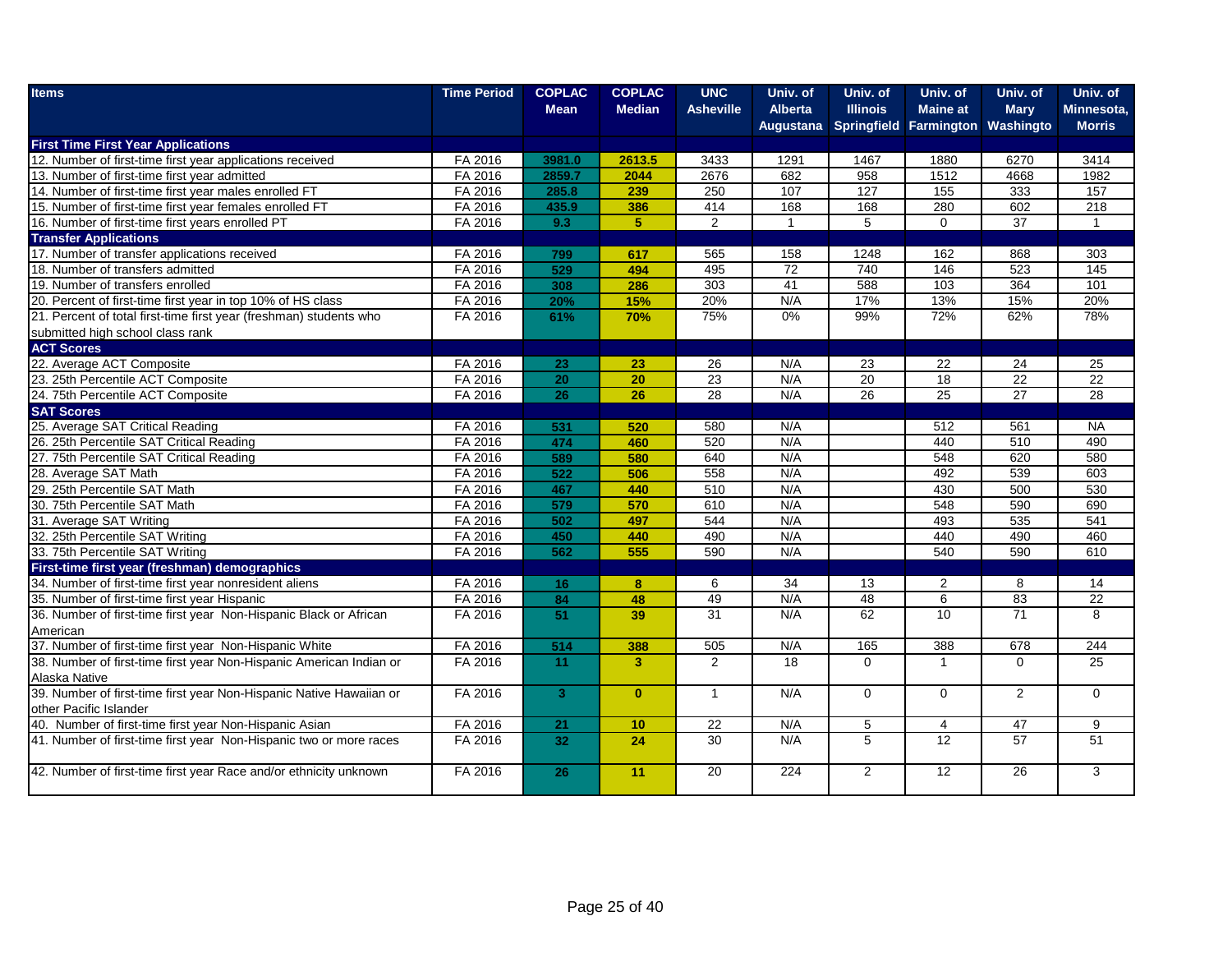| Items | Time Period | COPLAC Mean | COPLAC Median | UNC Asheville | Univ. of Alberta Augustana | Univ. of Illinois Springfield | Univ. of Maine at Farmington | Univ. of Mary Washingto | Univ. of Minnesota, Morris |
|---|---|---|---|---|---|---|---|---|---|
| **First Time First Year Applications** | | | | | | | | | |
| 12. Number of first-time first year applications received | FA 2016 | 3981.0 | 2613.5 | 3433 | 1291 | 1467 | 1880 | 6270 | 3414 |
| 13. Number of first-time first year admitted | FA 2016 | 2859.7 | 2044 | 2676 | 682 | 958 | 1512 | 4668 | 1982 |
| 14. Number of first-time first year males enrolled FT | FA 2016 | 285.8 | 239 | 250 | 107 | 127 | 155 | 333 | 157 |
| 15. Number of first-time first year females enrolled FT | FA 2016 | 435.9 | 386 | 414 | 168 | 168 | 280 | 602 | 218 |
| 16. Number of first-time first years enrolled PT | FA 2016 | 9.3 | 5 | 2 | 1 | 5 | 0 | 37 | 1 |
| **Transfer Applications** | | | | | | | | | |
| 17. Number of transfer applications received | FA 2016 | 799 | 617 | 565 | 158 | 1248 | 162 | 868 | 303 |
| 18. Number of transfers admitted | FA 2016 | 529 | 494 | 495 | 72 | 740 | 146 | 523 | 145 |
| 19. Number of transfers enrolled | FA 2016 | 308 | 286 | 303 | 41 | 588 | 103 | 364 | 101 |
| 20. Percent of first-time first year in top 10% of HS class | FA 2016 | 20% | 15% | 20% | N/A | 17% | 13% | 15% | 20% |
| 21. Percent of total first-time first year (freshman) students who submitted high school class rank | FA 2016 | 61% | 70% | 75% | 0% | 99% | 72% | 62% | 78% |
| **ACT Scores** | | | | | | | | | |
| 22. Average ACT Composite | FA 2016 | 23 | 23 | 26 | N/A | 23 | 22 | 24 | 25 |
| 23. 25th Percentile ACT Composite | FA 2016 | 20 | 20 | 23 | N/A | 20 | 18 | 22 | 22 |
| 24. 75th Percentile ACT Composite | FA 2016 | 26 | 26 | 28 | N/A | 26 | 25 | 27 | 28 |
| **SAT Scores** | | | | | | | | | |
| 25. Average SAT Critical Reading | FA 2016 | 531 | 520 | 580 | N/A | | 512 | 561 | NA |
| 26. 25th Percentile SAT Critical Reading | FA 2016 | 474 | 460 | 520 | N/A | | 440 | 510 | 490 |
| 27. 75th Percentile SAT Critical Reading | FA 2016 | 589 | 580 | 640 | N/A | | 548 | 620 | 580 |
| 28. Average SAT Math | FA 2016 | 522 | 506 | 558 | N/A | | 492 | 539 | 603 |
| 29. 25th Percentile SAT Math | FA 2016 | 467 | 440 | 510 | N/A | | 430 | 500 | 530 |
| 30. 75th Percentile SAT Math | FA 2016 | 579 | 570 | 610 | N/A | | 548 | 590 | 690 |
| 31. Average SAT Writing | FA 2016 | 502 | 497 | 544 | N/A | | 493 | 535 | 541 |
| 32. 25th Percentile SAT Writing | FA 2016 | 450 | 440 | 490 | N/A | | 440 | 490 | 460 |
| 33. 75th Percentile SAT Writing | FA 2016 | 562 | 555 | 590 | N/A | | 540 | 590 | 610 |
| **First-time first year (freshman) demographics** | | | | | | | | | |
| 34. Number of first-time first year nonresident aliens | FA 2016 | 16 | 8 | 6 | 34 | 13 | 2 | 8 | 14 |
| 35. Number of first-time first year Hispanic | FA 2016 | 84 | 48 | 49 | N/A | 48 | 6 | 83 | 22 |
| 36. Number of first-time first year Non-Hispanic Black or African American | FA 2016 | 51 | 39 | 31 | N/A | 62 | 10 | 71 | 8 |
| 37. Number of first-time first year Non-Hispanic White | FA 2016 | 514 | 388 | 505 | N/A | 165 | 388 | 678 | 244 |
| 38. Number of first-time first year Non-Hispanic American Indian or Alaska Native | FA 2016 | 11 | 3 | 2 | 18 | 0 | 1 | 0 | 25 |
| 39. Number of first-time first year Non-Hispanic Native Hawaiian or other Pacific Islander | FA 2016 | 3 | 0 | 1 | N/A | 0 | 0 | 2 | 0 |
| 40. Number of first-time first year Non-Hispanic Asian | FA 2016 | 21 | 10 | 22 | N/A | 5 | 4 | 47 | 9 |
| 41. Number of first-time first year Non-Hispanic two or more races | FA 2016 | 32 | 24 | 30 | N/A | 5 | 12 | 57 | 51 |
| 42. Number of first-time first year Race and/or ethnicity unknown | FA 2016 | 26 | 11 | 20 | 224 | 2 | 12 | 26 | 3 |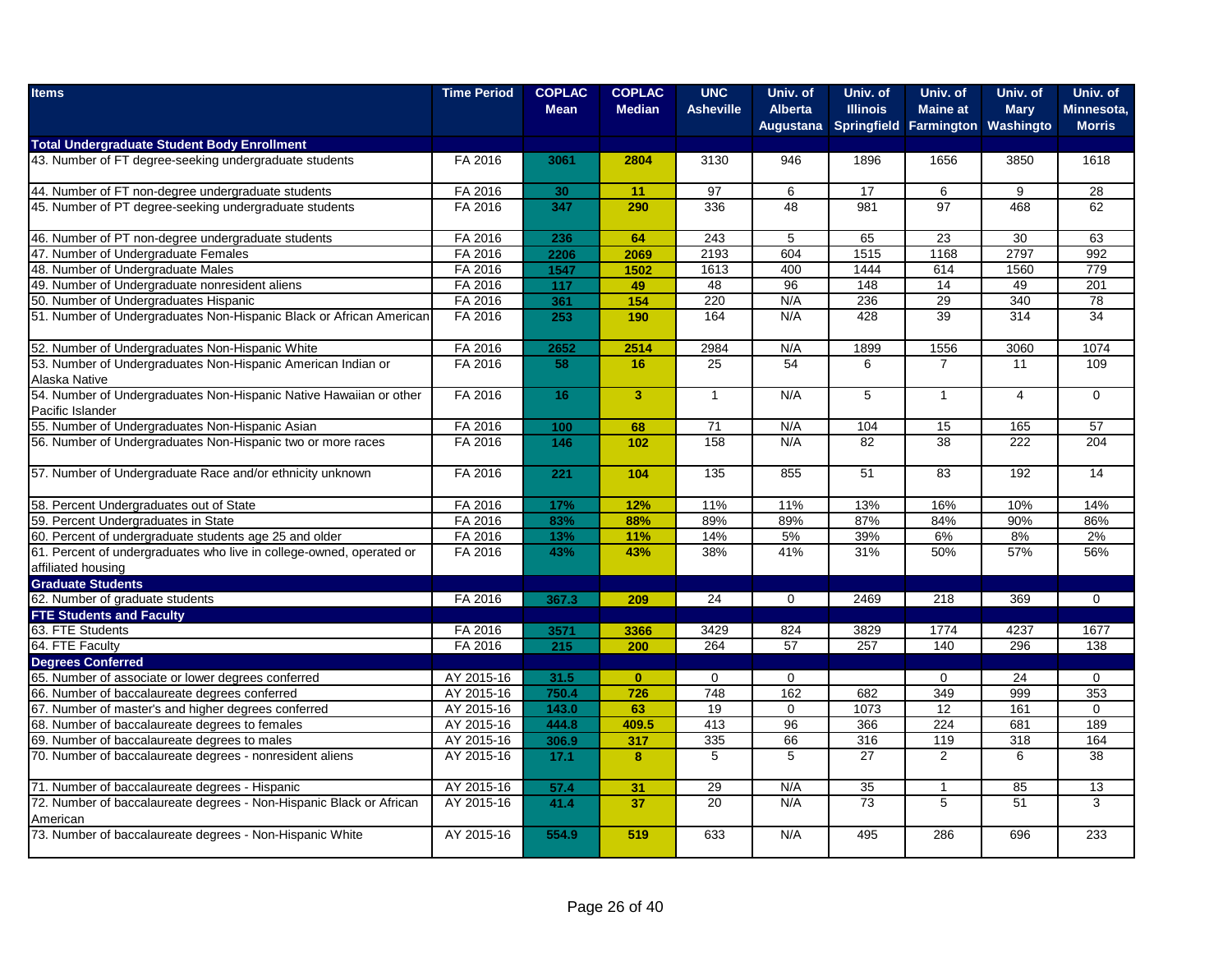| Items | Time Period | COPLAC Mean | COPLAC Median | UNC Asheville | Univ. of Alberta Augustana | Univ. of Illinois Springfield | Univ. of Maine at Farmington | Univ. of Mary Washingto | Univ. of Minnesota, Morris |
|---|---|---|---|---|---|---|---|---|---|
| **Total Undergraduate Student Body Enrollment** | | | | | | | | | |
| 43. Number of FT degree-seeking undergraduate students | FA 2016 | 3061 | 2804 | 3130 | 946 | 1896 | 1656 | 3850 | 1618 |
| 44. Number of FT non-degree undergraduate students | FA 2016 | 30 | 11 | 97 | 6 | 17 | 6 | 9 | 28 |
| 45. Number of PT degree-seeking undergraduate students | FA 2016 | 347 | 290 | 336 | 48 | 981 | 97 | 468 | 62 |
| 46. Number of PT non-degree undergraduate students | FA 2016 | 236 | 64 | 243 | 5 | 65 | 23 | 30 | 63 |
| 47. Number of Undergraduate Females | FA 2016 | 2206 | 2069 | 2193 | 604 | 1515 | 1168 | 2797 | 992 |
| 48. Number of Undergraduate Males | FA 2016 | 1547 | 1502 | 1613 | 400 | 1444 | 614 | 1560 | 779 |
| 49. Number of Undergraduate nonresident aliens | FA 2016 | 117 | 49 | 48 | 96 | 148 | 14 | 49 | 201 |
| 50. Number of Undergraduates Hispanic | FA 2016 | 361 | 154 | 220 | N/A | 236 | 29 | 340 | 78 |
| 51. Number of Undergraduates Non-Hispanic Black or African American | FA 2016 | 253 | 190 | 164 | N/A | 428 | 39 | 314 | 34 |
| 52. Number of Undergraduates Non-Hispanic White | FA 2016 | 2652 | 2514 | 2984 | N/A | 1899 | 1556 | 3060 | 1074 |
| 53. Number of Undergraduates Non-Hispanic American Indian or Alaska Native | FA 2016 | 58 | 16 | 25 | 54 | 6 | 7 | 11 | 109 |
| 54. Number of Undergraduates Non-Hispanic Native Hawaiian or other Pacific Islander | FA 2016 | 16 | 3 | 1 | N/A | 5 | 1 | 4 | 0 |
| 55. Number of Undergraduates Non-Hispanic Asian | FA 2016 | 100 | 68 | 71 | N/A | 104 | 15 | 165 | 57 |
| 56. Number of Undergraduates Non-Hispanic two or more races | FA 2016 | 146 | 102 | 158 | N/A | 82 | 38 | 222 | 204 |
| 57. Number of Undergraduate Race and/or ethnicity unknown | FA 2016 | 221 | 104 | 135 | 855 | 51 | 83 | 192 | 14 |
| 58. Percent Undergraduates out of State | FA 2016 | 17% | 12% | 11% | 11% | 13% | 16% | 10% | 14% |
| 59. Percent Undergraduates in State | FA 2016 | 83% | 88% | 89% | 89% | 87% | 84% | 90% | 86% |
| 60. Percent of undergraduate students age 25 and older | FA 2016 | 13% | 11% | 14% | 5% | 39% | 6% | 8% | 2% |
| 61. Percent of undergraduates who live in college-owned, operated or affiliated housing | FA 2016 | 43% | 43% | 38% | 41% | 31% | 50% | 57% | 56% |
| **Graduate Students** | | | | | | | | | |
| 62. Number of graduate students | FA 2016 | 367.3 | 209 | 24 | 0 | 2469 | 218 | 369 | 0 |
| **FTE Students and Faculty** | | | | | | | | | |
| 63. FTE Students | FA 2016 | 3571 | 3366 | 3429 | 824 | 3829 | 1774 | 4237 | 1677 |
| 64. FTE Faculty | FA 2016 | 215 | 200 | 264 | 57 | 257 | 140 | 296 | 138 |
| **Degrees Conferred** | | | | | | | | | |
| 65. Number of associate or lower degrees conferred | AY 2015-16 | 31.5 | 0 | 0 | 0 | | 0 | 24 | 0 |
| 66. Number of baccalaureate degrees conferred | AY 2015-16 | 750.4 | 726 | 748 | 162 | 682 | 349 | 999 | 353 |
| 67. Number of master's and higher degrees conferred | AY 2015-16 | 143.0 | 63 | 19 | 0 | 1073 | 12 | 161 | 0 |
| 68. Number of baccalaureate degrees to females | AY 2015-16 | 444.8 | 409.5 | 413 | 96 | 366 | 224 | 681 | 189 |
| 69. Number of baccalaureate degrees to males | AY 2015-16 | 306.9 | 317 | 335 | 66 | 316 | 119 | 318 | 164 |
| 70. Number of baccalaureate degrees - nonresident aliens | AY 2015-16 | 17.1 | 8 | 5 | 5 | 27 | 2 | 6 | 38 |
| 71. Number of baccalaureate degrees - Hispanic | AY 2015-16 | 57.4 | 31 | 29 | N/A | 35 | 1 | 85 | 13 |
| 72. Number of baccalaureate degrees - Non-Hispanic Black or African American | AY 2015-16 | 41.4 | 37 | 20 | N/A | 73 | 5 | 51 | 3 |
| 73. Number of baccalaureate degrees - Non-Hispanic White | AY 2015-16 | 554.9 | 519 | 633 | N/A | 495 | 286 | 696 | 233 |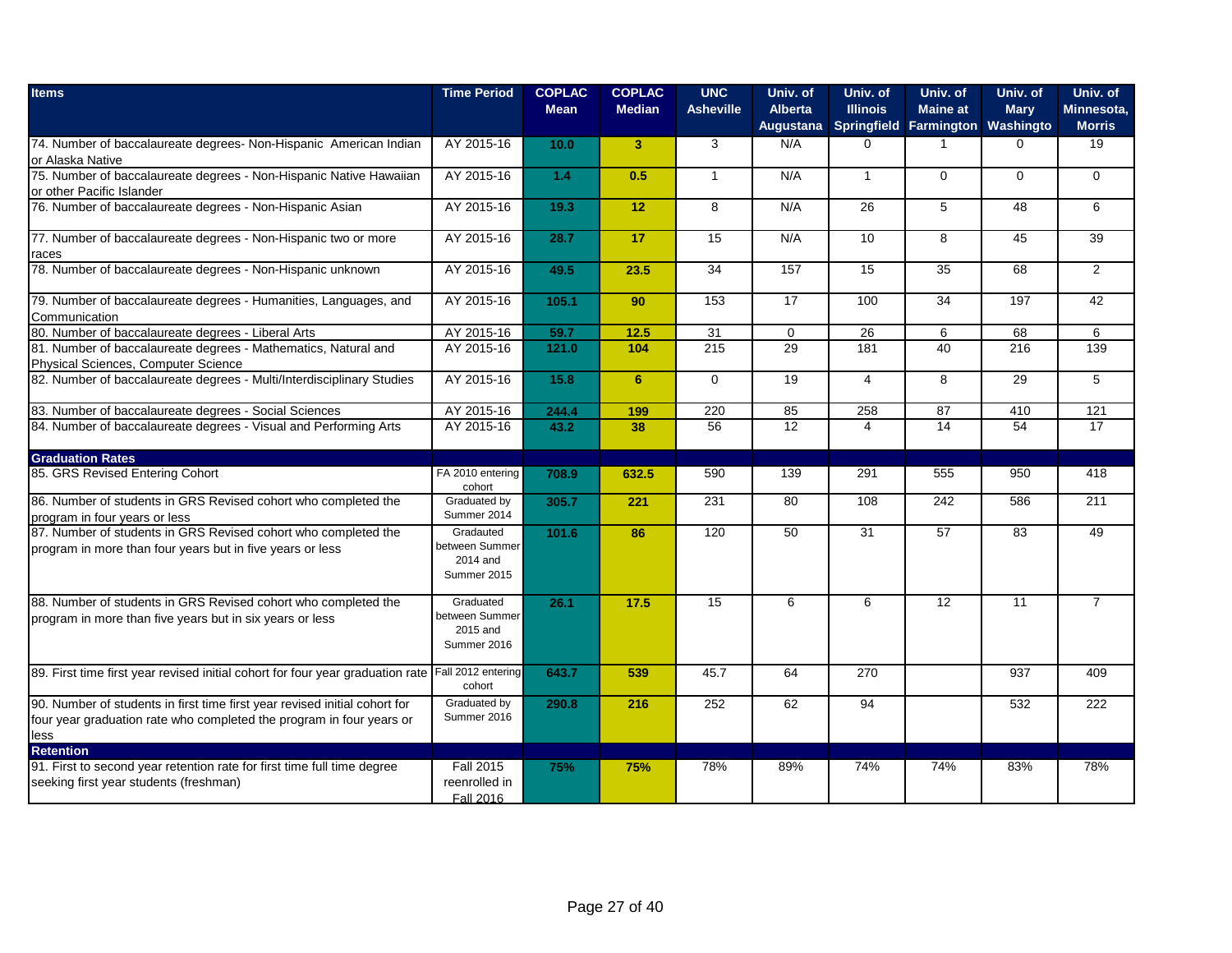| Items | Time Period | COPLAC Mean | COPLAC Median | UNC Asheville | Univ. of Alberta Augustana | Univ. of Illinois Springfield | Univ. of Maine at Farmington | Univ. of Mary Washingto | Univ. of Minnesota, Morris |
|---|---|---|---|---|---|---|---|---|---|
| 74. Number of baccalaureate degrees- Non-Hispanic American Indian or Alaska Native | AY 2015-16 | 10.0 | 3 | 3 | N/A | 0 | 1 | 0 | 19 |
| 75. Number of baccalaureate degrees - Non-Hispanic Native Hawaiian or other Pacific Islander | AY 2015-16 | 1.4 | 0.5 | 1 | N/A | 1 | 0 | 0 | 0 |
| 76. Number of baccalaureate degrees - Non-Hispanic Asian | AY 2015-16 | 19.3 | 12 | 8 | N/A | 26 | 5 | 48 | 6 |
| 77. Number of baccalaureate degrees - Non-Hispanic two or more races | AY 2015-16 | 28.7 | 17 | 15 | N/A | 10 | 8 | 45 | 39 |
| 78. Number of baccalaureate degrees - Non-Hispanic unknown | AY 2015-16 | 49.5 | 23.5 | 34 | 157 | 15 | 35 | 68 | 2 |
| 79. Number of baccalaureate degrees - Humanities, Languages, and Communication | AY 2015-16 | 105.1 | 90 | 153 | 17 | 100 | 34 | 197 | 42 |
| 80. Number of baccalaureate degrees - Liberal Arts | AY 2015-16 | 59.7 | 12.5 | 31 | 0 | 26 | 6 | 68 | 6 |
| 81. Number of baccalaureate degrees - Mathematics, Natural and Physical Sciences, Computer Science | AY 2015-16 | 121.0 | 104 | 215 | 29 | 181 | 40 | 216 | 139 |
| 82. Number of baccalaureate degrees - Multi/Interdisciplinary Studies | AY 2015-16 | 15.8 | 6 | 0 | 19 | 4 | 8 | 29 | 5 |
| 83. Number of baccalaureate degrees - Social Sciences | AY 2015-16 | 244.4 | 199 | 220 | 85 | 258 | 87 | 410 | 121 |
| 84. Number of baccalaureate degrees - Visual and Performing Arts | AY 2015-16 | 43.2 | 38 | 56 | 12 | 4 | 14 | 54 | 17 |
| **Graduation Rates** | | | | | | | | | |
| 85. GRS Revised Entering Cohort | FA 2010 entering cohort | 708.9 | 632.5 | 590 | 139 | 291 | 555 | 950 | 418 |
| 86. Number of students in GRS Revised cohort who completed the program in four years or less | Graduated by Summer 2014 | 305.7 | 221 | 231 | 80 | 108 | 242 | 586 | 211 |
| 87. Number of students in GRS Revised cohort who completed the program in more than four years but in five years or less | Gradauted between Summer 2014 and Summer 2015 | 101.6 | 86 | 120 | 50 | 31 | 57 | 83 | 49 |
| 88. Number of students in GRS Revised cohort who completed the program in more than five years but in six years or less | Graduated between Summer 2015 and Summer 2016 | 26.1 | 17.5 | 15 | 6 | 6 | 12 | 11 | 7 |
| 89. First time first year revised initial cohort for four year graduation rate | Fall 2012 entering cohort | 643.7 | 539 | 45.7 | 64 | 270 | | 937 | 409 |
| 90. Number of students in first time first year revised initial cohort for four year graduation rate who completed the program in four years or less | Graduated by Summer 2016 | 290.8 | 216 | 252 | 62 | 94 | | 532 | 222 |
| **Retention** | | | | | | | | | |
| 91. First to second year retention rate for first time full time degree seeking first year students (freshman) | Fall 2015 reenrolled in Fall 2016 | 75% | 75% | 78% | 89% | 74% | 74% | 83% | 78% |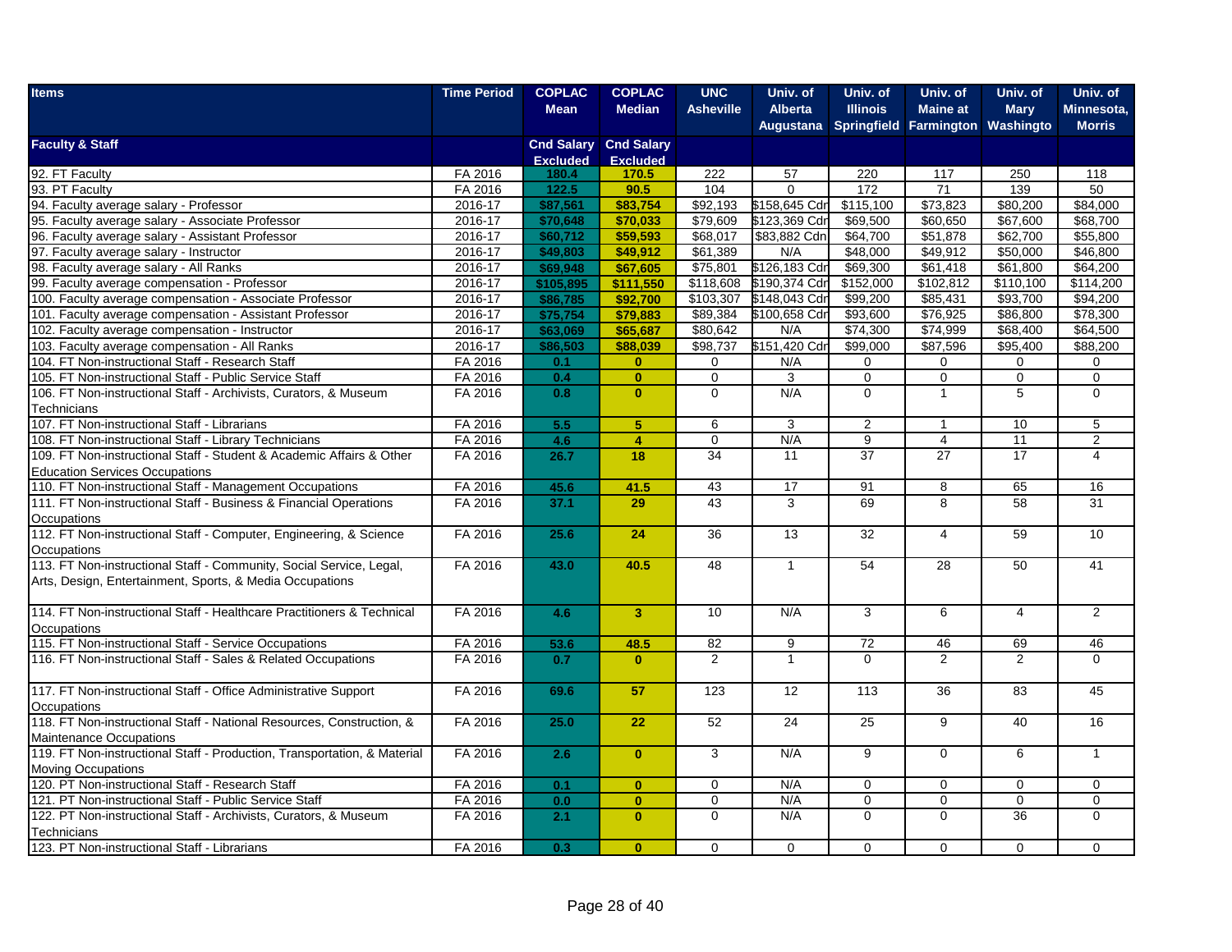| Items | Time Period | COPLAC Mean | COPLAC Median | UNC Asheville | Univ. of Alberta Augustana | Univ. of Illinois Springfield | Univ. of Maine at Farmington | Univ. of Mary Washingto | Univ. of Minnesota, Morris |
|---|---|---|---|---|---|---|---|---|---|
| **Faculty & Staff** | | **Cnd Salary Excluded** | **Cnd Salary Excluded** | | | | | | |
| 92. FT Faculty | FA 2016 | **180.4** | **170.5** | 222 | 57 | 220 | 117 | 250 | 118 |
| 93. PT Faculty | FA 2016 | **122.5** | **90.5** | 104 | 0 | 172 | 71 | 139 | 50 |
| 94. Faculty average salary - Professor | 2016-17 | **$87,561** | **$83,754** | $92,193 | $158,645 Cdn | $115,100 | $73,823 | $80,200 | $84,000 |
| 95. Faculty average salary - Associate Professor | 2016-17 | **$70,648** | **$70,033** | $79,609 | $123,369 Cdn | $69,500 | $60,650 | $67,600 | $68,700 |
| 96. Faculty average salary - Assistant Professor | 2016-17 | **$60,712** | **$59,593** | $68,017 | $83,882 Cdn | $64,700 | $51,878 | $62,700 | $55,800 |
| 97. Faculty average salary - Instructor | 2016-17 | **$49,803** | **$49,912** | $61,389 | N/A | $48,000 | $49,912 | $50,000 | $46,800 |
| 98. Faculty average salary - All Ranks | 2016-17 | **$69,948** | **$67,605** | $75,801 | $126,183 Cdn | $69,300 | $61,418 | $61,800 | $64,200 |
| 99. Faculty average compensation - Professor | 2016-17 | **$105,895** | **$111,550** | $118,608 | $190,374 Cdn | $152,000 | $102,812 | $110,100 | $114,200 |
| 100. Faculty average compensation - Associate Professor | 2016-17 | **$86,785** | **$92,700** | $103,307 | $148,043 Cdn | $99,200 | $85,431 | $93,700 | $94,200 |
| 101. Faculty average compensation - Assistant Professor | 2016-17 | **$75,754** | **$79,883** | $89,384 | $100,658 Cdn | $93,600 | $76,925 | $86,800 | $78,300 |
| 102. Faculty average compensation - Instructor | 2016-17 | **$63,069** | **$65,687** | $80,642 | N/A | $74,300 | $74,999 | $68,400 | $64,500 |
| 103. Faculty average compensation - All Ranks | 2016-17 | **$86,503** | **$88,039** | $98,737 | $151,420 Cdn | $99,000 | $87,596 | $95,400 | $88,200 |
| 104. FT Non-instructional Staff - Research Staff | FA 2016 | **0.1** | **0** | 0 | N/A | 0 | 0 | 0 | 0 |
| 105. FT Non-instructional Staff - Public Service Staff | FA 2016 | **0.4** | **0** | 0 | 3 | 0 | 0 | 0 | 0 |
| 106. FT Non-instructional Staff - Archivists, Curators, & Museum Technicians | FA 2016 | **0.8** | **0** | 0 | N/A | 0 | 1 | 5 | 0 |
| 107. FT Non-instructional Staff - Librarians | FA 2016 | **5.5** | **5** | 6 | 3 | 2 | 1 | 10 | 5 |
| 108. FT Non-instructional Staff - Library Technicians | FA 2016 | **4.6** | **4** | 0 | N/A | 9 | 4 | 11 | 2 |
| 109. FT Non-instructional Staff - Student & Academic Affairs & Other Education Services Occupations | FA 2016 | **26.7** | **18** | 34 | 11 | 37 | 27 | 17 | 4 |
| 110. FT Non-instructional Staff - Management Occupations | FA 2016 | **45.6** | **41.5** | 43 | 17 | 91 | 8 | 65 | 16 |
| 111. FT Non-instructional Staff - Business & Financial Operations Occupations | FA 2016 | **37.1** | **29** | 43 | 3 | 69 | 8 | 58 | 31 |
| 112. FT Non-instructional Staff - Computer, Engineering, & Science Occupations | FA 2016 | **25.6** | **24** | 36 | 13 | 32 | 4 | 59 | 10 |
| 113. FT Non-instructional Staff - Community, Social Service, Legal, Arts, Design, Entertainment, Sports, & Media Occupations | FA 2016 | **43.0** | **40.5** | 48 | 1 | 54 | 28 | 50 | 41 |
| 114. FT Non-instructional Staff - Healthcare Practitioners & Technical Occupations | FA 2016 | **4.6** | **3** | 10 | N/A | 3 | 6 | 4 | 2 |
| 115. FT Non-instructional Staff - Service Occupations | FA 2016 | **53.6** | **48.5** | 82 | 9 | 72 | 46 | 69 | 46 |
| 116. FT Non-instructional Staff - Sales & Related Occupations | FA 2016 | **0.7** | **0** | 2 | 1 | 0 | 2 | 2 | 0 |
| 117. FT Non-instructional Staff - Office Administrative Support Occupations | FA 2016 | **69.6** | **57** | 123 | 12 | 113 | 36 | 83 | 45 |
| 118. FT Non-instructional Staff - National Resources, Construction, & Maintenance Occupations | FA 2016 | **25.0** | **22** | 52 | 24 | 25 | 9 | 40 | 16 |
| 119. FT Non-instructional Staff - Production, Transportation, & Material Moving Occupations | FA 2016 | **2.6** | **0** | 3 | N/A | 9 | 0 | 6 | 1 |
| 120. PT Non-instructional Staff - Research Staff | FA 2016 | **0.1** | **0** | 0 | N/A | 0 | 0 | 0 | 0 |
| 121. PT Non-instructional Staff - Public Service Staff | FA 2016 | **0.0** | **0** | 0 | N/A | 0 | 0 | 0 | 0 |
| 122. PT Non-instructional Staff - Archivists, Curators, & Museum Technicians | FA 2016 | **2.1** | **0** | 0 | N/A | 0 | 0 | 36 | 0 |
| 123. PT Non-instructional Staff - Librarians | FA 2016 | **0.3** | **0** | 0 | 0 | 0 | 0 | 0 | 0 |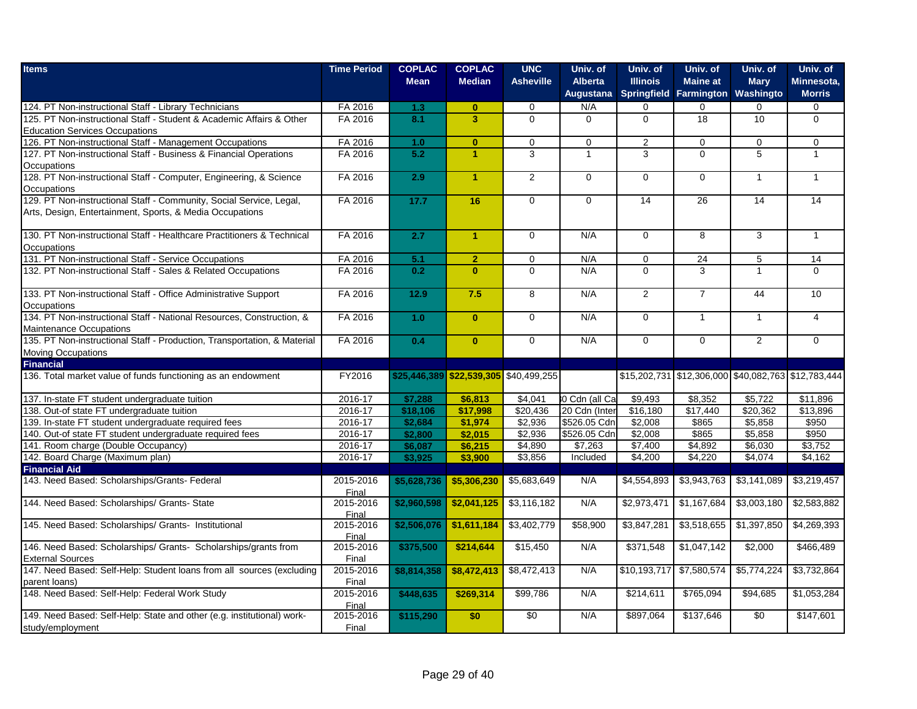| Items | Time Period | COPLAC Mean | COPLAC Median | UNC Asheville | Univ. of Alberta Augustana | Univ. of Illinois Springfield | Univ. of Maine at Farmington | Univ. of Mary Washingto | Univ. of Minnesota, Morris |
|---|---|---|---|---|---|---|---|---|---|
| 124. PT Non-instructional Staff - Library Technicians | FA 2016 | 1.3 | 0 | 0 | N/A | 0 | 0 | 0 | 0 |
| 125. PT Non-instructional Staff - Student & Academic Affairs & Other Education Services Occupations | FA 2016 | 8.1 | 3 | 0 | 0 | 0 | 18 | 10 | 0 |
| 126. PT Non-instructional Staff - Management Occupations | FA 2016 | 1.0 | 0 | 0 | 0 | 2 | 0 | 0 | 0 |
| 127. PT Non-instructional Staff - Business & Financial Operations Occupations | FA 2016 | 5.2 | 1 | 3 | 1 | 3 | 0 | 5 | 1 |
| 128. PT Non-instructional Staff - Computer, Engineering, & Science Occupations | FA 2016 | 2.9 | 1 | 2 | 0 | 0 | 0 | 1 | 1 |
| 129. PT Non-instructional Staff - Community, Social Service, Legal, Arts, Design, Entertainment, Sports, & Media Occupations | FA 2016 | 17.7 | 16 | 0 | 0 | 14 | 26 | 14 | 14 |
| 130. PT Non-instructional Staff - Healthcare Practitioners & Technical Occupations | FA 2016 | 2.7 | 1 | 0 | N/A | 0 | 8 | 3 | 1 |
| 131. PT Non-instructional Staff - Service Occupations | FA 2016 | 5.1 | 2 | 0 | N/A | 0 | 24 | 5 | 14 |
| 132. PT Non-instructional Staff - Sales & Related Occupations | FA 2016 | 0.2 | 0 | 0 | N/A | 0 | 3 | 1 | 0 |
| 133. PT Non-instructional Staff - Office Administrative Support Occupations | FA 2016 | 12.9 | 7.5 | 8 | N/A | 2 | 7 | 44 | 10 |
| 134. PT Non-instructional Staff - National Resources, Construction, & Maintenance Occupations | FA 2016 | 1.0 | 0 | 0 | N/A | 0 | 1 | 1 | 4 |
| 135. PT Non-instructional Staff - Production, Transportation, & Material Moving Occupations | FA 2016 | 0.4 | 0 | 0 | N/A | 0 | 0 | 2 | 0 |
| **Financial** | | | | | | | | | |
| 136. Total market value of funds functioning as an endowment | FY2016 | $25,446,389 | $22,539,305 | $40,499,255 | | $15,202,731 | $12,306,000 | $40,082,763 | $12,783,444 |
| 137. In-state FT student undergraduate tuition | 2016-17 | $7,288 | $6,813 | $4,041 | 0 Cdn (all Ca | $9,493 | $8,352 | $5,722 | $11,896 |
| 138. Out-of state FT student undergraduate tuition | 2016-17 | $18,106 | $17,998 | $20,436 | 20 Cdn (Inter | $16,180 | $17,440 | $20,362 | $13,896 |
| 139. In-state FT student undergraduate required fees | 2016-17 | $2,684 | $1,974 | $2,936 | $526.05 Cdn | $2,008 | $865 | $5,858 | $950 |
| 140. Out-of state FT student undergraduate required fees | 2016-17 | $2,800 | $2,015 | $2,936 | $526.05 Cdn | $2,008 | $865 | $5,858 | $950 |
| 141. Room charge (Double Occupancy) | 2016-17 | $6,087 | $6,215 | $4,890 | $7,263 | $7,400 | $4,892 | $6,030 | $3,752 |
| 142. Board Charge (Maximum plan) | 2016-17 | $3,925 | $3,900 | $3,856 | Included | $4,200 | $4,220 | $4,074 | $4,162 |
| **Financial Aid** | | | | | | | | | |
| 143. Need Based: Scholarships/Grants- Federal | 2015-2016 Final | $5,628,736 | $5,306,230 | $5,683,649 | N/A | $4,554,893 | $3,943,763 | $3,141,089 | $3,219,457 |
| 144. Need Based: Scholarships/ Grants- State | 2015-2016 Final | $2,960,598 | $2,041,125 | $3,116,182 | N/A | $2,973,471 | $1,167,684 | $3,003,180 | $2,583,882 |
| 145. Need Based: Scholarships/ Grants- Institutional | 2015-2016 Final | $2,506,076 | $1,611,184 | $3,402,779 | $58,900 | $3,847,281 | $3,518,655 | $1,397,850 | $4,269,393 |
| 146. Need Based: Scholarships/ Grants- Scholarships/grants from External Sources | 2015-2016 Final | $375,500 | $214,644 | $15,450 | N/A | $371,548 | $1,047,142 | $2,000 | $466,489 |
| 147. Need Based: Self-Help: Student loans from all sources (excluding parent loans) | 2015-2016 Final | $8,814,358 | $8,472,413 | $8,472,413 | N/A | $10,193,717 | $7,580,574 | $5,774,224 | $3,732,864 |
| 148. Need Based: Self-Help: Federal Work Study | 2015-2016 Final | $448,635 | $269,314 | $99,786 | N/A | $214,611 | $765,094 | $94,685 | $1,053,284 |
| 149. Need Based: Self-Help: State and other (e.g. institutional) work-study/employment | 2015-2016 Final | $115,290 | $0 | $0 | N/A | $897,064 | $137,646 | $0 | $147,601 |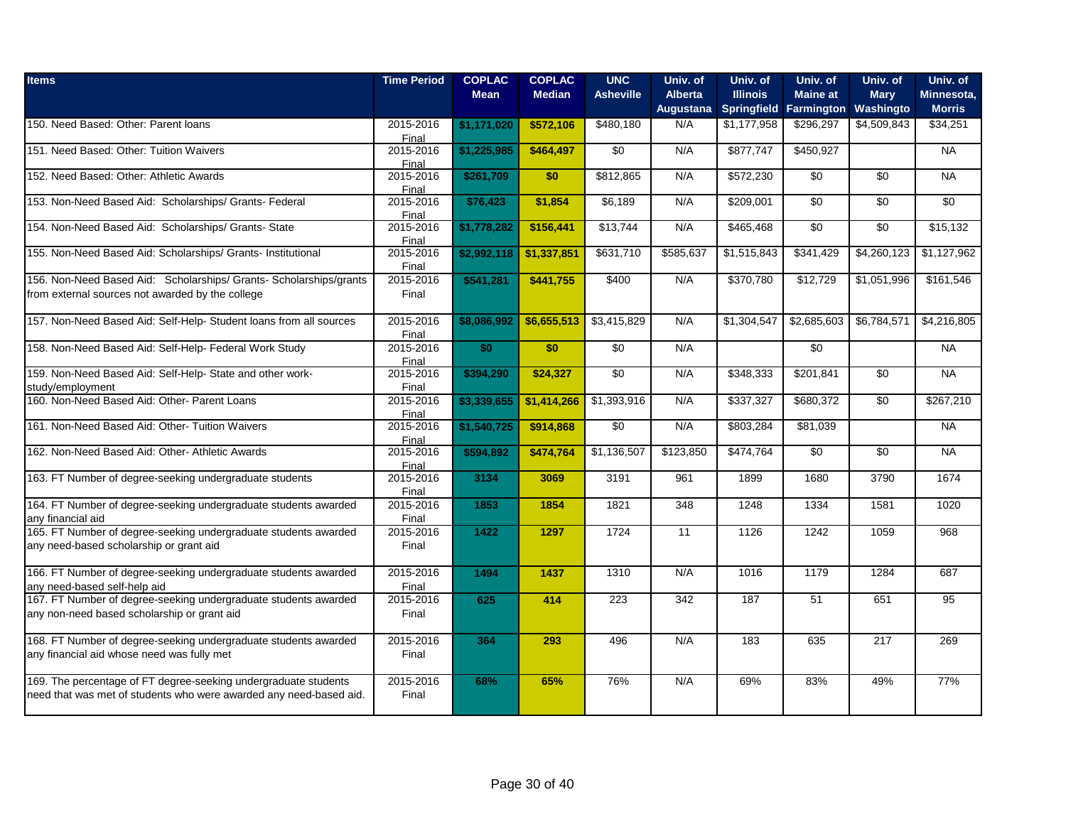| Items | Time Period | COPLAC Mean | COPLAC Median | UNC Asheville | Univ. of Alberta Augustana | Univ. of Illinois Springfield | Univ. of Maine at Farmington | Univ. of Mary Washingto | Univ. of Minnesota, Morris |
|---|---|---|---|---|---|---|---|---|---|
| 150. Need Based: Other: Parent loans | 2015-2016 Final | $1,171,020 | $572,106 | $480,180 | N/A | $1,177,958 | $296,297 | $4,509,843 | $34,251 |
| 151. Need Based: Other: Tuition Waivers | 2015-2016 Final | $1,225,985 | $464,497 | $0 | N/A | $877,747 | $450,927 | | NA |
| 152. Need Based: Other: Athletic Awards | 2015-2016 Final | $261,709 | $0 | $812,865 | N/A | $572,230 | $0 | $0 | NA |
| 153. Non-Need Based Aid: Scholarships/ Grants- Federal | 2015-2016 Final | $76,423 | $1,854 | $6,189 | N/A | $209,001 | $0 | $0 | $0 |
| 154. Non-Need Based Aid: Scholarships/ Grants- State | 2015-2016 Final | $1,778,282 | $156,441 | $13,744 | N/A | $465,468 | $0 | $0 | $15,132 |
| 155. Non-Need Based Aid: Scholarships/ Grants- Institutional | 2015-2016 Final | $2,992,118 | $1,337,851 | $631,710 | $585,637 | $1,515,843 | $341,429 | $4,260,123 | $1,127,962 |
| 156. Non-Need Based Aid: Scholarships/ Grants- Scholarships/grants from external sources not awarded by the college | 2015-2016 Final | $541,281 | $441,755 | $400 | N/A | $370,780 | $12,729 | $1,051,996 | $161,546 |
| 157. Non-Need Based Aid: Self-Help- Student loans from all sources | 2015-2016 Final | $8,086,992 | $6,655,513 | $3,415,829 | N/A | $1,304,547 | $2,685,603 | $6,784,571 | $4,216,805 |
| 158. Non-Need Based Aid: Self-Help- Federal Work Study | 2015-2016 Final | $0 | $0 | $0 | N/A | | $0 | | NA |
| 159. Non-Need Based Aid: Self-Help- State and other work-study/employment | 2015-2016 Final | $394,290 | $24,327 | $0 | N/A | $348,333 | $201,841 | $0 | NA |
| 160. Non-Need Based Aid: Other- Parent Loans | 2015-2016 Final | $3,339,655 | $1,414,266 | $1,393,916 | N/A | $337,327 | $680,372 | $0 | $267,210 |
| 161. Non-Need Based Aid: Other- Tuition Waivers | 2015-2016 Final | $1,540,725 | $914,868 | $0 | N/A | $803,284 | $81,039 | | NA |
| 162. Non-Need Based Aid: Other- Athletic Awards | 2015-2016 Final | $594,892 | $474,764 | $1,136,507 | $123,850 | $474,764 | $0 | $0 | NA |
| 163. FT Number of degree-seeking undergraduate students | 2015-2016 Final | 3134 | 3069 | 3191 | 961 | 1899 | 1680 | 3790 | 1674 |
| 164. FT Number of degree-seeking undergraduate students awarded any financial aid | 2015-2016 Final | 1853 | 1854 | 1821 | 348 | 1248 | 1334 | 1581 | 1020 |
| 165. FT Number of degree-seeking undergraduate students awarded any need-based scholarship or grant aid | 2015-2016 Final | 1422 | 1297 | 1724 | 11 | 1126 | 1242 | 1059 | 968 |
| 166. FT Number of degree-seeking undergraduate students awarded any need-based self-help aid | 2015-2016 Final | 1494 | 1437 | 1310 | N/A | 1016 | 1179 | 1284 | 687 |
| 167. FT Number of degree-seeking undergraduate students awarded any non-need based scholarship or grant aid | 2015-2016 Final | 625 | 414 | 223 | 342 | 187 | 51 | 651 | 95 |
| 168. FT Number of degree-seeking undergraduate students awarded any financial aid whose need was fully met | 2015-2016 Final | 364 | 293 | 496 | N/A | 183 | 635 | 217 | 269 |
| 169. The percentage of FT degree-seeking undergraduate students need that was met of students who were awarded any need-based aid. | 2015-2016 Final | 68% | 65% | 76% | N/A | 69% | 83% | 49% | 77% |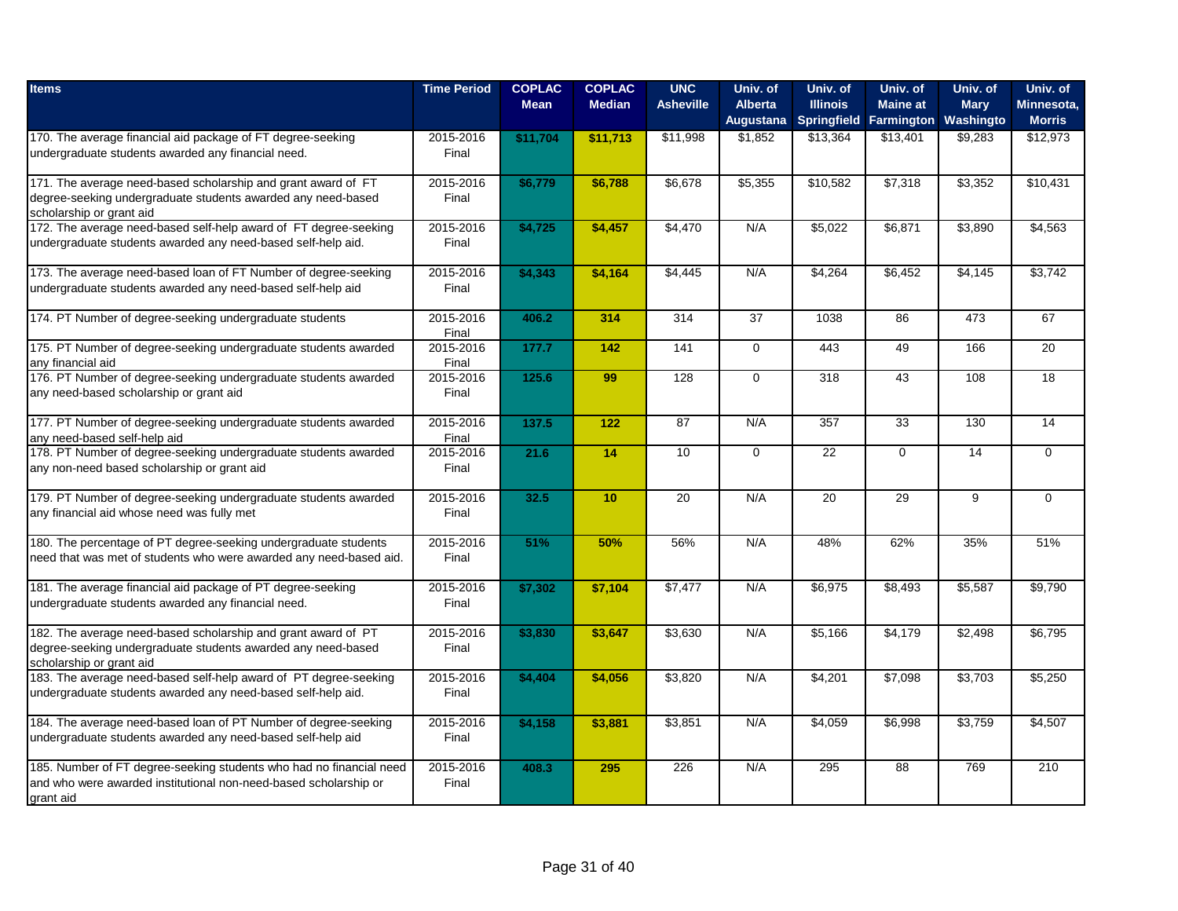| Items | Time Period | COPLAC Mean | COPLAC Median | UNC Asheville | Univ. of Alberta Augustana | Univ. of Illinois Springfield | Univ. of Maine at Farmington | Univ. of Mary Washingto | Univ. of Minnesota, Morris |
|---|---|---|---|---|---|---|---|---|---|
| 170. The average financial aid package of FT degree-seeking undergraduate students awarded any financial need. | 2015-2016 Final | $11,704 | $11,713 | $11,998 | $1,852 | $13,364 | $13,401 | $9,283 | $12,973 |
| 171. The average need-based scholarship and grant award of FT degree-seeking undergraduate students awarded any need-based scholarship or grant aid | 2015-2016 Final | $6,779 | $6,788 | $6,678 | $5,355 | $10,582 | $7,318 | $3,352 | $10,431 |
| 172. The average need-based self-help award of FT degree-seeking undergraduate students awarded any need-based self-help aid. | 2015-2016 Final | $4,725 | $4,457 | $4,470 | N/A | $5,022 | $6,871 | $3,890 | $4,563 |
| 173. The average need-based loan of FT Number of degree-seeking undergraduate students awarded any need-based self-help aid | 2015-2016 Final | $4,343 | $4,164 | $4,445 | N/A | $4,264 | $6,452 | $4,145 | $3,742 |
| 174. PT Number of degree-seeking undergraduate students | 2015-2016 Final | 406.2 | 314 | 314 | 37 | 1038 | 86 | 473 | 67 |
| 175. PT Number of degree-seeking undergraduate students awarded any financial aid | 2015-2016 Final | 177.7 | 142 | 141 | 0 | 443 | 49 | 166 | 20 |
| 176. PT Number of degree-seeking undergraduate students awarded any need-based scholarship or grant aid | 2015-2016 Final | 125.6 | 99 | 128 | 0 | 318 | 43 | 108 | 18 |
| 177. PT Number of degree-seeking undergraduate students awarded any need-based self-help aid | 2015-2016 Final | 137.5 | 122 | 87 | N/A | 357 | 33 | 130 | 14 |
| 178. PT Number of degree-seeking undergraduate students awarded any non-need based scholarship or grant aid | 2015-2016 Final | 21.6 | 14 | 10 | 0 | 22 | 0 | 14 | 0 |
| 179. PT Number of degree-seeking undergraduate students awarded any financial aid whose need was fully met | 2015-2016 Final | 32.5 | 10 | 20 | N/A | 20 | 29 | 9 | 0 |
| 180. The percentage of PT degree-seeking undergraduate students need that was met of students who were awarded any need-based aid. | 2015-2016 Final | 51% | 50% | 56% | N/A | 48% | 62% | 35% | 51% |
| 181. The average financial aid package of PT degree-seeking undergraduate students awarded any financial need. | 2015-2016 Final | $7,302 | $7,104 | $7,477 | N/A | $6,975 | $8,493 | $5,587 | $9,790 |
| 182. The average need-based scholarship and grant award of PT degree-seeking undergraduate students awarded any need-based scholarship or grant aid | 2015-2016 Final | $3,830 | $3,647 | $3,630 | N/A | $5,166 | $4,179 | $2,498 | $6,795 |
| 183. The average need-based self-help award of PT degree-seeking undergraduate students awarded any need-based self-help aid. | 2015-2016 Final | $4,404 | $4,056 | $3,820 | N/A | $4,201 | $7,098 | $3,703 | $5,250 |
| 184. The average need-based loan of PT Number of degree-seeking undergraduate students awarded any need-based self-help aid | 2015-2016 Final | $4,158 | $3,881 | $3,851 | N/A | $4,059 | $6,998 | $3,759 | $4,507 |
| 185. Number of FT degree-seeking students who had no financial need and who were awarded institutional non-need-based scholarship or grant aid | 2015-2016 Final | 408.3 | 295 | 226 | N/A | 295 | 88 | 769 | 210 |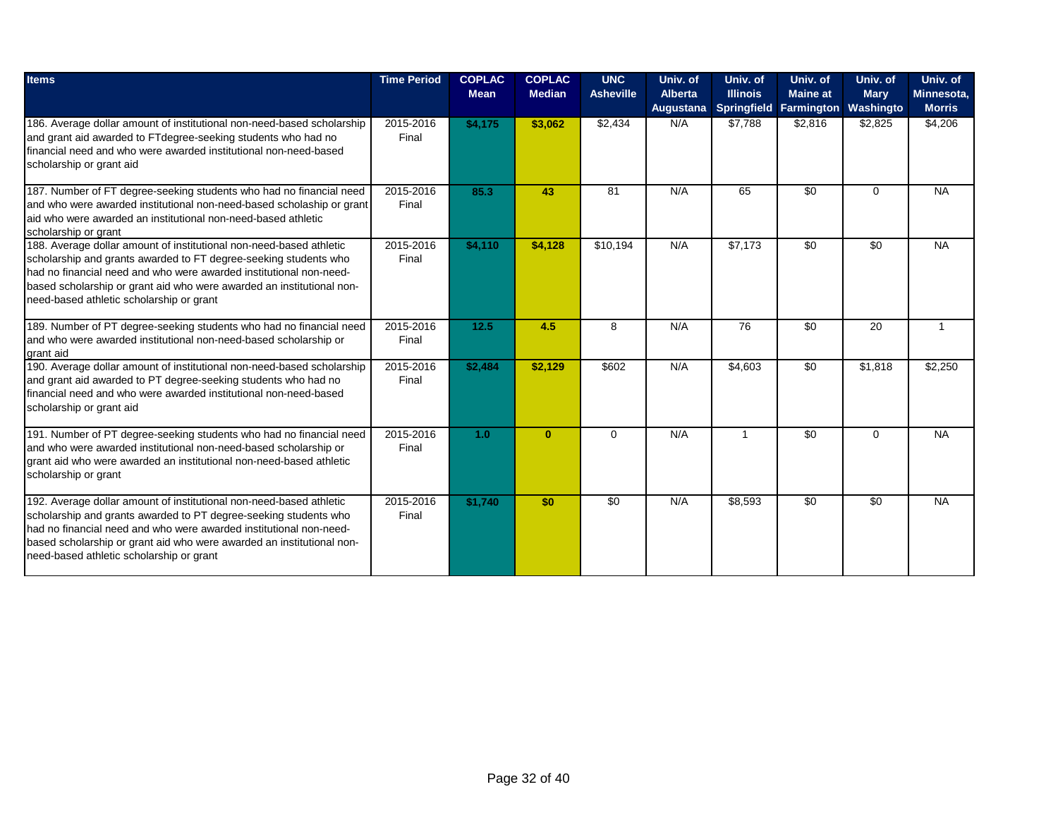| Items | Time Period | COPLAC Mean | COPLAC Median | UNC Asheville | Univ. of Alberta Augustana | Univ. of Illinois Springfield | Univ. of Maine at Farmington | Univ. of Mary Washingto | Univ. of Minnesota, Morris |
|---|---|---|---|---|---|---|---|---|---|
| 186. Average dollar amount of institutional non-need-based scholarship and grant aid awarded to FTdegree-seeking students who had no financial need and who were awarded institutional non-need-based scholarship or grant aid | 2015-2016 Final | $4,175 | $3,062 | $2,434 | N/A | $7,788 | $2,816 | $2,825 | $4,206 |
| 187. Number of FT degree-seeking students who had no financial need and who were awarded institutional non-need-based scholaship or grant aid who were awarded an institutional non-need-based athletic scholarship or grant | 2015-2016 Final | 85.3 | 43 | 81 | N/A | 65 | $0 | 0 | NA |
| 188. Average dollar amount of institutional non-need-based athletic scholarship and grants awarded to FT degree-seeking students who had no financial need and who were awarded institutional non-need-based scholarship or grant aid who were awarded an institutional non-need-based athletic scholarship or grant | 2015-2016 Final | $4,110 | $4,128 | $10,194 | N/A | $7,173 | $0 | $0 | NA |
| 189. Number of PT degree-seeking students who had no financial need and who were awarded institutional non-need-based scholarship or grant aid | 2015-2016 Final | 12.5 | 4.5 | 8 | N/A | 76 | $0 | 20 | 1 |
| 190. Average dollar amount of institutional non-need-based scholarship and grant aid awarded to PT degree-seeking students who had no financial need and who were awarded institutional non-need-based scholarship or grant aid | 2015-2016 Final | $2,484 | $2,129 | $602 | N/A | $4,603 | $0 | $1,818 | $2,250 |
| 191. Number of PT degree-seeking students who had no financial need and who were awarded institutional non-need-based scholarship or grant aid who were awarded an institutional non-need-based athletic scholarship or grant | 2015-2016 Final | 1.0 | 0 | 0 | N/A | 1 | $0 | 0 | NA |
| 192. Average dollar amount of institutional non-need-based athletic scholarship and grants awarded to PT degree-seeking students who had no financial need and who were awarded institutional non-need-based scholarship or grant aid who were awarded an institutional non-need-based athletic scholarship or grant | 2015-2016 Final | $1,740 | $0 | $0 | N/A | $8,593 | $0 | $0 | NA |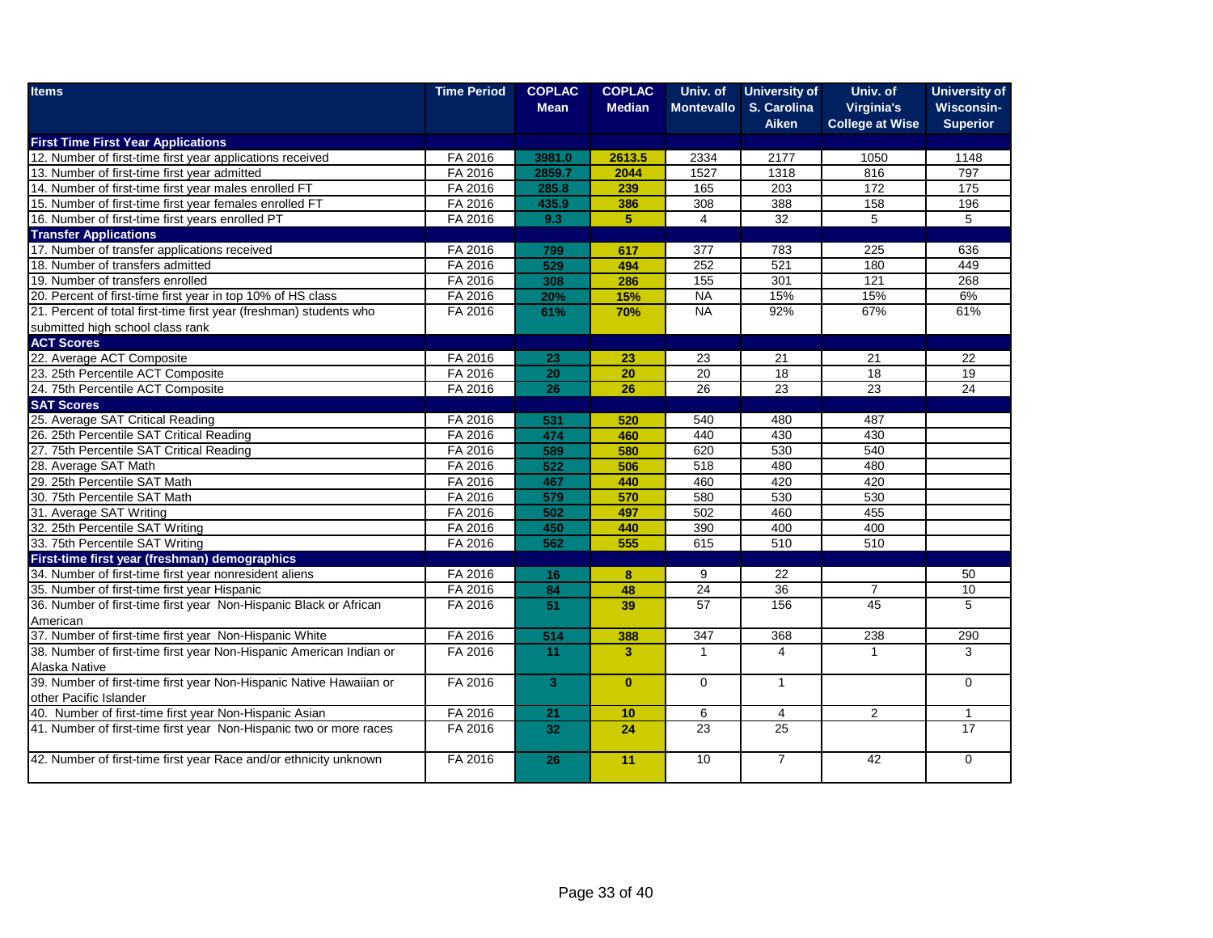| Items | Time Period | COPLAC Mean | COPLAC Median | Univ. of Montevallo | University of S. Carolina Aiken | Univ. of Virginia's College at Wise | University of Wisconsin-Superior |
|---|---|---|---|---|---|---|---|
| **First Time First Year Applications** | | | | | | | |
| 12. Number of first-time first year applications received | FA 2016 | 3981.0 | 2613.5 | 2334 | 2177 | 1050 | 1148 |
| 13. Number of first-time first year admitted | FA 2016 | 2859.7 | 2044 | 1527 | 1318 | 816 | 797 |
| 14. Number of first-time first year males enrolled FT | FA 2016 | 285.8 | 239 | 165 | 203 | 172 | 175 |
| 15. Number of first-time first year females enrolled FT | FA 2016 | 435.9 | 386 | 308 | 388 | 158 | 196 |
| 16. Number of first-time first years enrolled PT | FA 2016 | 9.3 | 5 | 4 | 32 | 5 | 5 |
| **Transfer Applications** | | | | | | | |
| 17. Number of transfer applications received | FA 2016 | 799 | 617 | 377 | 783 | 225 | 636 |
| 18. Number of transfers admitted | FA 2016 | 529 | 494 | 252 | 521 | 180 | 449 |
| 19. Number of transfers enrolled | FA 2016 | 308 | 286 | 155 | 301 | 121 | 268 |
| 20. Percent of first-time first year in top 10% of HS class | FA 2016 | 20% | 15% | NA | 15% | 15% | 6% |
| 21. Percent of total first-time first year (freshman) students who submitted high school class rank | FA 2016 | 61% | 70% | NA | 92% | 67% | 61% |
| **ACT Scores** | | | | | | | |
| 22. Average ACT Composite | FA 2016 | 23 | 23 | 23 | 21 | 21 | 22 |
| 23. 25th Percentile ACT Composite | FA 2016 | 20 | 20 | 20 | 18 | 18 | 19 |
| 24. 75th Percentile ACT Composite | FA 2016 | 26 | 26 | 26 | 23 | 23 | 24 |
| **SAT Scores** | | | | | | | |
| 25. Average SAT Critical Reading | FA 2016 | 531 | 520 | 540 | 480 | 487 | |
| 26. 25th Percentile SAT Critical Reading | FA 2016 | 474 | 460 | 440 | 430 | 430 | |
| 27. 75th Percentile SAT Critical Reading | FA 2016 | 589 | 580 | 620 | 530 | 540 | |
| 28. Average SAT Math | FA 2016 | 522 | 506 | 518 | 480 | 480 | |
| 29. 25th Percentile SAT Math | FA 2016 | 467 | 440 | 460 | 420 | 420 | |
| 30. 75th Percentile SAT Math | FA 2016 | 579 | 570 | 580 | 530 | 530 | |
| 31. Average SAT Writing | FA 2016 | 502 | 497 | 502 | 460 | 455 | |
| 32. 25th Percentile SAT Writing | FA 2016 | 450 | 440 | 390 | 400 | 400 | |
| 33. 75th Percentile SAT Writing | FA 2016 | 562 | 555 | 615 | 510 | 510 | |
| **First-time first year (freshman) demographics** | | | | | | | |
| 34. Number of first-time first year nonresident aliens | FA 2016 | 16 | 8 | 9 | 22 | | 50 |
| 35. Number of first-time first year Hispanic | FA 2016 | 84 | 48 | 24 | 36 | 7 | 10 |
| 36. Number of first-time first year Non-Hispanic Black or African American | FA 2016 | 51 | 39 | 57 | 156 | 45 | 5 |
| 37. Number of first-time first year Non-Hispanic White | FA 2016 | 514 | 388 | 347 | 368 | 238 | 290 |
| 38. Number of first-time first year Non-Hispanic American Indian or Alaska Native | FA 2016 | 11 | 3 | 1 | 4 | 1 | 3 |
| 39. Number of first-time first year Non-Hispanic Native Hawaiian or other Pacific Islander | FA 2016 | 3 | 0 | 0 | 1 | | 0 |
| 40. Number of first-time first year Non-Hispanic Asian | FA 2016 | 21 | 10 | 6 | 4 | 2 | 1 |
| 41. Number of first-time first year Non-Hispanic two or more races | FA 2016 | 32 | 24 | 23 | 25 | | 17 |
| 42. Number of first-time first year Race and/or ethnicity unknown | FA 2016 | 26 | 11 | 10 | 7 | 42 | 0 |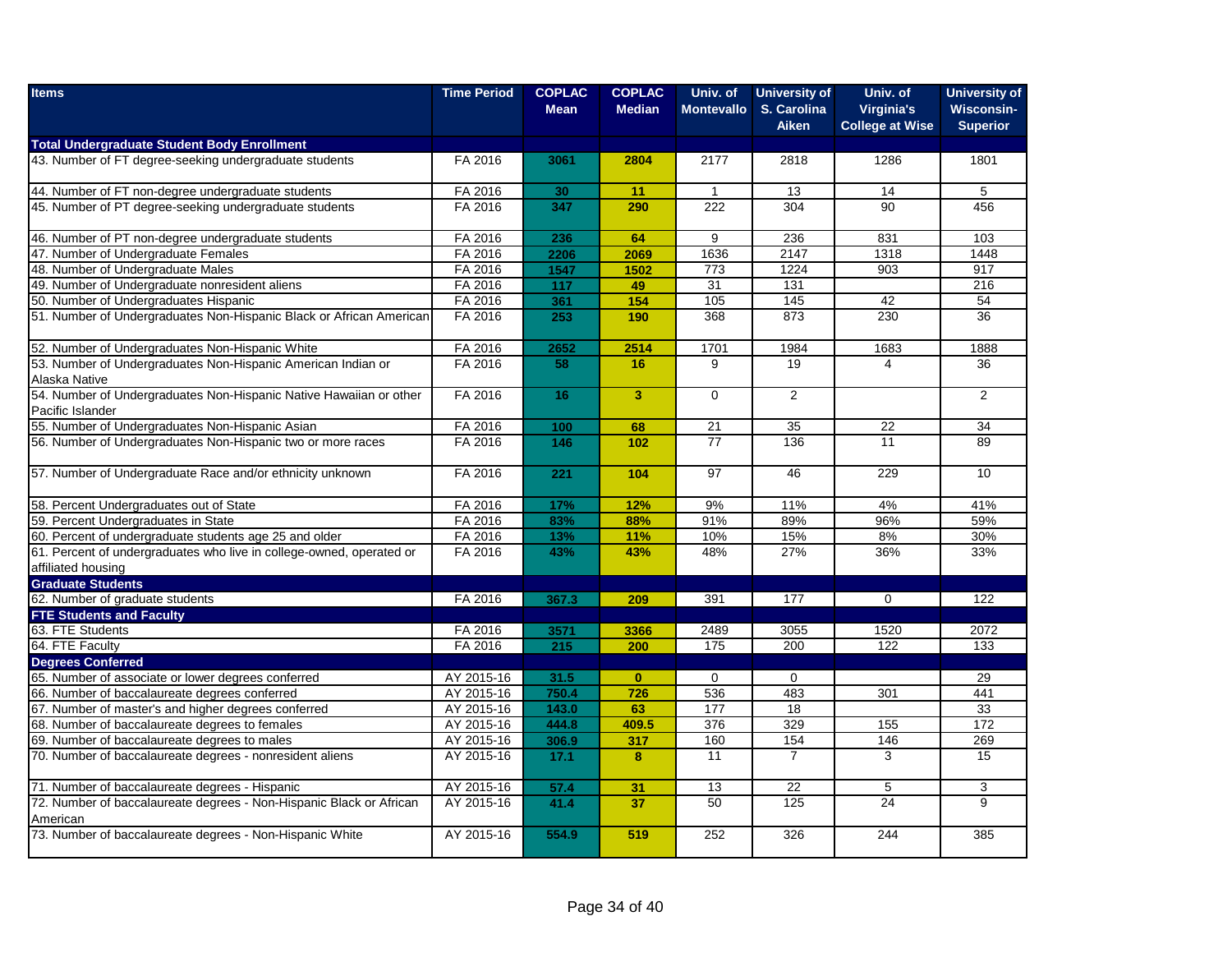| Items | Time Period | COPLAC Mean | COPLAC Median | Univ. of Montevallo | University of S. Carolina Aiken | Univ. of Virginia's College at Wise | University of Wisconsin-Superior |
|---|---|---|---|---|---|---|---|
| **Total Undergraduate Student Body Enrollment** | | | | | | | |
| 43. Number of FT degree-seeking undergraduate students | FA 2016 | 3061 | 2804 | 2177 | 2818 | 1286 | 1801 |
| 44. Number of FT non-degree undergraduate students | FA 2016 | 30 | 11 | 1 | 13 | 14 | 5 |
| 45. Number of PT degree-seeking undergraduate students | FA 2016 | 347 | 290 | 222 | 304 | 90 | 456 |
| 46. Number of PT non-degree undergraduate students | FA 2016 | 236 | 64 | 9 | 236 | 831 | 103 |
| 47. Number of Undergraduate Females | FA 2016 | 2206 | 2069 | 1636 | 2147 | 1318 | 1448 |
| 48. Number of Undergraduate Males | FA 2016 | 1547 | 1502 | 773 | 1224 | 903 | 917 |
| 49. Number of Undergraduate nonresident aliens | FA 2016 | 117 | 49 | 31 | 131 | | 216 |
| 50. Number of Undergraduates Hispanic | FA 2016 | 361 | 154 | 105 | 145 | 42 | 54 |
| 51. Number of Undergraduates Non-Hispanic Black or African American | FA 2016 | 253 | 190 | 368 | 873 | 230 | 36 |
| 52. Number of Undergraduates Non-Hispanic White | FA 2016 | 2652 | 2514 | 1701 | 1984 | 1683 | 1888 |
| 53. Number of Undergraduates Non-Hispanic American Indian or Alaska Native | FA 2016 | 58 | 16 | 9 | 19 | 4 | 36 |
| 54. Number of Undergraduates Non-Hispanic Native Hawaiian or other Pacific Islander | FA 2016 | 16 | 3 | 0 | 2 | | 2 |
| 55. Number of Undergraduates Non-Hispanic Asian | FA 2016 | 100 | 68 | 21 | 35 | 22 | 34 |
| 56. Number of Undergraduates Non-Hispanic two or more races | FA 2016 | 146 | 102 | 77 | 136 | 11 | 89 |
| 57. Number of Undergraduate Race and/or ethnicity unknown | FA 2016 | 221 | 104 | 97 | 46 | 229 | 10 |
| 58. Percent Undergraduates out of State | FA 2016 | 17% | 12% | 9% | 11% | 4% | 41% |
| 59. Percent Undergraduates in State | FA 2016 | 83% | 88% | 91% | 89% | 96% | 59% |
| 60. Percent of undergraduate students age 25 and older | FA 2016 | 13% | 11% | 10% | 15% | 8% | 30% |
| 61. Percent of undergraduates who live in college-owned, operated or affiliated housing | FA 2016 | 43% | 43% | 48% | 27% | 36% | 33% |
| **Graduate Students** | | | | | | | |
| 62. Number of graduate students | FA 2016 | 367.3 | 209 | 391 | 177 | 0 | 122 |
| **FTE Students and Faculty** | | | | | | | |
| 63. FTE Students | FA 2016 | 3571 | 3366 | 2489 | 3055 | 1520 | 2072 |
| 64. FTE Faculty | FA 2016 | 215 | 200 | 175 | 200 | 122 | 133 |
| **Degrees Conferred** | | | | | | | |
| 65. Number of associate or lower degrees conferred | AY 2015-16 | 31.5 | 0 | 0 | 0 | | 29 |
| 66. Number of baccalaureate degrees conferred | AY 2015-16 | 750.4 | 726 | 536 | 483 | 301 | 441 |
| 67. Number of master's and higher degrees conferred | AY 2015-16 | 143.0 | 63 | 177 | 18 | | 33 |
| 68. Number of baccalaureate degrees to females | AY 2015-16 | 444.8 | 409.5 | 376 | 329 | 155 | 172 |
| 69. Number of baccalaureate degrees to males | AY 2015-16 | 306.9 | 317 | 160 | 154 | 146 | 269 |
| 70. Number of baccalaureate degrees - nonresident aliens | AY 2015-16 | 17.1 | 8 | 11 | 7 | 3 | 15 |
| 71. Number of baccalaureate degrees - Hispanic | AY 2015-16 | 57.4 | 31 | 13 | 22 | 5 | 3 |
| 72. Number of baccalaureate degrees - Non-Hispanic Black or African American | AY 2015-16 | 41.4 | 37 | 50 | 125 | 24 | 9 |
| 73. Number of baccalaureate degrees - Non-Hispanic White | AY 2015-16 | 554.9 | 519 | 252 | 326 | 244 | 385 |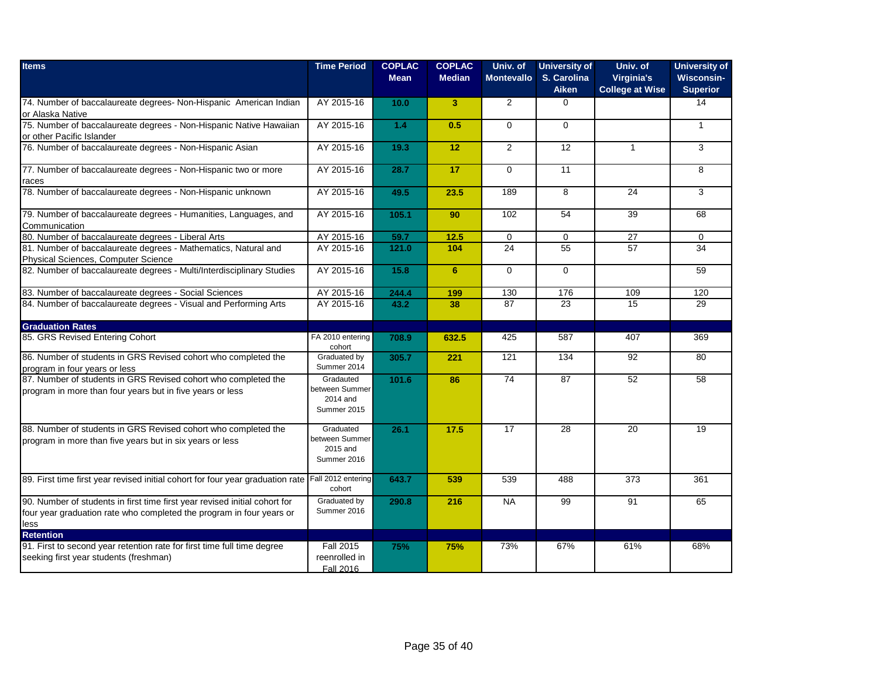| Items | Time Period | COPLAC Mean | COPLAC Median | Univ. of Montevallo | University of S. Carolina Aiken | Univ. of Virginia's College at Wise | University of Wisconsin-Superior |
|---|---|---|---|---|---|---|---|
| 74. Number of baccalaureate degrees- Non-Hispanic American Indian or Alaska Native | AY 2015-16 | 10.0 | 3 | 2 | 0 | | 14 |
| 75. Number of baccalaureate degrees - Non-Hispanic Native Hawaiian or other Pacific Islander | AY 2015-16 | 1.4 | 0.5 | 0 | 0 | | 1 |
| 76. Number of baccalaureate degrees - Non-Hispanic Asian | AY 2015-16 | 19.3 | 12 | 2 | 12 | 1 | 3 |
| 77. Number of baccalaureate degrees - Non-Hispanic two or more races | AY 2015-16 | 28.7 | 17 | 0 | 11 | | 8 |
| 78. Number of baccalaureate degrees - Non-Hispanic unknown | AY 2015-16 | 49.5 | 23.5 | 189 | 8 | 24 | 3 |
| 79. Number of baccalaureate degrees - Humanities, Languages, and Communication | AY 2015-16 | 105.1 | 90 | 102 | 54 | 39 | 68 |
| 80. Number of baccalaureate degrees - Liberal Arts | AY 2015-16 | 59.7 | 12.5 | 0 | 0 | 27 | 0 |
| 81. Number of baccalaureate degrees - Mathematics, Natural and Physical Sciences, Computer Science | AY 2015-16 | 121.0 | 104 | 24 | 55 | 57 | 34 |
| 82. Number of baccalaureate degrees - Multi/Interdisciplinary Studies | AY 2015-16 | 15.8 | 6 | 0 | 0 | | 59 |
| 83. Number of baccalaureate degrees - Social Sciences | AY 2015-16 | 244.4 | 199 | 130 | 176 | 109 | 120 |
| 84. Number of baccalaureate degrees - Visual and Performing Arts | AY 2015-16 | 43.2 | 38 | 87 | 23 | 15 | 29 |
| **Graduation Rates** | | | | | | | |
| 85. GRS Revised Entering Cohort | FA 2010 entering cohort | 708.9 | 632.5 | 425 | 587 | 407 | 369 |
| 86. Number of students in GRS Revised cohort who completed the program in four years or less | Graduated by Summer 2014 | 305.7 | 221 | 121 | 134 | 92 | 80 |
| 87. Number of students in GRS Revised cohort who completed the program in more than four years but in five years or less | Gradauted between Summer 2014 and Summer 2015 | 101.6 | 86 | 74 | 87 | 52 | 58 |
| 88. Number of students in GRS Revised cohort who completed the program in more than five years but in six years or less | Graduated between Summer 2015 and Summer 2016 | 26.1 | 17.5 | 17 | 28 | 20 | 19 |
| 89. First time first year revised initial cohort for four year graduation rate | Fall 2012 entering cohort | 643.7 | 539 | 539 | 488 | 373 | 361 |
| 90. Number of students in first time first year revised initial cohort for four year graduation rate who completed the program in four years or less | Graduated by Summer 2016 | 290.8 | 216 | NA | 99 | 91 | 65 |
| **Retention** | | | | | | | |
| 91. First to second year retention rate for first time full time degree seeking first year students (freshman) | Fall 2015 reenrolled in Fall 2016 | 75% | 75% | 73% | 67% | 61% | 68% |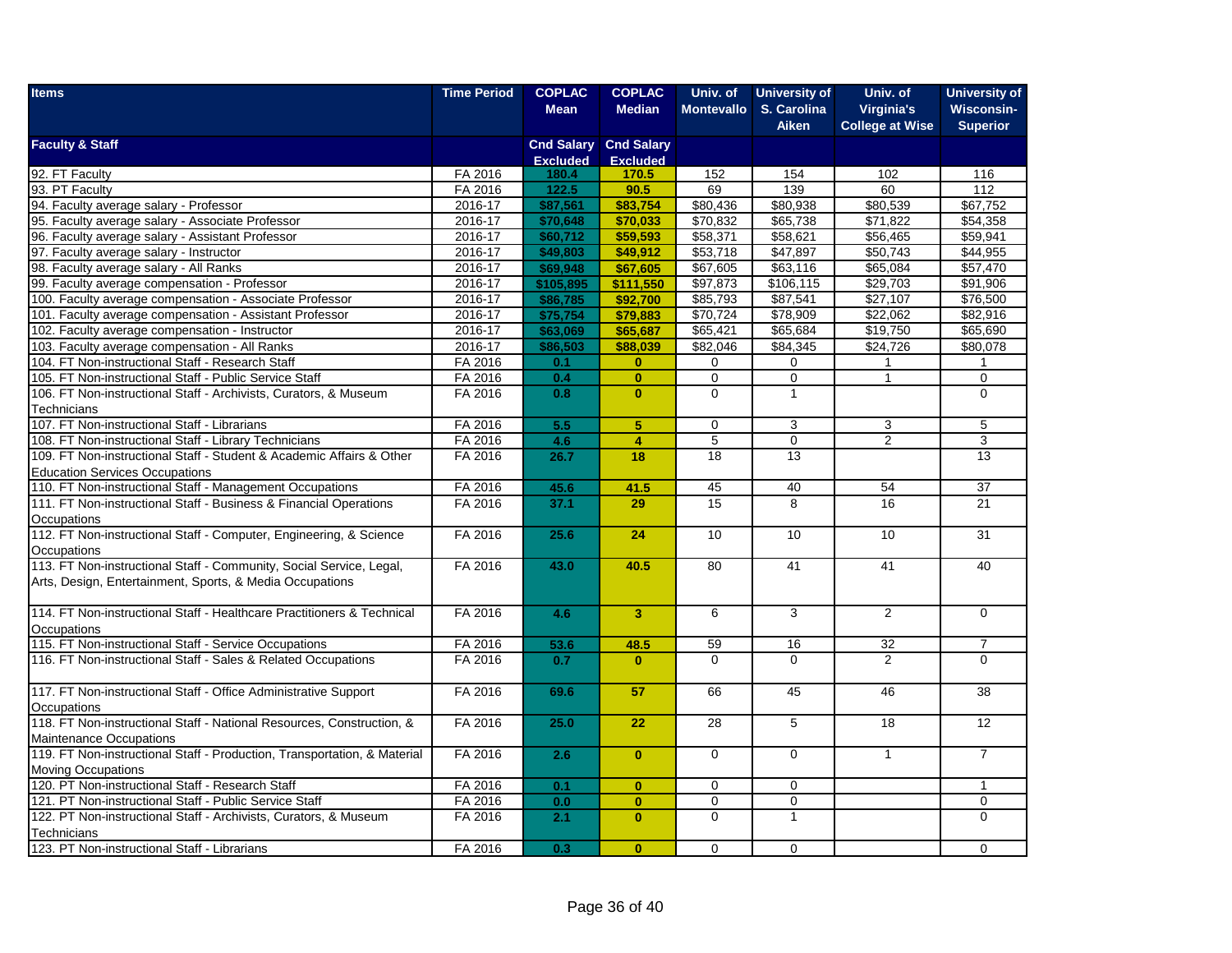| Items | Time Period | COPLAC Mean | COPLAC Median | Univ. of Montevallo | University of S. Carolina Aiken | Univ. of Virginia's College at Wise | University of Wisconsin-Superior |
|---|---|---|---|---|---|---|---|
| **Faculty & Staff** | | **Cnd Salary Excluded** | **Cnd Salary Excluded** | | | | |
| 92. FT Faculty | FA 2016 | **180.4** | **170.5** | 152 | 154 | 102 | 116 |
| 93. PT Faculty | FA 2016 | **122.5** | **90.5** | 69 | 139 | 60 | 112 |
| 94. Faculty average salary - Professor | 2016-17 | **$87,561** | **$83,754** | $80,436 | $80,938 | $80,539 | $67,752 |
| 95. Faculty average salary - Associate Professor | 2016-17 | **$70,648** | **$70,033** | $70,832 | $65,738 | $71,822 | $54,358 |
| 96. Faculty average salary - Assistant Professor | 2016-17 | **$60,712** | **$59,593** | $58,371 | $58,621 | $56,465 | $59,941 |
| 97. Faculty average salary - Instructor | 2016-17 | **$49,803** | **$49,912** | $53,718 | $47,897 | $50,743 | $44,955 |
| 98. Faculty average salary - All Ranks | 2016-17 | **$69,948** | **$67,605** | $67,605 | $63,116 | $65,084 | $57,470 |
| 99. Faculty average compensation - Professor | 2016-17 | **$105,895** | **$111,550** | $97,873 | $106,115 | $29,703 | $91,906 |
| 100. Faculty average compensation - Associate Professor | 2016-17 | **$86,785** | **$92,700** | $85,793 | $87,541 | $27,107 | $76,500 |
| 101. Faculty average compensation - Assistant Professor | 2016-17 | **$75,754** | **$79,883** | $70,724 | $78,909 | $22,062 | $82,916 |
| 102. Faculty average compensation - Instructor | 2016-17 | **$63,069** | **$65,687** | $65,421 | $65,684 | $19,750 | $65,690 |
| 103. Faculty average compensation - All Ranks | 2016-17 | **$86,503** | **$88,039** | $82,046 | $84,345 | $24,726 | $80,078 |
| 104. FT Non-instructional Staff - Research Staff | FA 2016 | **0.1** | **0** | 0 | 0 | 1 | 1 |
| 105. FT Non-instructional Staff - Public Service Staff | FA 2016 | **0.4** | **0** | 0 | 0 | 1 | 0 |
| 106. FT Non-instructional Staff - Archivists, Curators, & Museum Technicians | FA 2016 | **0.8** | **0** | 0 | 1 | | 0 |
| 107. FT Non-instructional Staff - Librarians | FA 2016 | **5.5** | **5** | 0 | 3 | 3 | 5 |
| 108. FT Non-instructional Staff - Library Technicians | FA 2016 | **4.6** | **4** | 5 | 0 | 2 | 3 |
| 109. FT Non-instructional Staff - Student & Academic Affairs & Other Education Services Occupations | FA 2016 | **26.7** | **18** | 18 | 13 | | 13 |
| 110. FT Non-instructional Staff - Management Occupations | FA 2016 | **45.6** | **41.5** | 45 | 40 | 54 | 37 |
| 111. FT Non-instructional Staff - Business & Financial Operations Occupations | FA 2016 | **37.1** | **29** | 15 | 8 | 16 | 21 |
| 112. FT Non-instructional Staff - Computer, Engineering, & Science Occupations | FA 2016 | **25.6** | **24** | 10 | 10 | 10 | 31 |
| 113. FT Non-instructional Staff - Community, Social Service, Legal, Arts, Design, Entertainment, Sports, & Media Occupations | FA 2016 | **43.0** | **40.5** | 80 | 41 | 41 | 40 |
| 114. FT Non-instructional Staff - Healthcare Practitioners & Technical Occupations | FA 2016 | **4.6** | **3** | 6 | 3 | 2 | 0 |
| 115. FT Non-instructional Staff - Service Occupations | FA 2016 | **53.6** | **48.5** | 59 | 16 | 32 | 7 |
| 116. FT Non-instructional Staff - Sales & Related Occupations | FA 2016 | **0.7** | **0** | 0 | 0 | 2 | 0 |
| 117. FT Non-instructional Staff - Office Administrative Support Occupations | FA 2016 | **69.6** | **57** | 66 | 45 | 46 | 38 |
| 118. FT Non-instructional Staff - National Resources, Construction, & Maintenance Occupations | FA 2016 | **25.0** | **22** | 28 | 5 | 18 | 12 |
| 119. FT Non-instructional Staff - Production, Transportation, & Material Moving Occupations | FA 2016 | **2.6** | **0** | 0 | 0 | 1 | 7 |
| 120. PT Non-instructional Staff - Research Staff | FA 2016 | **0.1** | **0** | 0 | 0 | | 1 |
| 121. PT Non-instructional Staff - Public Service Staff | FA 2016 | **0.0** | **0** | 0 | 0 | | 0 |
| 122. PT Non-instructional Staff - Archivists, Curators, & Museum Technicians | FA 2016 | **2.1** | **0** | 0 | 1 | | 0 |
| 123. PT Non-instructional Staff - Librarians | FA 2016 | **0.3** | **0** | 0 | 0 | | 0 |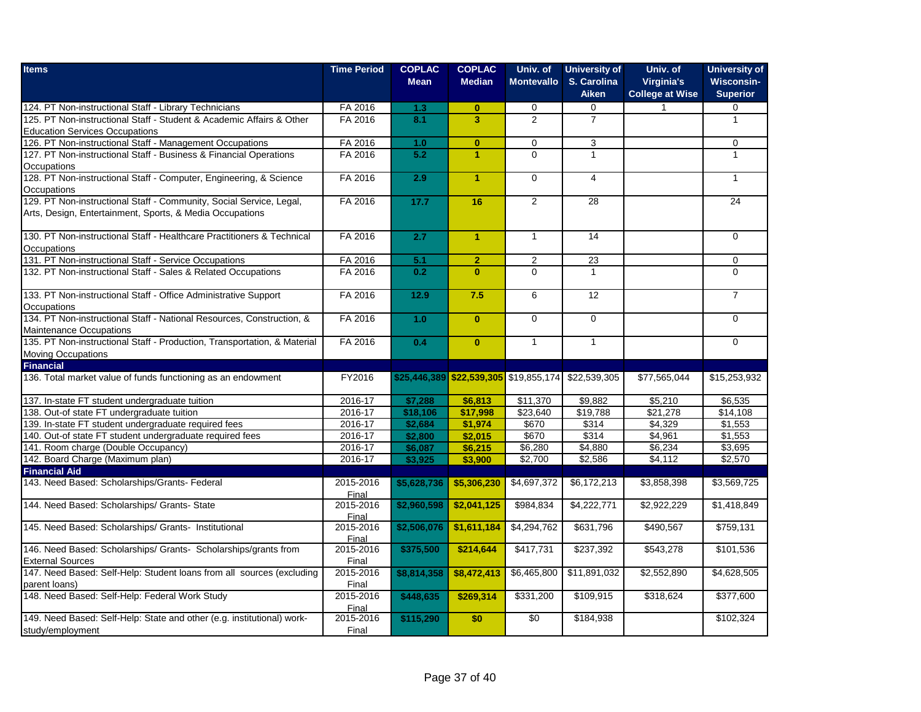| Items | Time Period | COPLAC Mean | COPLAC Median | Univ. of Montevallo | University of S. Carolina Aiken | Univ. of Virginia's College at Wise | University of Wisconsin-Superior |
|---|---|---|---|---|---|---|---|
| 124. PT Non-instructional Staff - Library Technicians | FA 2016 | 1.3 | 0 | 0 | 0 | 1 | 0 |
| 125. PT Non-instructional Staff - Student & Academic Affairs & Other Education Services Occupations | FA 2016 | 8.1 | 3 | 2 | 7 | | 1 |
| 126. PT Non-instructional Staff - Management Occupations | FA 2016 | 1.0 | 0 | 0 | 3 | | 0 |
| 127. PT Non-instructional Staff - Business & Financial Operations Occupations | FA 2016 | 5.2 | 1 | 0 | 1 | | 1 |
| 128. PT Non-instructional Staff - Computer, Engineering, & Science Occupations | FA 2016 | 2.9 | 1 | 0 | 4 | | 1 |
| 129. PT Non-instructional Staff - Community, Social Service, Legal, Arts, Design, Entertainment, Sports, & Media Occupations | FA 2016 | 17.7 | 16 | 2 | 28 | | 24 |
| 130. PT Non-instructional Staff - Healthcare Practitioners & Technical Occupations | FA 2016 | 2.7 | 1 | 1 | 14 | | 0 |
| 131. PT Non-instructional Staff - Service Occupations | FA 2016 | 5.1 | 2 | 2 | 23 | | 0 |
| 132. PT Non-instructional Staff - Sales & Related Occupations | FA 2016 | 0.2 | 0 | 0 | 1 | | 0 |
| 133. PT Non-instructional Staff - Office Administrative Support Occupations | FA 2016 | 12.9 | 7.5 | 6 | 12 | | 7 |
| 134. PT Non-instructional Staff - National Resources, Construction, & Maintenance Occupations | FA 2016 | 1.0 | 0 | 0 | 0 | | 0 |
| 135. PT Non-instructional Staff - Production, Transportation, & Material Moving Occupations | FA 2016 | 0.4 | 0 | 1 | 1 | | 0 |
| **Financial** | | | | | | | |
| 136. Total market value of funds functioning as an endowment | FY2016 | $25,446,389 | $22,539,305 | $19,855,174 | $22,539,305 | $77,565,044 | $15,253,932 |
| 137. In-state FT student undergraduate tuition | 2016-17 | $7,288 | $6,813 | $11,370 | $9,882 | $5,210 | $6,535 |
| 138. Out-of state FT undergraduate tuition | 2016-17 | $18,106 | $17,998 | $23,640 | $19,788 | $21,278 | $14,108 |
| 139. In-state FT student undergraduate required fees | 2016-17 | $2,684 | $1,974 | $670 | $314 | $4,329 | $1,553 |
| 140. Out-of state FT student undergraduate required fees | 2016-17 | $2,800 | $2,015 | $670 | $314 | $4,961 | $1,553 |
| 141. Room charge (Double Occupancy) | 2016-17 | $6,087 | $6,215 | $6,280 | $4,880 | $6,234 | $3,695 |
| 142. Board Charge (Maximum plan) | 2016-17 | $3,925 | $3,900 | $2,700 | $2,586 | $4,112 | $2,570 |
| **Financial Aid** | | | | | | | |
| 143. Need Based: Scholarships/Grants- Federal | 2015-2016 Final | $5,628,736 | $5,306,230 | $4,697,372 | $6,172,213 | $3,858,398 | $3,569,725 |
| 144. Need Based: Scholarships/ Grants- State | 2015-2016 Final | $2,960,598 | $2,041,125 | $984,834 | $4,222,771 | $2,922,229 | $1,418,849 |
| 145. Need Based: Scholarships/ Grants- Institutional | 2015-2016 Final | $2,506,076 | $1,611,184 | $4,294,762 | $631,796 | $490,567 | $759,131 |
| 146. Need Based: Scholarships/ Grants- Scholarships/grants from External Sources | 2015-2016 Final | $375,500 | $214,644 | $417,731 | $237,392 | $543,278 | $101,536 |
| 147. Need Based: Self-Help: Student loans from all sources (excluding parent loans) | 2015-2016 Final | $8,814,358 | $8,472,413 | $6,465,800 | $11,891,032 | $2,552,890 | $4,628,505 |
| 148. Need Based: Self-Help: Federal Work Study | 2015-2016 Final | $448,635 | $269,314 | $331,200 | $109,915 | $318,624 | $377,600 |
| 149. Need Based: Self-Help: State and other (e.g. institutional) work-study/employment | 2015-2016 Final | $115,290 | $0 | $0 | $184,938 | | $102,324 |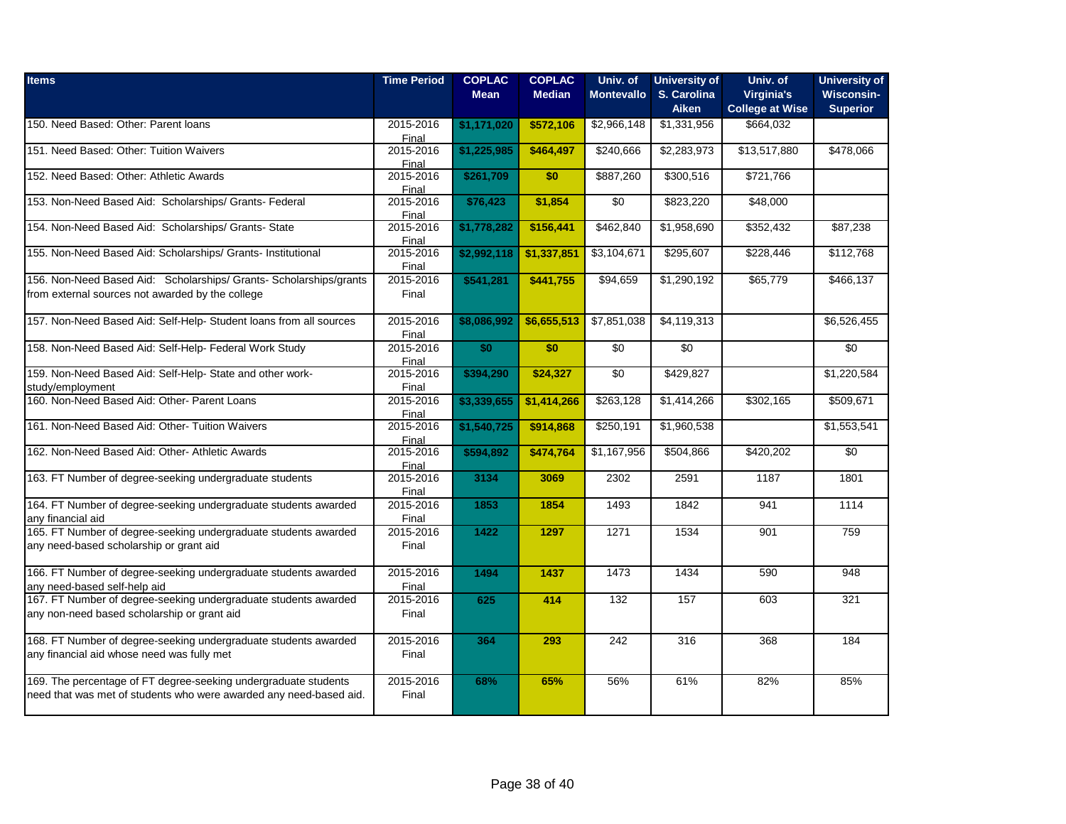| Items | Time Period | COPLAC Mean | COPLAC Median | Univ. of Montevallo | University of S. Carolina Aiken | Univ. of Virginia's College at Wise | University of Wisconsin-Superior |
|---|---|---|---|---|---|---|---|
| 150. Need Based: Other: Parent loans | 2015-2016 Final | $1,171,020 | $572,106 | $2,966,148 | $1,331,956 | $664,032 | |
| 151. Need Based: Other: Tuition Waivers | 2015-2016 Final | $1,225,985 | $464,497 | $240,666 | $2,283,973 | $13,517,880 | $478,066 |
| 152. Need Based: Other: Athletic Awards | 2015-2016 Final | $261,709 | $0 | $887,260 | $300,516 | $721,766 | |
| 153. Non-Need Based Aid: Scholarships/ Grants- Federal | 2015-2016 Final | $76,423 | $1,854 | $0 | $823,220 | $48,000 | |
| 154. Non-Need Based Aid: Scholarships/ Grants- State | 2015-2016 Final | $1,778,282 | $156,441 | $462,840 | $1,958,690 | $352,432 | $87,238 |
| 155. Non-Need Based Aid: Scholarships/ Grants- Institutional | 2015-2016 Final | $2,992,118 | $1,337,851 | $3,104,671 | $295,607 | $228,446 | $112,768 |
| 156. Non-Need Based Aid: Scholarships/ Grants- Scholarships/grants from external sources not awarded by the college | 2015-2016 Final | $541,281 | $441,755 | $94,659 | $1,290,192 | $65,779 | $466,137 |
| 157. Non-Need Based Aid: Self-Help- Student loans from all sources | 2015-2016 Final | $8,086,992 | $6,655,513 | $7,851,038 | $4,119,313 | | $6,526,455 |
| 158. Non-Need Based Aid: Self-Help- Federal Work Study | 2015-2016 Final | $0 | $0 | $0 | $0 | | $0 |
| 159. Non-Need Based Aid: Self-Help- State and other work-study/employment | 2015-2016 Final | $394,290 | $24,327 | $0 | $429,827 | | $1,220,584 |
| 160. Non-Need Based Aid: Other- Parent Loans | 2015-2016 Final | $3,339,655 | $1,414,266 | $263,128 | $1,414,266 | $302,165 | $509,671 |
| 161. Non-Need Based Aid: Other- Tuition Waivers | 2015-2016 Final | $1,540,725 | $914,868 | $250,191 | $1,960,538 | | $1,553,541 |
| 162. Non-Need Based Aid: Other- Athletic Awards | 2015-2016 Final | $594,892 | $474,764 | $1,167,956 | $504,866 | $420,202 | $0 |
| 163. FT Number of degree-seeking undergraduate students | 2015-2016 Final | 3134 | 3069 | 2302 | 2591 | 1187 | 1801 |
| 164. FT Number of degree-seeking undergraduate students awarded any financial aid | 2015-2016 Final | 1853 | 1854 | 1493 | 1842 | 941 | 1114 |
| 165. FT Number of degree-seeking undergraduate students awarded any need-based scholarship or grant aid | 2015-2016 Final | 1422 | 1297 | 1271 | 1534 | 901 | 759 |
| 166. FT Number of degree-seeking undergraduate students awarded any need-based self-help aid | 2015-2016 Final | 1494 | 1437 | 1473 | 1434 | 590 | 948 |
| 167. FT Number of degree-seeking undergraduate students awarded any non-need based scholarship or grant aid | 2015-2016 Final | 625 | 414 | 132 | 157 | 603 | 321 |
| 168. FT Number of degree-seeking undergraduate students awarded any financial aid whose need was fully met | 2015-2016 Final | 364 | 293 | 242 | 316 | 368 | 184 |
| 169. The percentage of FT degree-seeking undergraduate students need that was met of students who were awarded any need-based aid. | 2015-2016 Final | 68% | 65% | 56% | 61% | 82% | 85% |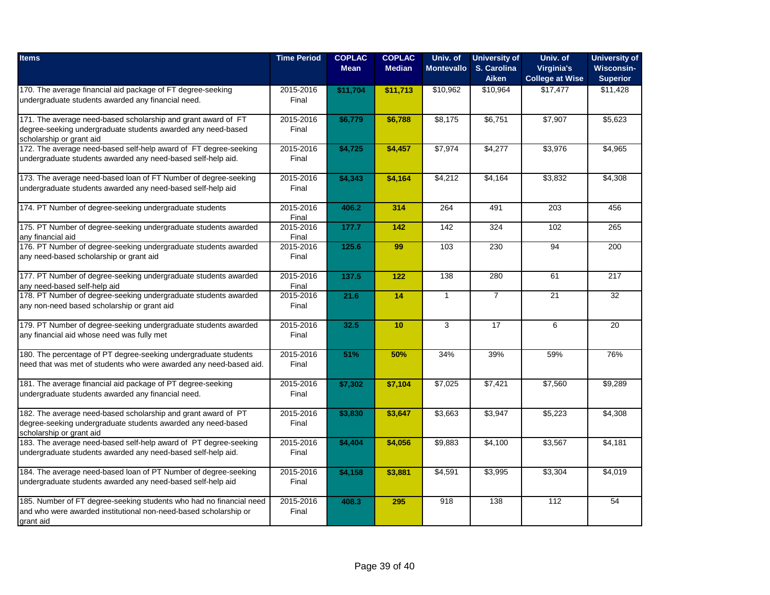| Items | Time Period | COPLAC Mean | COPLAC Median | Univ. of Montevallo | University of S. Carolina Aiken | Univ. of Virginia's College at Wise | University of Wisconsin-Superior |
|---|---|---|---|---|---|---|---|
| 170. The average financial aid package of FT degree-seeking undergraduate students awarded any financial need. | 2015-2016 Final | $11,704 | $11,713 | $10,962 | $10,964 | $17,477 | $11,428 |
| 171. The average need-based scholarship and grant award of FT degree-seeking undergraduate students awarded any need-based scholarship or grant aid | 2015-2016 Final | $6,779 | $6,788 | $8,175 | $6,751 | $7,907 | $5,623 |
| 172. The average need-based self-help award of FT degree-seeking undergraduate students awarded any need-based self-help aid. | 2015-2016 Final | $4,725 | $4,457 | $7,974 | $4,277 | $3,976 | $4,965 |
| 173. The average need-based loan of FT Number of degree-seeking undergraduate students awarded any need-based self-help aid | 2015-2016 Final | $4,343 | $4,164 | $4,212 | $4,164 | $3,832 | $4,308 |
| 174. PT Number of degree-seeking undergraduate students | 2015-2016 Final | 406.2 | 314 | 264 | 491 | 203 | 456 |
| 175. PT Number of degree-seeking undergraduate students awarded any financial aid | 2015-2016 Final | 177.7 | 142 | 142 | 324 | 102 | 265 |
| 176. PT Number of degree-seeking undergraduate students awarded any need-based scholarship or grant aid | 2015-2016 Final | 125.6 | 99 | 103 | 230 | 94 | 200 |
| 177. PT Number of degree-seeking undergraduate students awarded any need-based self-help aid | 2015-2016 Final | 137.5 | 122 | 138 | 280 | 61 | 217 |
| 178. PT Number of degree-seeking undergraduate students awarded any non-need based scholarship or grant aid | 2015-2016 Final | 21.6 | 14 | 1 | 7 | 21 | 32 |
| 179. PT Number of degree-seeking undergraduate students awarded any financial aid whose need was fully met | 2015-2016 Final | 32.5 | 10 | 3 | 17 | 6 | 20 |
| 180. The percentage of PT degree-seeking undergraduate students need that was met of students who were awarded any need-based aid. | 2015-2016 Final | 51% | 50% | 34% | 39% | 59% | 76% |
| 181. The average financial aid package of PT degree-seeking undergraduate students awarded any financial need. | 2015-2016 Final | $7,302 | $7,104 | $7,025 | $7,421 | $7,560 | $9,289 |
| 182. The average need-based scholarship and grant award of PT degree-seeking undergraduate students awarded any need-based scholarship or grant aid | 2015-2016 Final | $3,830 | $3,647 | $3,663 | $3,947 | $5,223 | $4,308 |
| 183. The average need-based self-help award of PT degree-seeking undergraduate students awarded any need-based self-help aid. | 2015-2016 Final | $4,404 | $4,056 | $9,883 | $4,100 | $3,567 | $4,181 |
| 184. The average need-based loan of PT Number of degree-seeking undergraduate students awarded any need-based self-help aid | 2015-2016 Final | $4,158 | $3,881 | $4,591 | $3,995 | $3,304 | $4,019 |
| 185. Number of FT degree-seeking students who had no financial need and who were awarded institutional non-need-based scholarship or grant aid | 2015-2016 Final | 408.3 | 295 | 918 | 138 | 112 | 54 |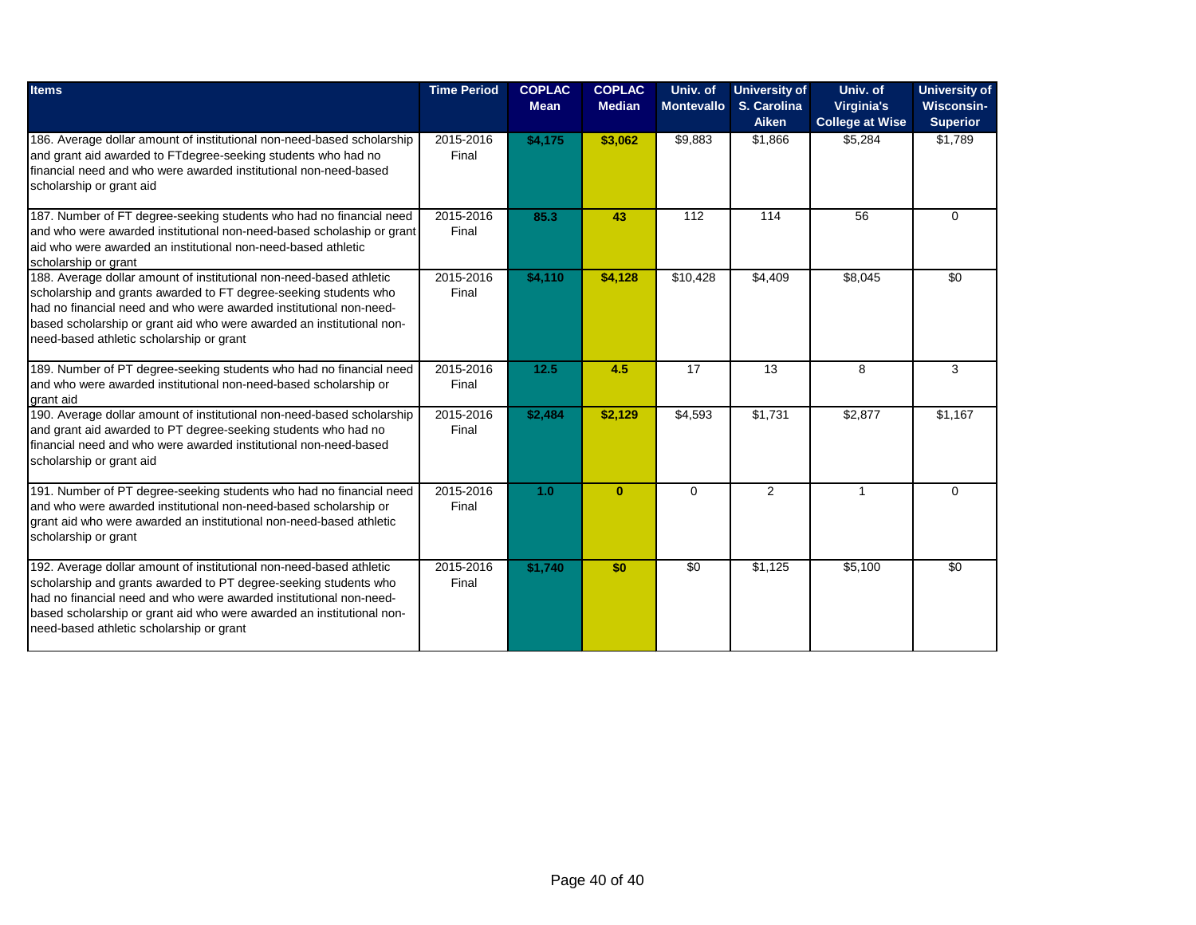| Items | Time Period | COPLAC Mean | COPLAC Median | Univ. of Montevallo | University of S. Carolina Aiken | Univ. of Virginia's College at Wise | University of Wisconsin-Superior |
|---|---|---|---|---|---|---|---|
| 186. Average dollar amount of institutional non-need-based scholarship and grant aid awarded to FTdegree-seeking students who had no financial need and who were awarded institutional non-need-based scholarship or grant aid | 2015-2016 Final | $4,175 | $3,062 | $9,883 | $1,866 | $5,284 | $1,789 |
| 187. Number of FT degree-seeking students who had no financial need and who were awarded institutional non-need-based scholarship or grant aid who were awarded an institutional non-need-based athletic scholarship or grant | 2015-2016 Final | 85.3 | 43 | 112 | 114 | 56 | 0 |
| 188. Average dollar amount of institutional non-need-based athletic scholarship and grants awarded to FT degree-seeking students who had no financial need and who were awarded institutional non-need-based scholarship or grant aid who were awarded an institutional non-need-based athletic scholarship or grant | 2015-2016 Final | $4,110 | $4,128 | $10,428 | $4,409 | $8,045 | $0 |
| 189. Number of PT degree-seeking students who had no financial need and who were awarded institutional non-need-based scholarship or grant aid | 2015-2016 Final | 12.5 | 4.5 | 17 | 13 | 8 | 3 |
| 190. Average dollar amount of institutional non-need-based scholarship and grant aid awarded to PT degree-seeking students who had no financial need and who were awarded institutional non-need-based scholarship or grant aid | 2015-2016 Final | $2,484 | $2,129 | $4,593 | $1,731 | $2,877 | $1,167 |
| 191. Number of PT degree-seeking students who had no financial need and who were awarded institutional non-need-based scholarship or grant aid who were awarded an institutional non-need-based athletic scholarship or grant | 2015-2016 Final | 1.0 | 0 | 0 | 2 | 1 | 0 |
| 192. Average dollar amount of institutional non-need-based athletic scholarship and grants awarded to PT degree-seeking students who had no financial need and who were awarded institutional non-need-based scholarship or grant aid who were awarded an institutional non-need-based athletic scholarship or grant | 2015-2016 Final | $1,740 | $0 | $0 | $1,125 | $5,100 | $0 |